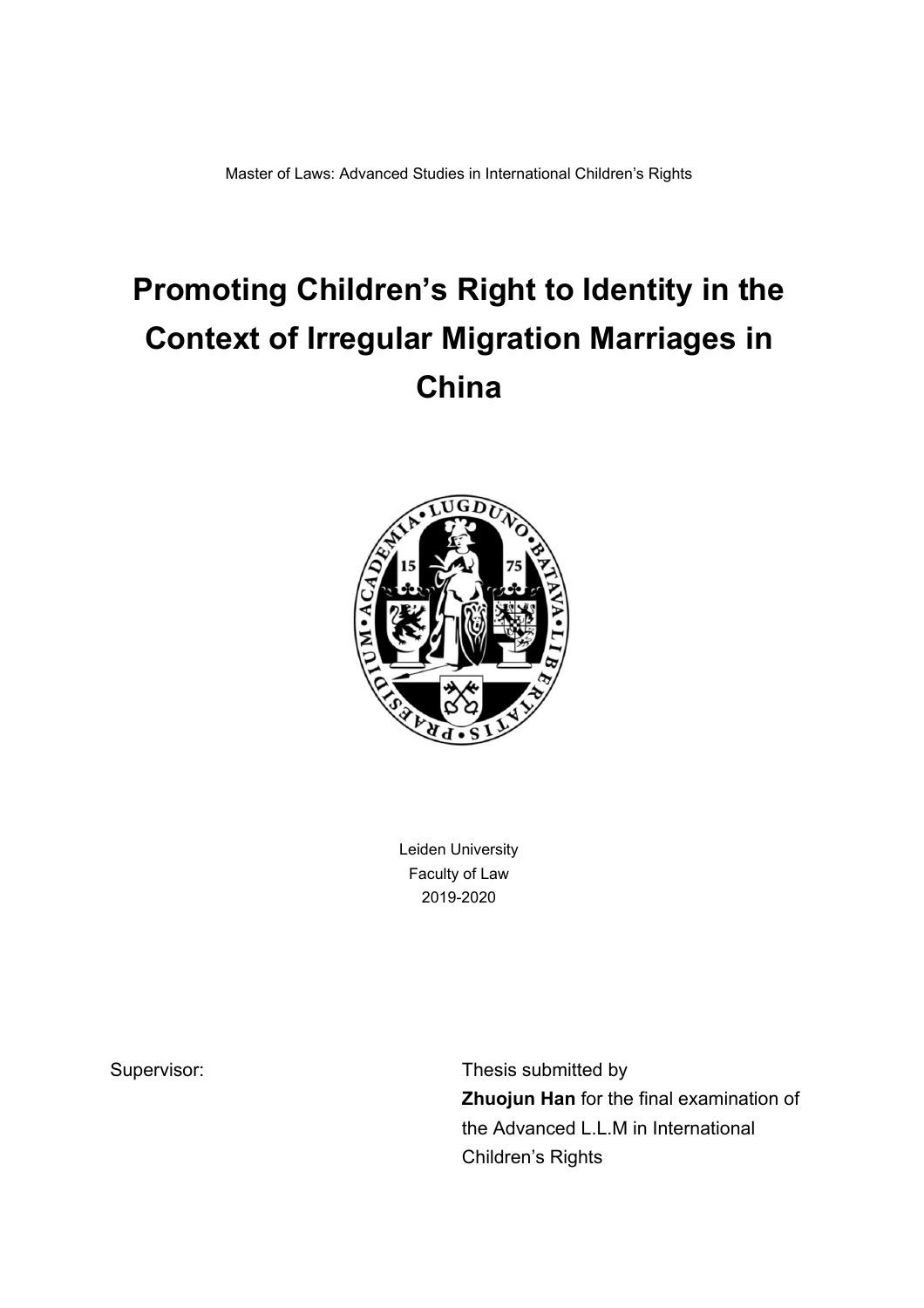Master of Laws: Advanced Studies in International Children's Rights

# Promoting Children's Right to Identity in the Context of Irregular Migration Marriages in China

Leiden University
Faculty of Law
2019-2020

Supervisor:

Thesis submitted by
**Zhuojun Han** for the final examination of the Advanced L.L.M in International Children's Rights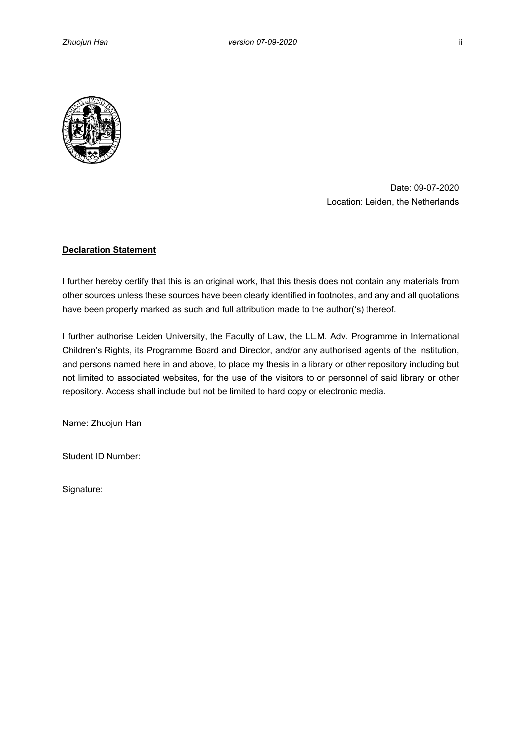Date: 09-07-2020

Location: Leiden, the Netherlands

**Declaration Statement**

I further hereby certify that this is an original work, that this thesis does not contain any materials from other sources unless these sources have been clearly identified in footnotes, and any and all quotations have been properly marked as such and full attribution made to the author('s) thereof.

I further authorise Leiden University, the Faculty of Law, the LL.M. Adv. Programme in International Children's Rights, its Programme Board and Director, and/or any authorised agents of the Institution, and persons named here in and above, to place my thesis in a library or other repository including but not limited to associated websites, for the use of the visitors to or personnel of said library or other repository. Access shall include but not be limited to hard copy or electronic media.

Name: Zhuojun Han

Student ID Number:

Signature: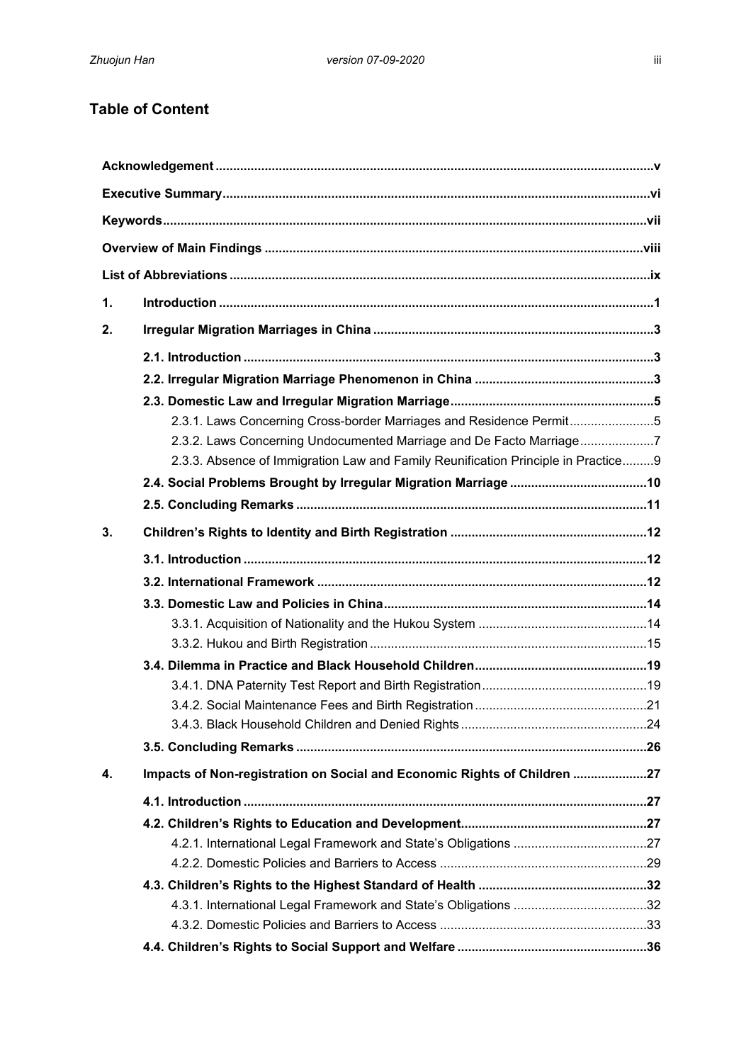## Table of Content

**Acknowledgement** .......... v

**Executive Summary** .......... vi

**Keywords** .......... vii

**Overview of Main Findings** .......... viii

**List of Abbreviations** .......... ix

**1. Introduction** .......... 1

**2. Irregular Migration Marriages in China** .......... 3

- **2.1. Introduction** .......... 3
- **2.2. Irregular Migration Marriage Phenomenon in China** .......... 3
- **2.3. Domestic Law and Irregular Migration Marriage** .......... 5
  - 2.3.1. Laws Concerning Cross-border Marriages and Residence Permit .......... 5
  - 2.3.2. Laws Concerning Undocumented Marriage and De Facto Marriage .......... 7
  - 2.3.3. Absence of Immigration Law and Family Reunification Principle in Practice .......... 9
- **2.4. Social Problems Brought by Irregular Migration Marriage** .......... 10
- **2.5. Concluding Remarks** .......... 11

**3. Children's Rights to Identity and Birth Registration** .......... 12

- **3.1. Introduction** .......... 12
- **3.2. International Framework** .......... 12
- **3.3. Domestic Law and Policies in China** .......... 14
  - 3.3.1. Acquisition of Nationality and the Hukou System .......... 14
  - 3.3.2. Hukou and Birth Registration .......... 15
- **3.4. Dilemma in Practice and Black Household Children** .......... 19
  - 3.4.1. DNA Paternity Test Report and Birth Registration .......... 19
  - 3.4.2. Social Maintenance Fees and Birth Registration .......... 21
  - 3.4.3. Black Household Children and Denied Rights .......... 24
- **3.5. Concluding Remarks** .......... 26

**4. Impacts of Non-registration on Social and Economic Rights of Children** .......... 27

- **4.1. Introduction** .......... 27
- **4.2. Children's Rights to Education and Development** .......... 27
  - 4.2.1. International Legal Framework and State's Obligations .......... 27
  - 4.2.2. Domestic Policies and Barriers to Access .......... 29
- **4.3. Children's Rights to the Highest Standard of Health** .......... 32
  - 4.3.1. International Legal Framework and State's Obligations .......... 32
  - 4.3.2. Domestic Policies and Barriers to Access .......... 33
- **4.4. Children's Rights to Social Support and Welfare** .......... 36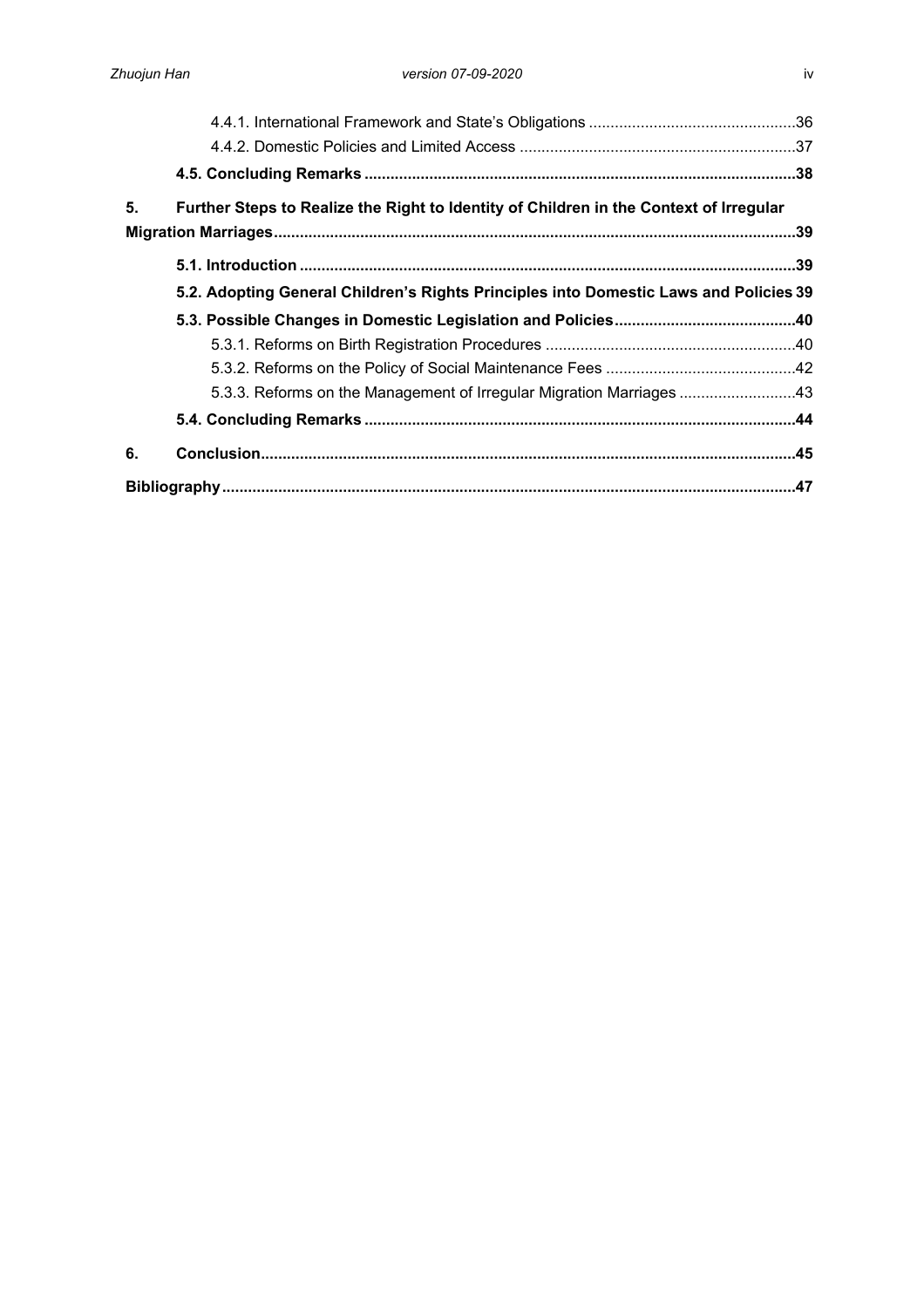4.4.1. International Framework and State's Obligations ............................................36
4.4.2. Domestic Policies and Limited Access ............................................37

**4.5. Concluding Remarks ............................................38**

**5. Further Steps to Realize the Right to Identity of Children in the Context of Irregular Migration Marriages ............................................39**

**5.1. Introduction ............................................39**

**5.2. Adopting General Children's Rights Principles into Domestic Laws and Policies 39**

**5.3. Possible Changes in Domestic Legislation and Policies ............................................40**

5.3.1. Reforms on Birth Registration Procedures ............................................40
5.3.2. Reforms on the Policy of Social Maintenance Fees ............................................42
5.3.3. Reforms on the Management of Irregular Migration Marriages ............................................43

**5.4. Concluding Remarks ............................................44**

**6. Conclusion ............................................45**

**Bibliography ............................................47**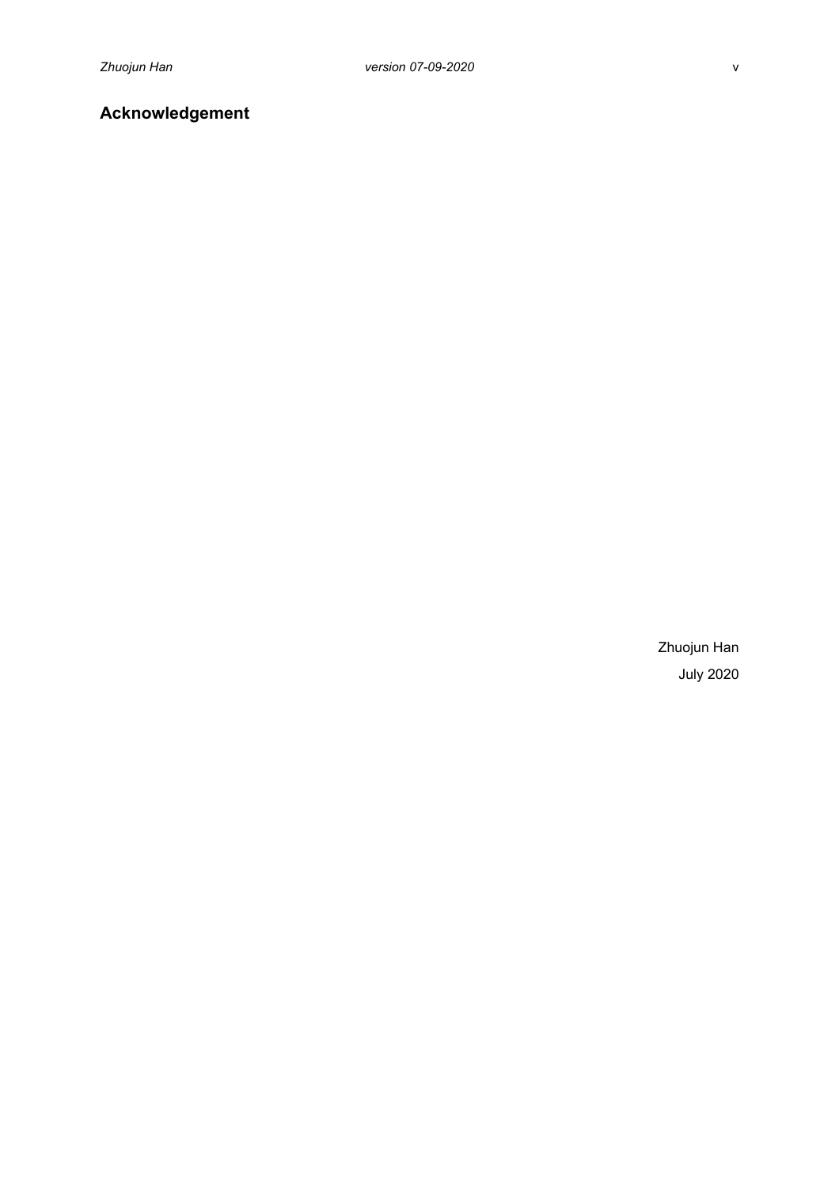## Acknowledgement

Zhuojun Han

July 2020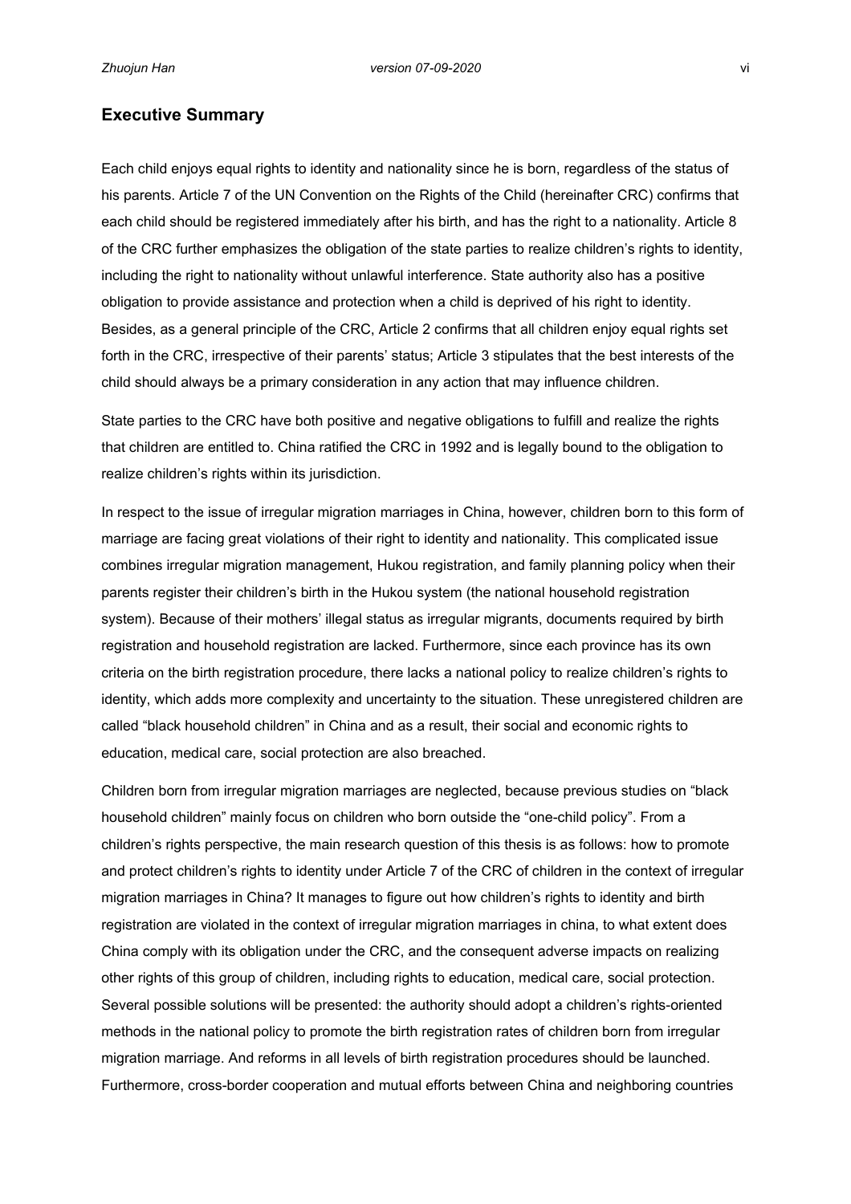## Executive Summary

Each child enjoys equal rights to identity and nationality since he is born, regardless of the status of his parents. Article 7 of the UN Convention on the Rights of the Child (hereinafter CRC) confirms that each child should be registered immediately after his birth, and has the right to a nationality. Article 8 of the CRC further emphasizes the obligation of the state parties to realize children's rights to identity, including the right to nationality without unlawful interference. State authority also has a positive obligation to provide assistance and protection when a child is deprived of his right to identity. Besides, as a general principle of the CRC, Article 2 confirms that all children enjoy equal rights set forth in the CRC, irrespective of their parents' status; Article 3 stipulates that the best interests of the child should always be a primary consideration in any action that may influence children.

State parties to the CRC have both positive and negative obligations to fulfill and realize the rights that children are entitled to. China ratified the CRC in 1992 and is legally bound to the obligation to realize children's rights within its jurisdiction.

In respect to the issue of irregular migration marriages in China, however, children born to this form of marriage are facing great violations of their right to identity and nationality. This complicated issue combines irregular migration management, Hukou registration, and family planning policy when their parents register their children's birth in the Hukou system (the national household registration system). Because of their mothers' illegal status as irregular migrants, documents required by birth registration and household registration are lacked. Furthermore, since each province has its own criteria on the birth registration procedure, there lacks a national policy to realize children's rights to identity, which adds more complexity and uncertainty to the situation. These unregistered children are called "black household children" in China and as a result, their social and economic rights to education, medical care, social protection are also breached.

Children born from irregular migration marriages are neglected, because previous studies on "black household children" mainly focus on children who born outside the "one-child policy". From a children's rights perspective, the main research question of this thesis is as follows: how to promote and protect children's rights to identity under Article 7 of the CRC of children in the context of irregular migration marriages in China? It manages to figure out how children's rights to identity and birth registration are violated in the context of irregular migration marriages in china, to what extent does China comply with its obligation under the CRC, and the consequent adverse impacts on realizing other rights of this group of children, including rights to education, medical care, social protection. Several possible solutions will be presented: the authority should adopt a children's rights-oriented methods in the national policy to promote the birth registration rates of children born from irregular migration marriage. And reforms in all levels of birth registration procedures should be launched. Furthermore, cross-border cooperation and mutual efforts between China and neighboring countries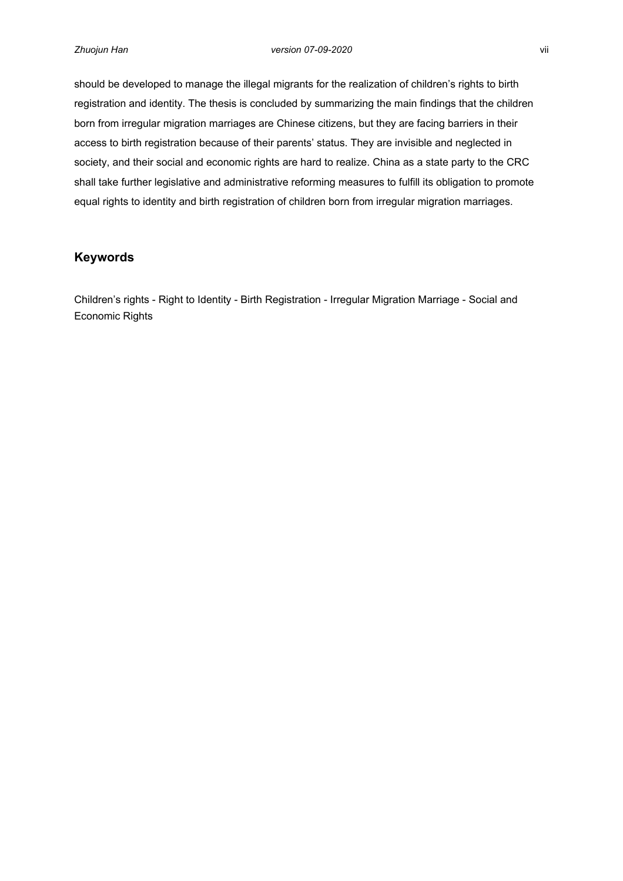should be developed to manage the illegal migrants for the realization of children's rights to birth registration and identity. The thesis is concluded by summarizing the main findings that the children born from irregular migration marriages are Chinese citizens, but they are facing barriers in their access to birth registration because of their parents' status. They are invisible and neglected in society, and their social and economic rights are hard to realize. China as a state party to the CRC shall take further legislative and administrative reforming measures to fulfill its obligation to promote equal rights to identity and birth registration of children born from irregular migration marriages.

## Keywords

Children's rights - Right to Identity - Birth Registration - Irregular Migration Marriage - Social and Economic Rights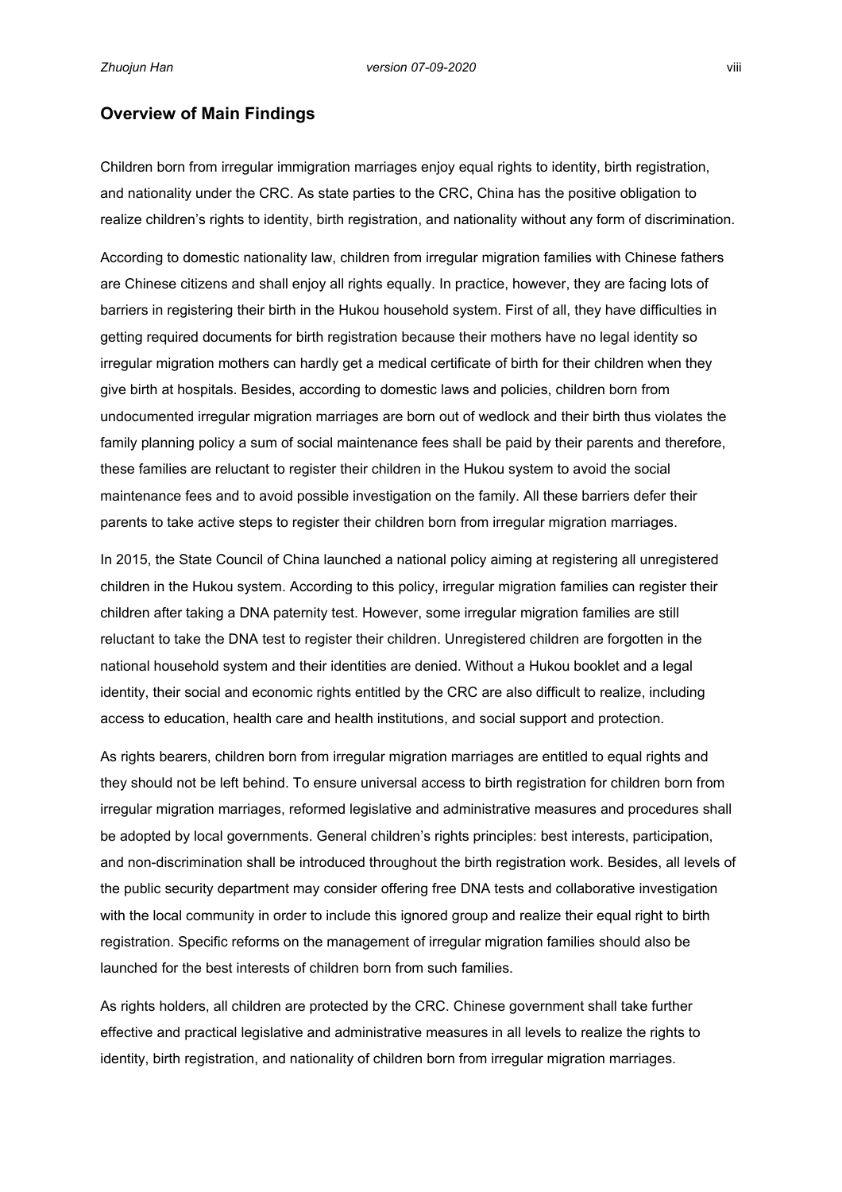## Overview of Main Findings

Children born from irregular immigration marriages enjoy equal rights to identity, birth registration, and nationality under the CRC. As state parties to the CRC, China has the positive obligation to realize children's rights to identity, birth registration, and nationality without any form of discrimination.

According to domestic nationality law, children from irregular migration families with Chinese fathers are Chinese citizens and shall enjoy all rights equally. In practice, however, they are facing lots of barriers in registering their birth in the Hukou household system. First of all, they have difficulties in getting required documents for birth registration because their mothers have no legal identity so irregular migration mothers can hardly get a medical certificate of birth for their children when they give birth at hospitals. Besides, according to domestic laws and policies, children born from undocumented irregular migration marriages are born out of wedlock and their birth thus violates the family planning policy a sum of social maintenance fees shall be paid by their parents and therefore, these families are reluctant to register their children in the Hukou system to avoid the social maintenance fees and to avoid possible investigation on the family. All these barriers defer their parents to take active steps to register their children born from irregular migration marriages.

In 2015, the State Council of China launched a national policy aiming at registering all unregistered children in the Hukou system. According to this policy, irregular migration families can register their children after taking a DNA paternity test. However, some irregular migration families are still reluctant to take the DNA test to register their children. Unregistered children are forgotten in the national household system and their identities are denied. Without a Hukou booklet and a legal identity, their social and economic rights entitled by the CRC are also difficult to realize, including access to education, health care and health institutions, and social support and protection.

As rights bearers, children born from irregular migration marriages are entitled to equal rights and they should not be left behind. To ensure universal access to birth registration for children born from irregular migration marriages, reformed legislative and administrative measures and procedures shall be adopted by local governments. General children's rights principles: best interests, participation, and non-discrimination shall be introduced throughout the birth registration work. Besides, all levels of the public security department may consider offering free DNA tests and collaborative investigation with the local community in order to include this ignored group and realize their equal right to birth registration. Specific reforms on the management of irregular migration families should also be launched for the best interests of children born from such families.

As rights holders, all children are protected by the CRC. Chinese government shall take further effective and practical legislative and administrative measures in all levels to realize the rights to identity, birth registration, and nationality of children born from irregular migration marriages.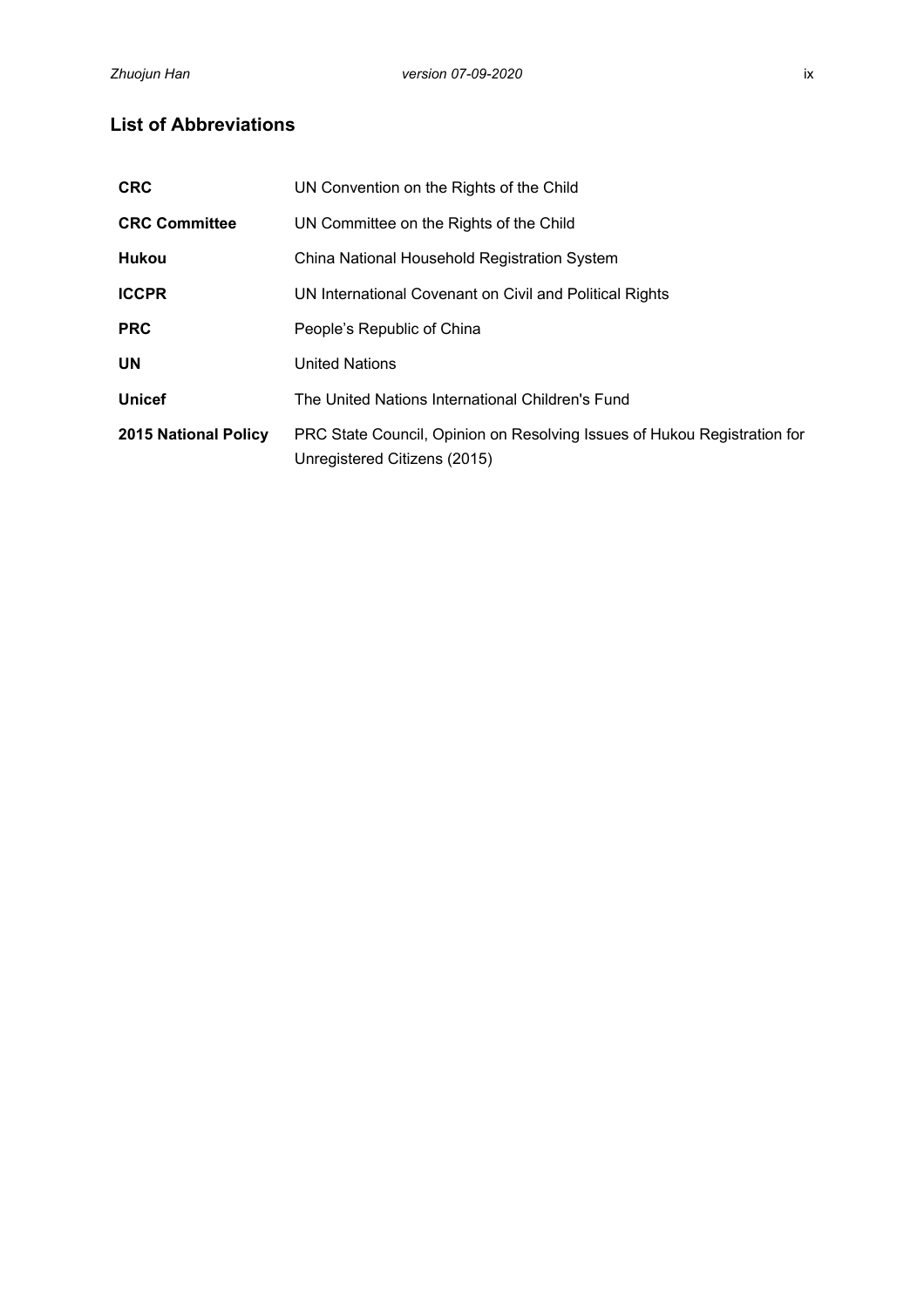## List of Abbreviations

| | |
|---|---|
| **CRC** | UN Convention on the Rights of the Child |
| **CRC Committee** | UN Committee on the Rights of the Child |
| **Hukou** | China National Household Registration System |
| **ICCPR** | UN International Covenant on Civil and Political Rights |
| **PRC** | People's Republic of China |
| **UN** | United Nations |
| **Unicef** | The United Nations International Children's Fund |
| **2015 National Policy** | PRC State Council, Opinion on Resolving Issues of Hukou Registration for Unregistered Citizens (2015) |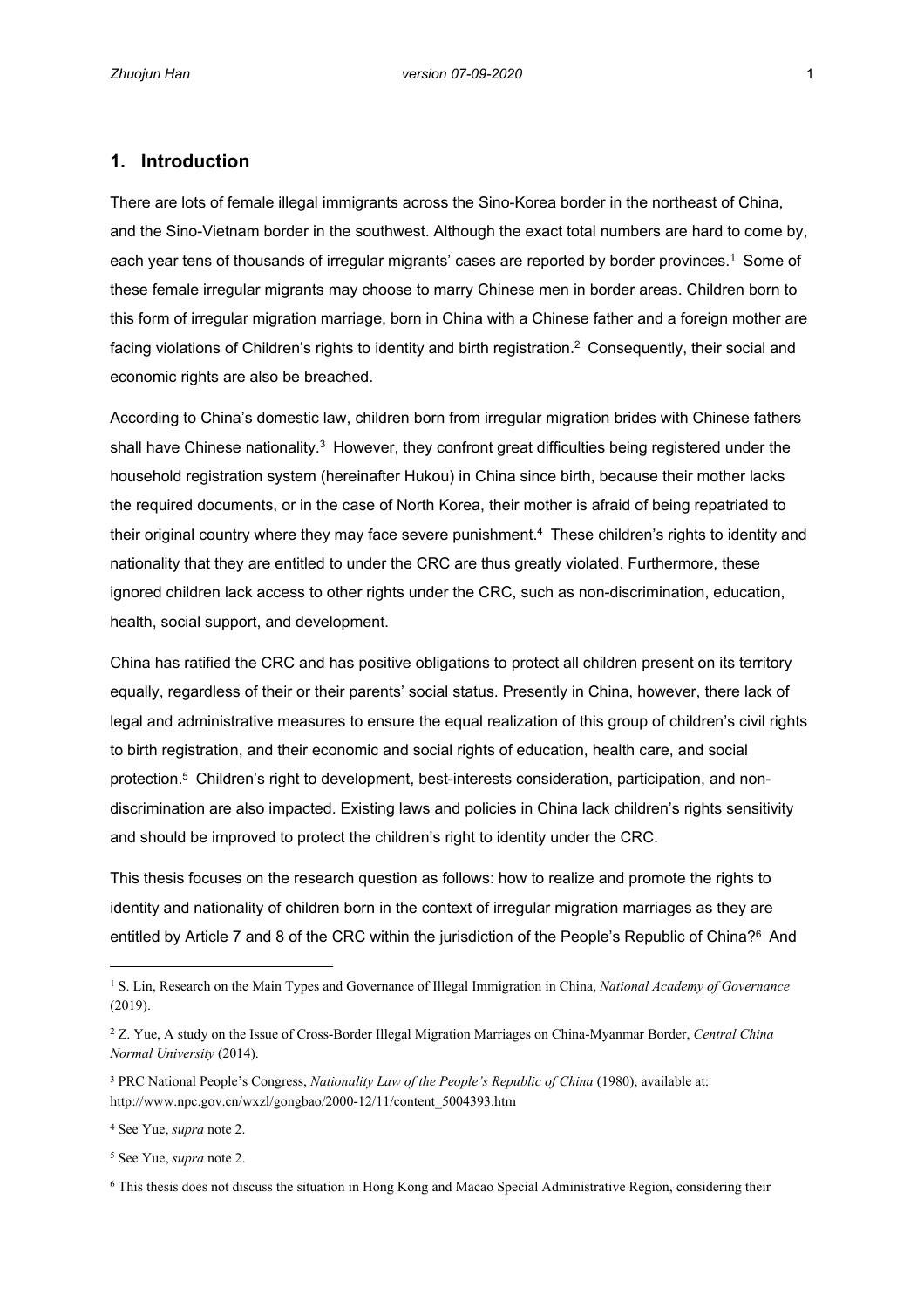## 1. Introduction

There are lots of female illegal immigrants across the Sino-Korea border in the northeast of China, and the Sino-Vietnam border in the southwest. Although the exact total numbers are hard to come by, each year tens of thousands of irregular migrants' cases are reported by border provinces.[1] Some of these female irregular migrants may choose to marry Chinese men in border areas. Children born to this form of irregular migration marriage, born in China with a Chinese father and a foreign mother are facing violations of Children's rights to identity and birth registration.[2] Consequently, their social and economic rights are also be breached.

According to China's domestic law, children born from irregular migration brides with Chinese fathers shall have Chinese nationality.[3] However, they confront great difficulties being registered under the household registration system (hereinafter Hukou) in China since birth, because their mother lacks the required documents, or in the case of North Korea, their mother is afraid of being repatriated to their original country where they may face severe punishment.[4] These children's rights to identity and nationality that they are entitled to under the CRC are thus greatly violated. Furthermore, these ignored children lack access to other rights under the CRC, such as non-discrimination, education, health, social support, and development.

China has ratified the CRC and has positive obligations to protect all children present on its territory equally, regardless of their or their parents' social status. Presently in China, however, there lack of legal and administrative measures to ensure the equal realization of this group of children's civil rights to birth registration, and their economic and social rights of education, health care, and social protection.[5] Children's right to development, best-interests consideration, participation, and non-discrimination are also impacted. Existing laws and policies in China lack children's rights sensitivity and should be improved to protect the children's right to identity under the CRC.

This thesis focuses on the research question as follows: how to realize and promote the rights to identity and nationality of children born in the context of irregular migration marriages as they are entitled by Article 7 and 8 of the CRC within the jurisdiction of the People's Republic of China?[6] And

---

[1] S. Lin, Research on the Main Types and Governance of Illegal Immigration in China, *National Academy of Governance* (2019).

[2] Z. Yue, A study on the Issue of Cross-Border Illegal Migration Marriages on China-Myanmar Border, *Central China Normal University* (2014).

[3] PRC National People's Congress, *Nationality Law of the People's Republic of China* (1980), available at: http://www.npc.gov.cn/wxzl/gongbao/2000-12/11/content_5004393.htm

[4] See Yue, *supra* note 2.

[5] See Yue, *supra* note 2.

[6] This thesis does not discuss the situation in Hong Kong and Macao Special Administrative Region, considering their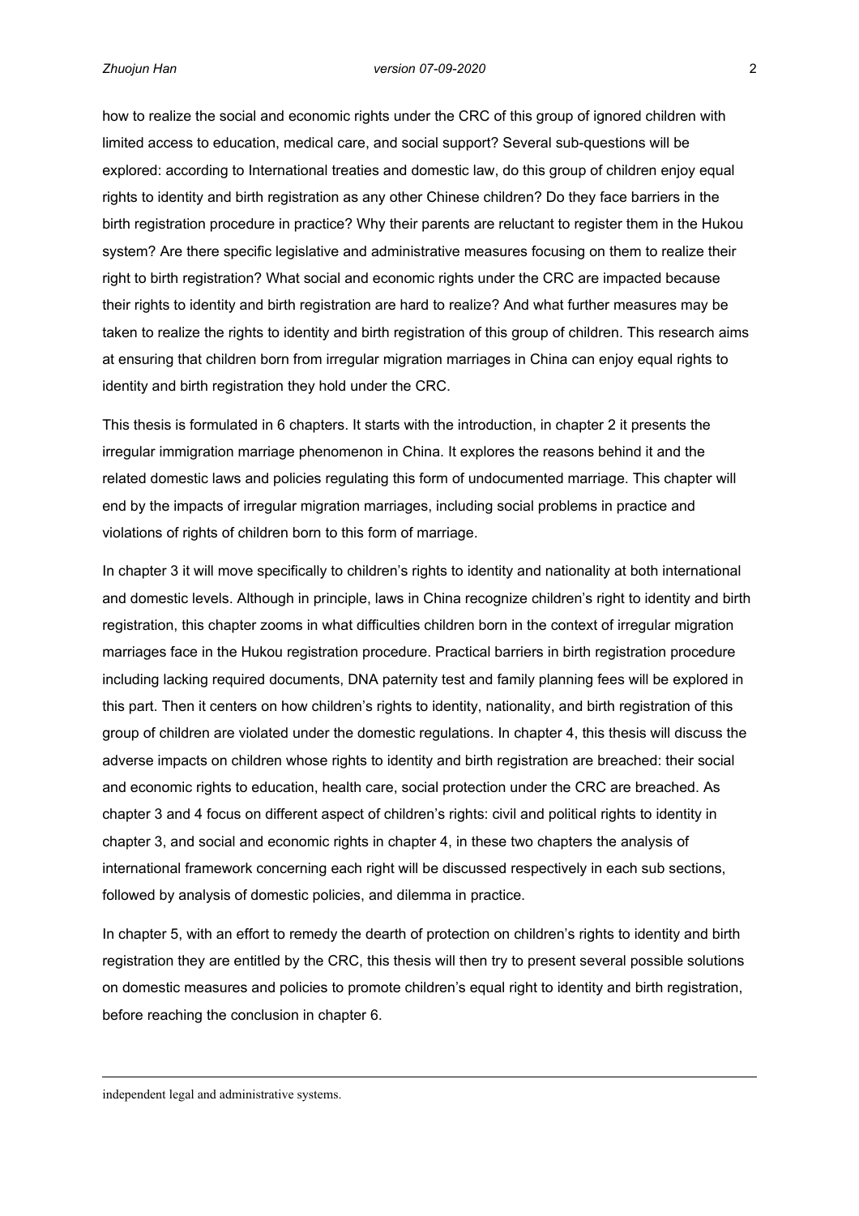how to realize the social and economic rights under the CRC of this group of ignored children with limited access to education, medical care, and social support? Several sub-questions will be explored: according to International treaties and domestic law, do this group of children enjoy equal rights to identity and birth registration as any other Chinese children? Do they face barriers in the birth registration procedure in practice? Why their parents are reluctant to register them in the Hukou system? Are there specific legislative and administrative measures focusing on them to realize their right to birth registration? What social and economic rights under the CRC are impacted because their rights to identity and birth registration are hard to realize? And what further measures may be taken to realize the rights to identity and birth registration of this group of children. This research aims at ensuring that children born from irregular migration marriages in China can enjoy equal rights to identity and birth registration they hold under the CRC.

This thesis is formulated in 6 chapters. It starts with the introduction, in chapter 2 it presents the irregular immigration marriage phenomenon in China. It explores the reasons behind it and the related domestic laws and policies regulating this form of undocumented marriage. This chapter will end by the impacts of irregular migration marriages, including social problems in practice and violations of rights of children born to this form of marriage.

In chapter 3 it will move specifically to children's rights to identity and nationality at both international and domestic levels. Although in principle, laws in China recognize children's right to identity and birth registration, this chapter zooms in what difficulties children born in the context of irregular migration marriages face in the Hukou registration procedure. Practical barriers in birth registration procedure including lacking required documents, DNA paternity test and family planning fees will be explored in this part. Then it centers on how children's rights to identity, nationality, and birth registration of this group of children are violated under the domestic regulations. In chapter 4, this thesis will discuss the adverse impacts on children whose rights to identity and birth registration are breached: their social and economic rights to education, health care, social protection under the CRC are breached. As chapter 3 and 4 focus on different aspect of children's rights: civil and political rights to identity in chapter 3, and social and economic rights in chapter 4, in these two chapters the analysis of international framework concerning each right will be discussed respectively in each sub sections, followed by analysis of domestic policies, and dilemma in practice.

In chapter 5, with an effort to remedy the dearth of protection on children's rights to identity and birth registration they are entitled by the CRC, this thesis will then try to present several possible solutions on domestic measures and policies to promote children's equal right to identity and birth registration, before reaching the conclusion in chapter 6.

independent legal and administrative systems.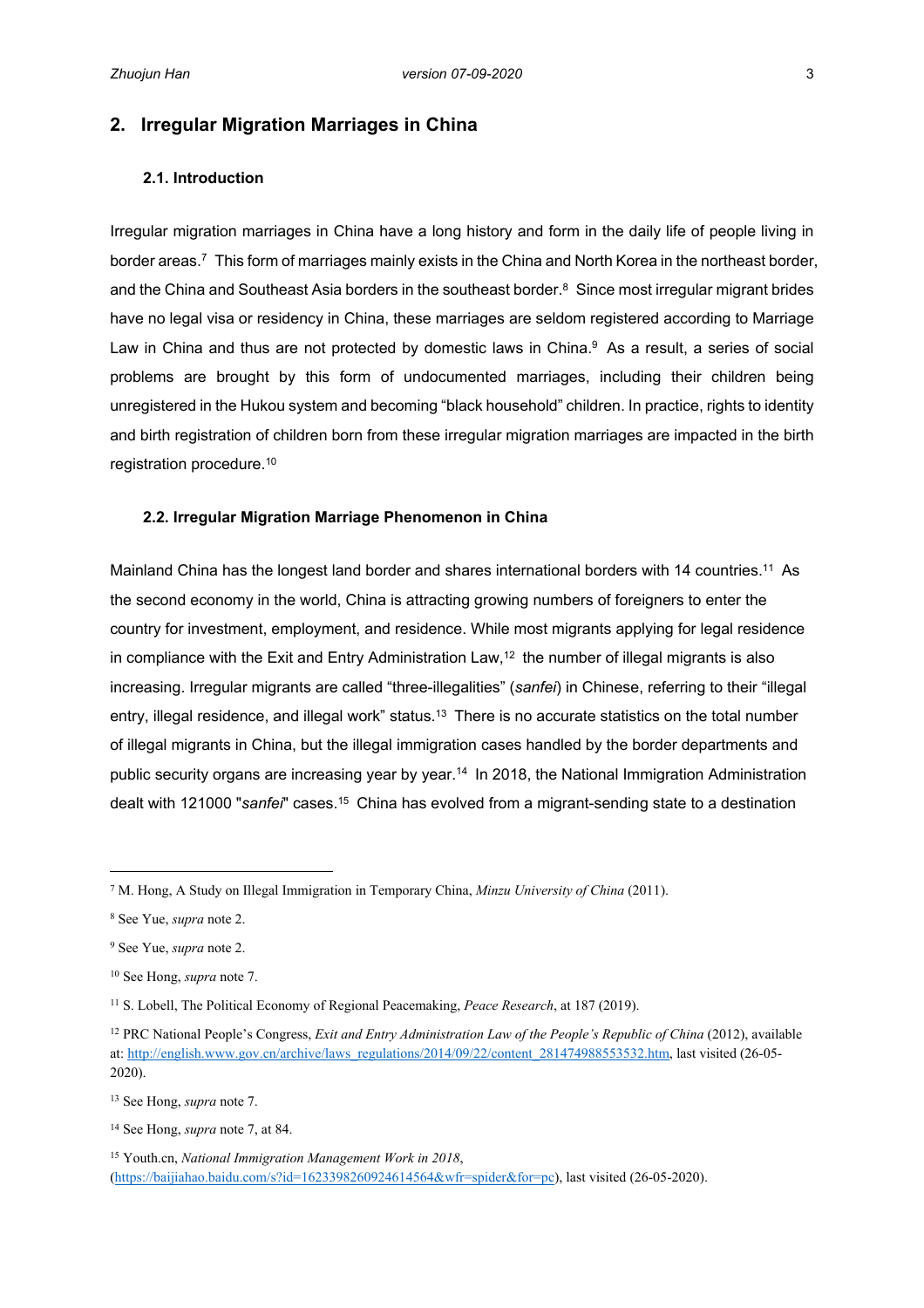## 2. Irregular Migration Marriages in China

### 2.1. Introduction

Irregular migration marriages in China have a long history and form in the daily life of people living in border areas.[7] This form of marriages mainly exists in the China and North Korea in the northeast border, and the China and Southeast Asia borders in the southeast border.[8] Since most irregular migrant brides have no legal visa or residency in China, these marriages are seldom registered according to Marriage Law in China and thus are not protected by domestic laws in China.[9] As a result, a series of social problems are brought by this form of undocumented marriages, including their children being unregistered in the Hukou system and becoming "black household" children. In practice, rights to identity and birth registration of children born from these irregular migration marriages are impacted in the birth registration procedure.[10]

### 2.2. Irregular Migration Marriage Phenomenon in China

Mainland China has the longest land border and shares international borders with 14 countries.[11] As the second economy in the world, China is attracting growing numbers of foreigners to enter the country for investment, employment, and residence. While most migrants applying for legal residence in compliance with the Exit and Entry Administration Law,[12] the number of illegal migrants is also increasing. Irregular migrants are called "three-illegalities" (*sanfei*) in Chinese, referring to their "illegal entry, illegal residence, and illegal work" status.[13] There is no accurate statistics on the total number of illegal migrants in China, but the illegal immigration cases handled by the border departments and public security organs are increasing year by year.[14] In 2018, the National Immigration Administration dealt with 121000 "*sanfei*" cases.[15] China has evolved from a migrant-sending state to a destination

---

[7] M. Hong, A Study on Illegal Immigration in Temporary China, *Minzu University of China* (2011).

[8] See Yue, *supra* note 2.

[9] See Yue, *supra* note 2.

[10] See Hong, *supra* note 7.

[11] S. Lobell, The Political Economy of Regional Peacemaking, *Peace Research*, at 187 (2019).

[12] PRC National People's Congress, *Exit and Entry Administration Law of the People's Republic of China* (2012), available at: http://english.www.gov.cn/archive/laws_regulations/2014/09/22/content_281474988553532.htm, last visited (26-05-2020).

[13] See Hong, *supra* note 7.

[14] See Hong, *supra* note 7, at 84.

[15] Youth.cn, *National Immigration Management Work in 2018*, (https://baijiahao.baidu.com/s?id=1623398260924614564&wfr=spider&for=pc), last visited (26-05-2020).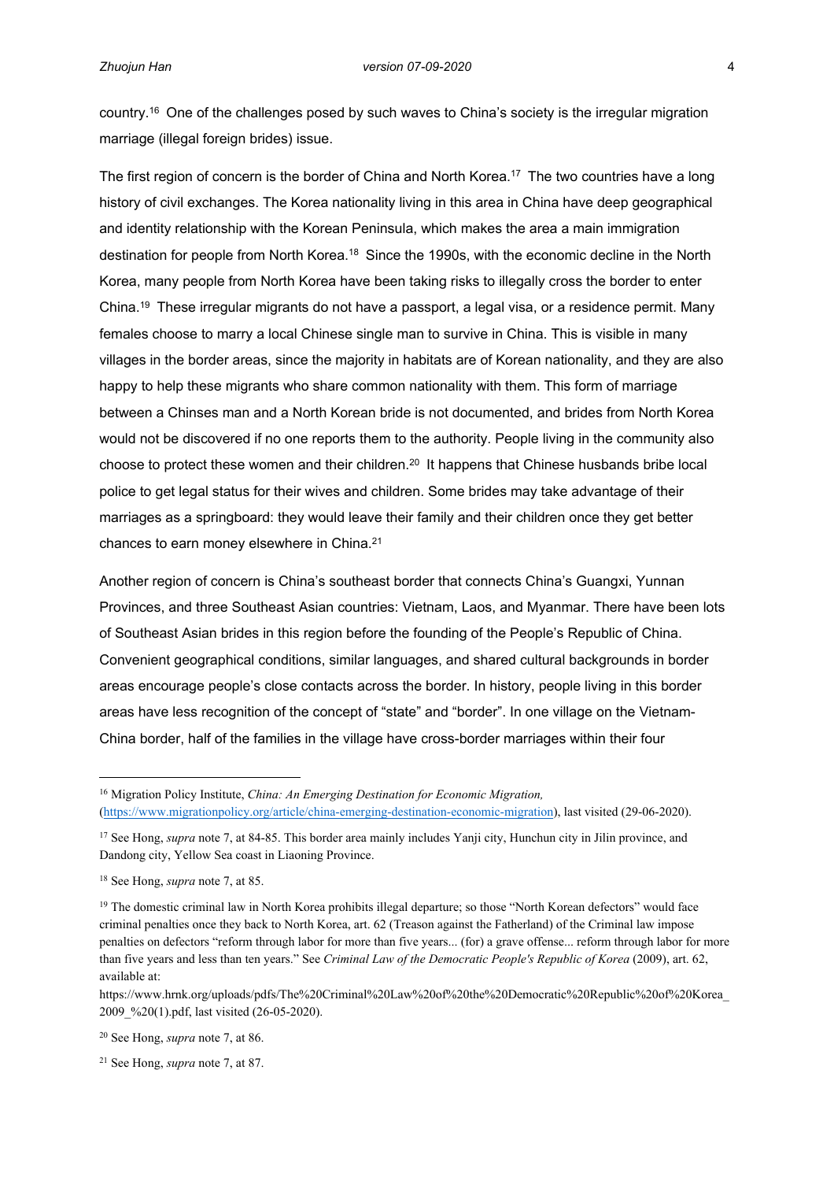country.[16] One of the challenges posed by such waves to China's society is the irregular migration marriage (illegal foreign brides) issue.

The first region of concern is the border of China and North Korea.[17] The two countries have a long history of civil exchanges. The Korea nationality living in this area in China have deep geographical and identity relationship with the Korean Peninsula, which makes the area a main immigration destination for people from North Korea.[18] Since the 1990s, with the economic decline in the North Korea, many people from North Korea have been taking risks to illegally cross the border to enter China.[19] These irregular migrants do not have a passport, a legal visa, or a residence permit. Many females choose to marry a local Chinese single man to survive in China. This is visible in many villages in the border areas, since the majority in habitats are of Korean nationality, and they are also happy to help these migrants who share common nationality with them. This form of marriage between a Chinses man and a North Korean bride is not documented, and brides from North Korea would not be discovered if no one reports them to the authority. People living in the community also choose to protect these women and their children.[20] It happens that Chinese husbands bribe local police to get legal status for their wives and children. Some brides may take advantage of their marriages as a springboard: they would leave their family and their children once they get better chances to earn money elsewhere in China.[21]

Another region of concern is China's southeast border that connects China's Guangxi, Yunnan Provinces, and three Southeast Asian countries: Vietnam, Laos, and Myanmar. There have been lots of Southeast Asian brides in this region before the founding of the People's Republic of China. Convenient geographical conditions, similar languages, and shared cultural backgrounds in border areas encourage people's close contacts across the border. In history, people living in this border areas have less recognition of the concept of "state" and "border". In one village on the Vietnam-China border, half of the families in the village have cross-border marriages within their four

---

[16] Migration Policy Institute, *China: An Emerging Destination for Economic Migration,* (https://www.migrationpolicy.org/article/china-emerging-destination-economic-migration), last visited (29-06-2020).

[17] See Hong, *supra* note 7, at 84-85. This border area mainly includes Yanji city, Hunchun city in Jilin province, and Dandong city, Yellow Sea coast in Liaoning Province.

[18] See Hong, *supra* note 7, at 85.

[19] The domestic criminal law in North Korea prohibits illegal departure; so those "North Korean defectors" would face criminal penalties once they back to North Korea, art. 62 (Treason against the Fatherland) of the Criminal law impose penalties on defectors "reform through labor for more than five years... (for) a grave offense... reform through labor for more than five years and less than ten years." See *Criminal Law of the Democratic People's Republic of Korea* (2009), art. 62, available at: https://www.hrnk.org/uploads/pdfs/The%20Criminal%20Law%20of%20the%20Democratic%20Republic%20of%20Korea_2009_%20(1).pdf, last visited (26-05-2020).

[20] See Hong, *supra* note 7, at 86.

[21] See Hong, *supra* note 7, at 87.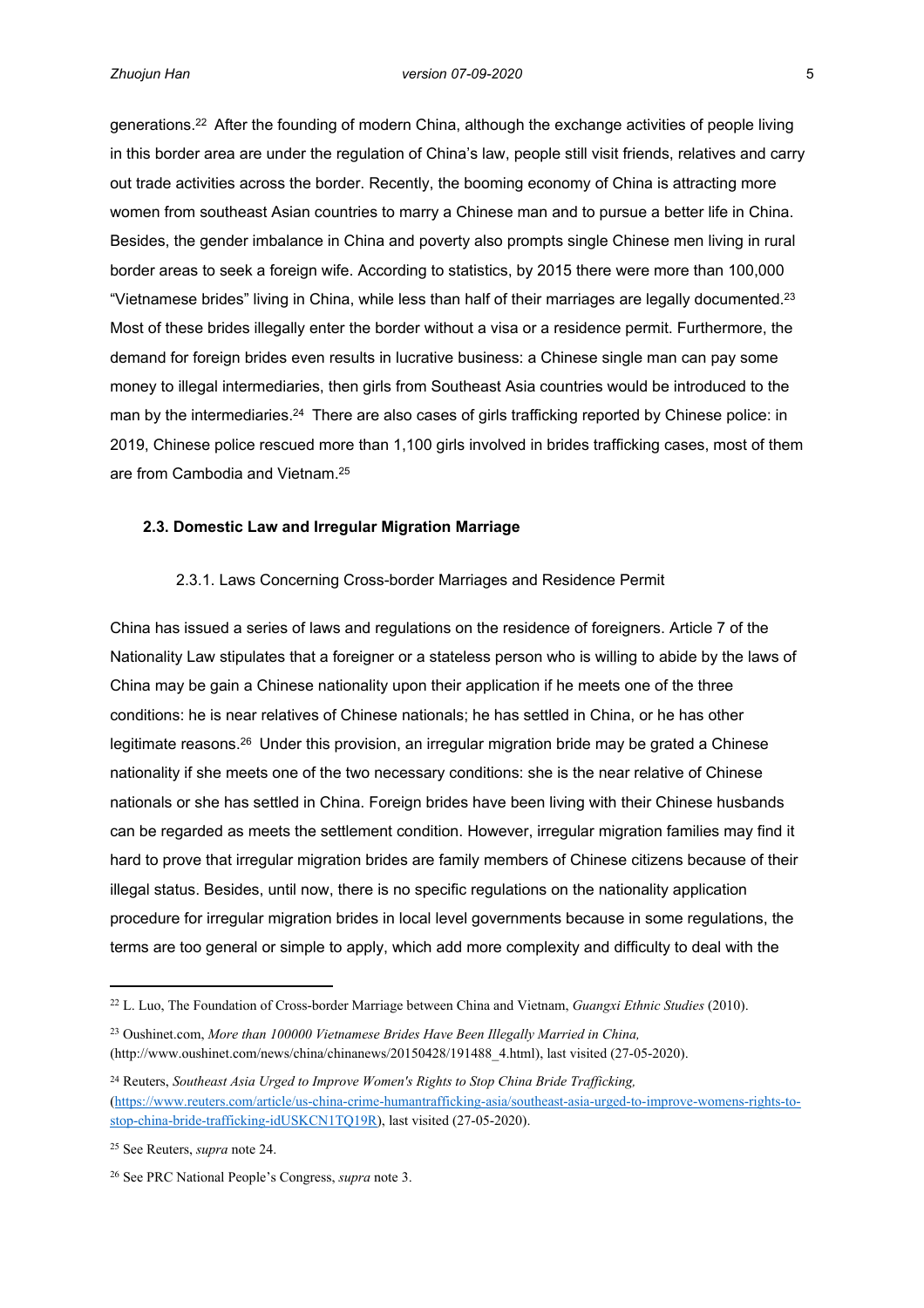generations.[22] After the founding of modern China, although the exchange activities of people living in this border area are under the regulation of China's law, people still visit friends, relatives and carry out trade activities across the border. Recently, the booming economy of China is attracting more women from southeast Asian countries to marry a Chinese man and to pursue a better life in China. Besides, the gender imbalance in China and poverty also prompts single Chinese men living in rural border areas to seek a foreign wife. According to statistics, by 2015 there were more than 100,000 "Vietnamese brides" living in China, while less than half of their marriages are legally documented.[23] Most of these brides illegally enter the border without a visa or a residence permit. Furthermore, the demand for foreign brides even results in lucrative business: a Chinese single man can pay some money to illegal intermediaries, then girls from Southeast Asia countries would be introduced to the man by the intermediaries.[24] There are also cases of girls trafficking reported by Chinese police: in 2019, Chinese police rescued more than 1,100 girls involved in brides trafficking cases, most of them are from Cambodia and Vietnam.[25]

### 2.3. Domestic Law and Irregular Migration Marriage

#### 2.3.1. Laws Concerning Cross-border Marriages and Residence Permit

China has issued a series of laws and regulations on the residence of foreigners. Article 7 of the Nationality Law stipulates that a foreigner or a stateless person who is willing to abide by the laws of China may be gain a Chinese nationality upon their application if he meets one of the three conditions: he is near relatives of Chinese nationals; he has settled in China, or he has other legitimate reasons.[26] Under this provision, an irregular migration bride may be grated a Chinese nationality if she meets one of the two necessary conditions: she is the near relative of Chinese nationals or she has settled in China. Foreign brides have been living with their Chinese husbands can be regarded as meets the settlement condition. However, irregular migration families may find it hard to prove that irregular migration brides are family members of Chinese citizens because of their illegal status. Besides, until now, there is no specific regulations on the nationality application procedure for irregular migration brides in local level governments because in some regulations, the terms are too general or simple to apply, which add more complexity and difficulty to deal with the

---

[22] L. Luo, The Foundation of Cross-border Marriage between China and Vietnam, *Guangxi Ethnic Studies* (2010).

[23] Oushinet.com, *More than 100000 Vietnamese Brides Have Been Illegally Married in China,* (http://www.oushinet.com/news/china/chinanews/20150428/191488_4.html), last visited (27-05-2020).

[24] Reuters, *Southeast Asia Urged to Improve Women's Rights to Stop China Bride Trafficking,* (https://www.reuters.com/article/us-china-crime-humantrafficking-asia/southeast-asia-urged-to-improve-womens-rights-to-stop-china-bride-trafficking-idUSKCN1TQ19R), last visited (27-05-2020).

[25] See Reuters, *supra* note 24.

[26] See PRC National People's Congress, *supra* note 3.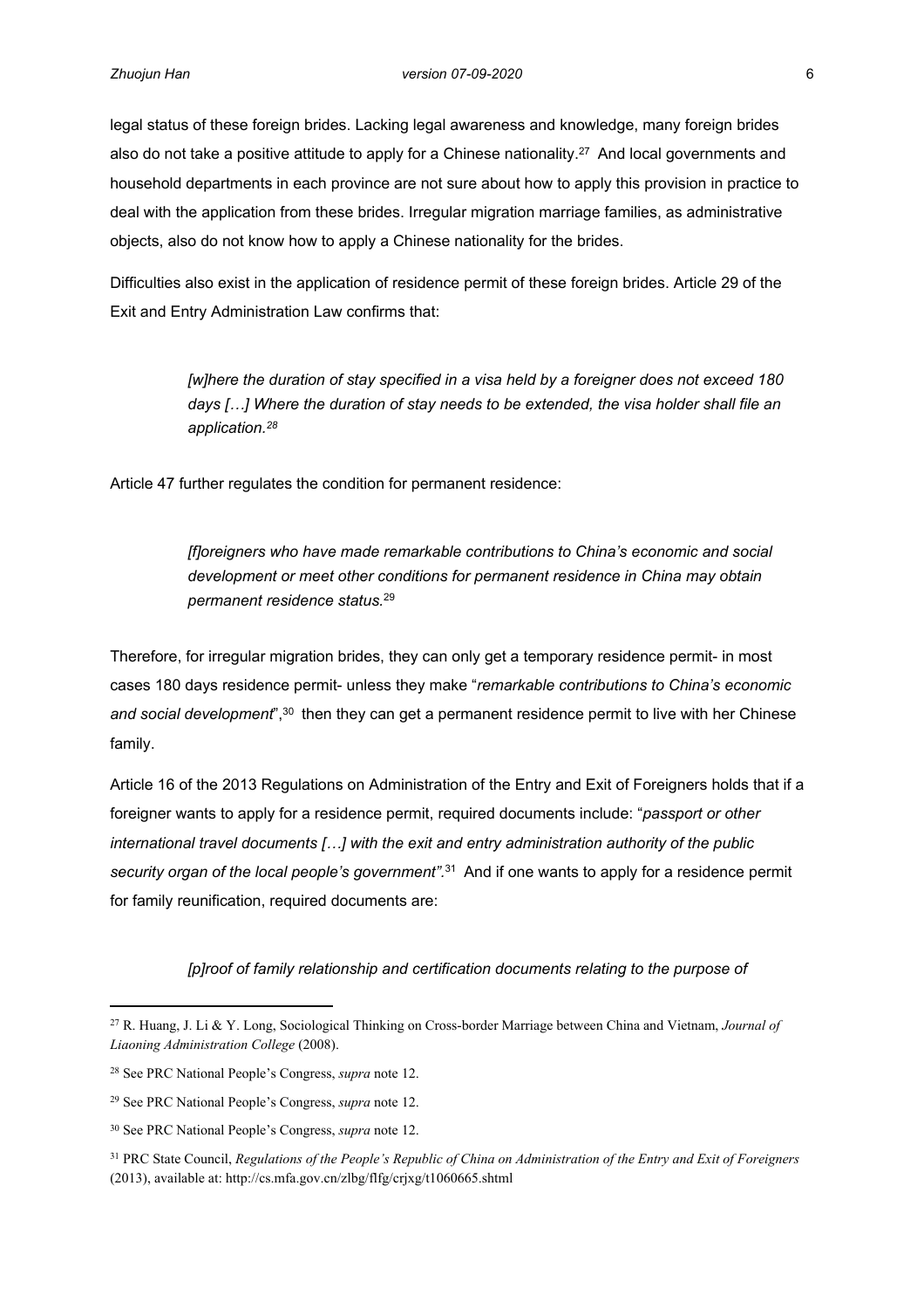legal status of these foreign brides. Lacking legal awareness and knowledge, many foreign brides also do not take a positive attitude to apply for a Chinese nationality.[27] And local governments and household departments in each province are not sure about how to apply this provision in practice to deal with the application from these brides. Irregular migration marriage families, as administrative objects, also do not know how to apply a Chinese nationality for the brides.

Difficulties also exist in the application of residence permit of these foreign brides. Article 29 of the Exit and Entry Administration Law confirms that:

> *[w]here the duration of stay specified in a visa held by a foreigner does not exceed 180 days […] Where the duration of stay needs to be extended, the visa holder shall file an application.*[28]

Article 47 further regulates the condition for permanent residence:

> *[f]oreigners who have made remarkable contributions to China's economic and social development or meet other conditions for permanent residence in China may obtain permanent residence status.*[29]

Therefore, for irregular migration brides, they can only get a temporary residence permit- in most cases 180 days residence permit- unless they make "*remarkable contributions to China's economic and social development*",[30] then they can get a permanent residence permit to live with her Chinese family.

Article 16 of the 2013 Regulations on Administration of the Entry and Exit of Foreigners holds that if a foreigner wants to apply for a residence permit, required documents include: "*passport or other international travel documents […] with the exit and entry administration authority of the public security organ of the local people's government"*.[31] And if one wants to apply for a residence permit for family reunification, required documents are:

> *[p]roof of family relationship and certification documents relating to the purpose of*

---

[27] R. Huang, J. Li & Y. Long, Sociological Thinking on Cross-border Marriage between China and Vietnam, *Journal of Liaoning Administration College* (2008).

[28] See PRC National People's Congress, *supra* note 12.

[29] See PRC National People's Congress, *supra* note 12.

[30] See PRC National People's Congress, *supra* note 12.

[31] PRC State Council, *Regulations of the People's Republic of China on Administration of the Entry and Exit of Foreigners* (2013), available at: http://cs.mfa.gov.cn/zlbg/flfg/crjxg/t1060665.shtml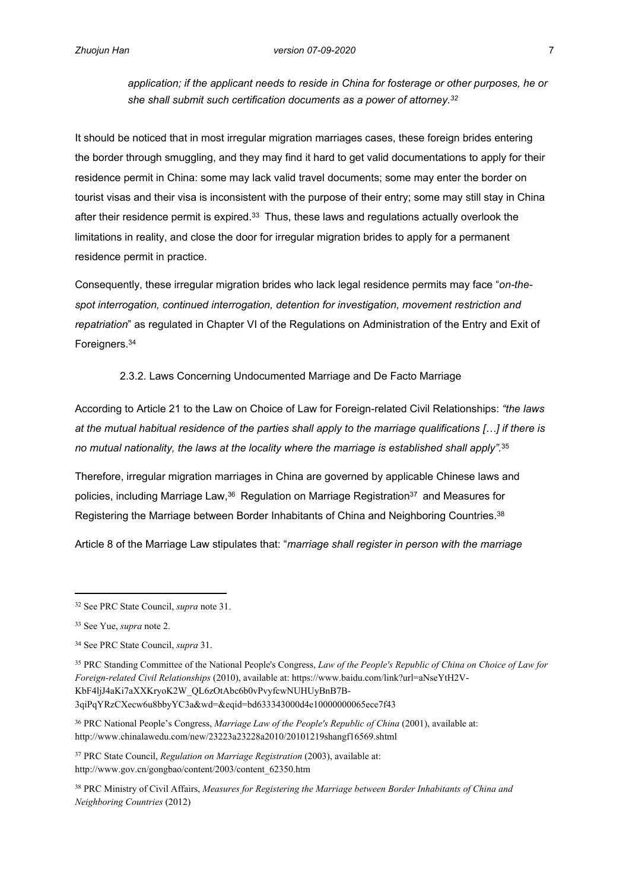*application; if the applicant needs to reside in China for fosterage or other purposes, he or she shall submit such certification documents as a power of attorney.*[32]

It should be noticed that in most irregular migration marriages cases, these foreign brides entering the border through smuggling, and they may find it hard to get valid documentations to apply for their residence permit in China: some may lack valid travel documents; some may enter the border on tourist visas and their visa is inconsistent with the purpose of their entry; some may still stay in China after their residence permit is expired.[33] Thus, these laws and regulations actually overlook the limitations in reality, and close the door for irregular migration brides to apply for a permanent residence permit in practice.

Consequently, these irregular migration brides who lack legal residence permits may face "*on-the-spot interrogation, continued interrogation, detention for investigation, movement restriction and repatriation*" as regulated in Chapter VI of the Regulations on Administration of the Entry and Exit of Foreigners.[34]

### 2.3.2. Laws Concerning Undocumented Marriage and De Facto Marriage

According to Article 21 to the Law on Choice of Law for Foreign-related Civil Relationships: *"the laws at the mutual habitual residence of the parties shall apply to the marriage qualifications […] if there is no mutual nationality, the laws at the locality where the marriage is established shall apply".*[35]

Therefore, irregular migration marriages in China are governed by applicable Chinese laws and policies, including Marriage Law,[36] Regulation on Marriage Registration[37] and Measures for Registering the Marriage between Border Inhabitants of China and Neighboring Countries.[38]

Article 8 of the Marriage Law stipulates that: "*marriage shall register in person with the marriage*

---

[32] See PRC State Council, *supra* note 31.

[33] See Yue, *supra* note 2.

[34] See PRC State Council, *supra* 31.

[35] PRC Standing Committee of the National People's Congress, *Law of the People's Republic of China on Choice of Law for Foreign-related Civil Relationships* (2010), available at: https://www.baidu.com/link?url=aNseYtH2V-KbF4ljJ4aKi7aXXKryoK2W_QL6zOtAbc6b0vPvyfcwNUHUyBnB7B-3qiPqYRzCXecw6u8bbyYC3a&wd=&eqid=bd633343000d4e10000000065ece7f43

[36] PRC National People's Congress, *Marriage Law of the People's Republic of China* (2001), available at: http://www.chinalawedu.com/new/23223a23228a2010/20101219shangf16569.shtml

[37] PRC State Council, *Regulation on Marriage Registration* (2003), available at: http://www.gov.cn/gongbao/content/2003/content_62350.htm

[38] PRC Ministry of Civil Affairs, *Measures for Registering the Marriage between Border Inhabitants of China and Neighboring Countries* (2012)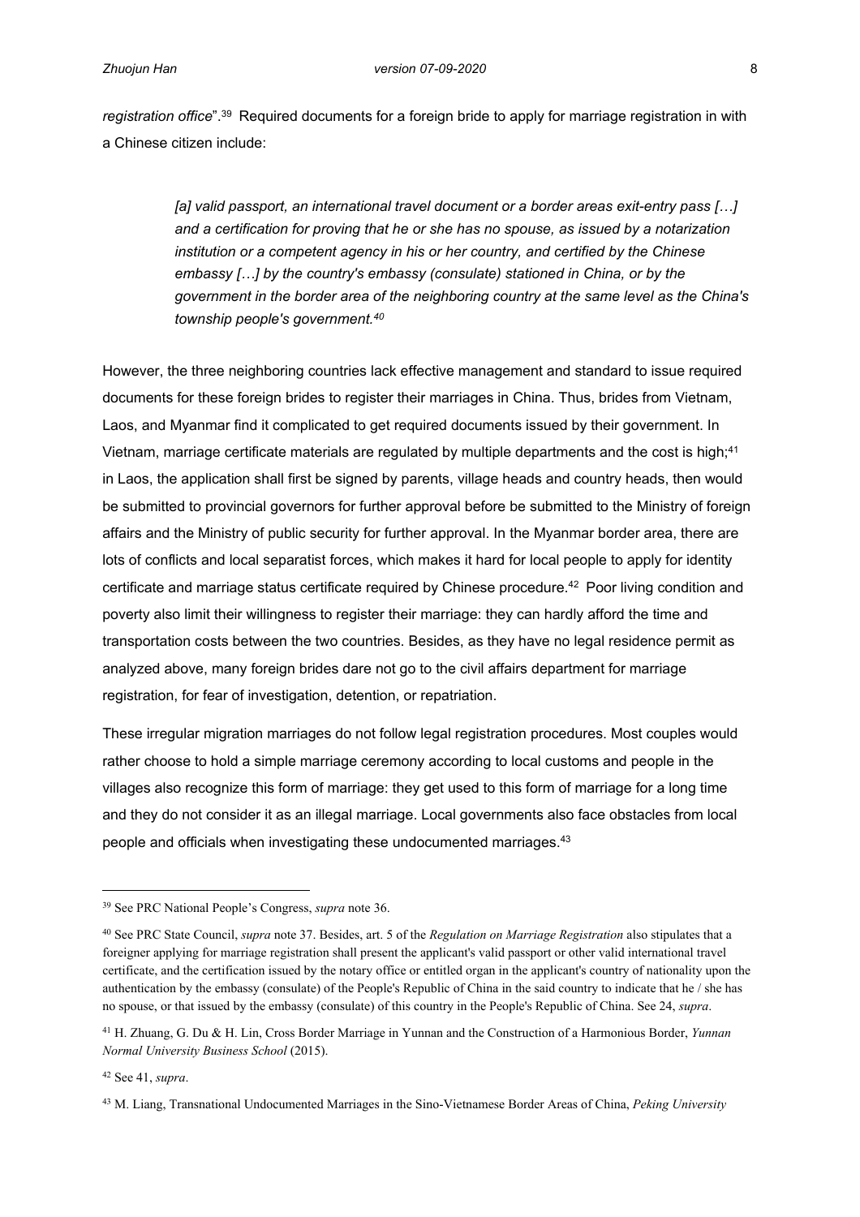*registration office*".[39] Required documents for a foreign bride to apply for marriage registration in with a Chinese citizen include:

> *[a] valid passport, an international travel document or a border areas exit-entry pass […] and a certification for proving that he or she has no spouse, as issued by a notarization institution or a competent agency in his or her country, and certified by the Chinese embassy […] by the country's embassy (consulate) stationed in China, or by the government in the border area of the neighboring country at the same level as the China's township people's government.[40]*

However, the three neighboring countries lack effective management and standard to issue required documents for these foreign brides to register their marriages in China. Thus, brides from Vietnam, Laos, and Myanmar find it complicated to get required documents issued by their government. In Vietnam, marriage certificate materials are regulated by multiple departments and the cost is high;[41] in Laos, the application shall first be signed by parents, village heads and country heads, then would be submitted to provincial governors for further approval before be submitted to the Ministry of foreign affairs and the Ministry of public security for further approval. In the Myanmar border area, there are lots of conflicts and local separatist forces, which makes it hard for local people to apply for identity certificate and marriage status certificate required by Chinese procedure.[42] Poor living condition and poverty also limit their willingness to register their marriage: they can hardly afford the time and transportation costs between the two countries. Besides, as they have no legal residence permit as analyzed above, many foreign brides dare not go to the civil affairs department for marriage registration, for fear of investigation, detention, or repatriation.

These irregular migration marriages do not follow legal registration procedures. Most couples would rather choose to hold a simple marriage ceremony according to local customs and people in the villages also recognize this form of marriage: they get used to this form of marriage for a long time and they do not consider it as an illegal marriage. Local governments also face obstacles from local people and officials when investigating these undocumented marriages.[43]

---

[39] See PRC National People's Congress, *supra* note 36.

[40] See PRC State Council, *supra* note 37. Besides, art. 5 of the *Regulation on Marriage Registration* also stipulates that a foreigner applying for marriage registration shall present the applicant's valid passport or other valid international travel certificate, and the certification issued by the notary office or entitled organ in the applicant's country of nationality upon the authentication by the embassy (consulate) of the People's Republic of China in the said country to indicate that he / she has no spouse, or that issued by the embassy (consulate) of this country in the People's Republic of China. See 24, *supra*.

[41] H. Zhuang, G. Du & H. Lin, Cross Border Marriage in Yunnan and the Construction of a Harmonious Border, *Yunnan Normal University Business School* (2015).

[42] See 41, *supra*.

[43] M. Liang, Transnational Undocumented Marriages in the Sino-Vietnamese Border Areas of China, *Peking University*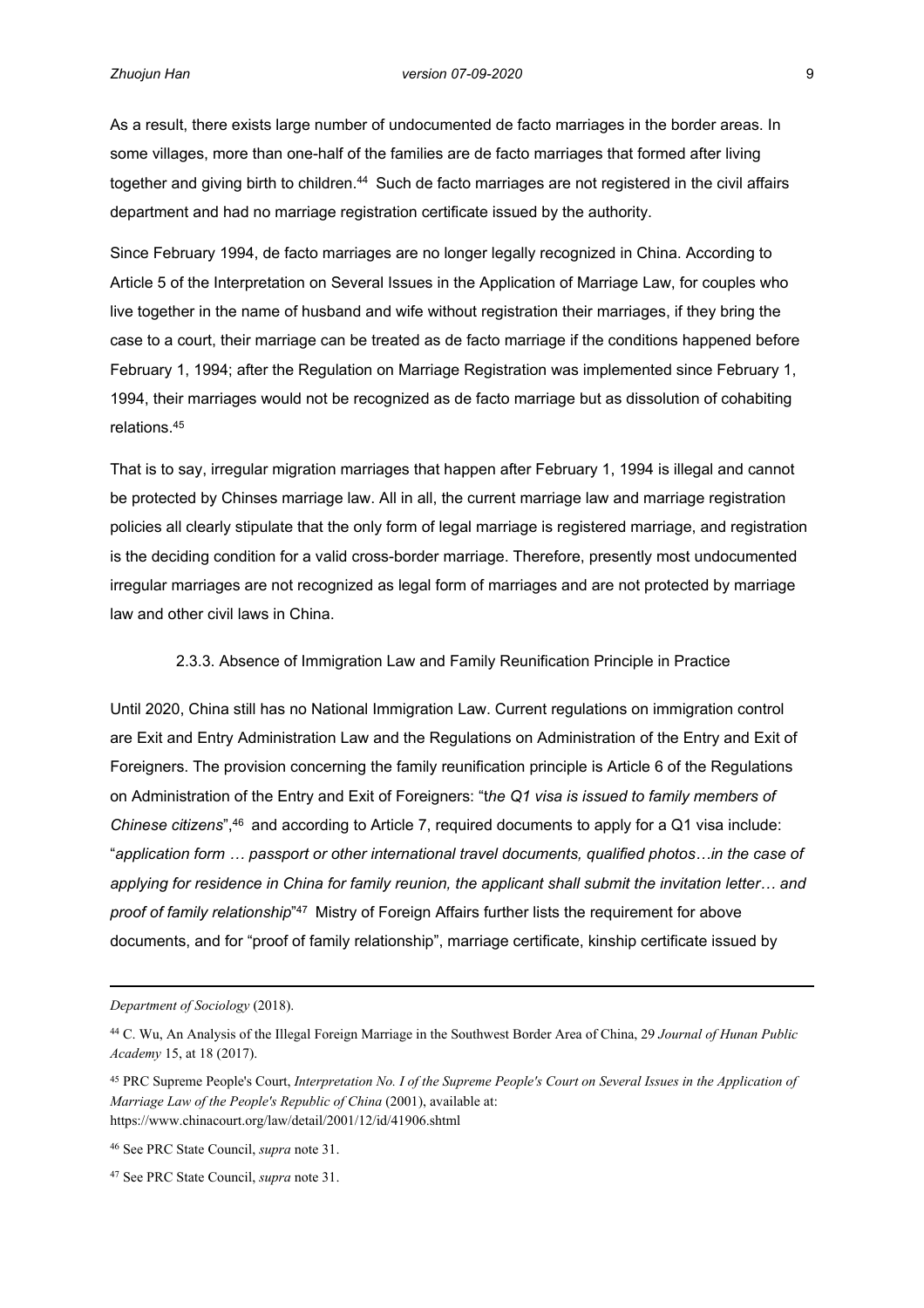As a result, there exists large number of undocumented de facto marriages in the border areas. In some villages, more than one-half of the families are de facto marriages that formed after living together and giving birth to children.[44] Such de facto marriages are not registered in the civil affairs department and had no marriage registration certificate issued by the authority.

Since February 1994, de facto marriages are no longer legally recognized in China. According to Article 5 of the Interpretation on Several Issues in the Application of Marriage Law, for couples who live together in the name of husband and wife without registration their marriages, if they bring the case to a court, their marriage can be treated as de facto marriage if the conditions happened before February 1, 1994; after the Regulation on Marriage Registration was implemented since February 1, 1994, their marriages would not be recognized as de facto marriage but as dissolution of cohabiting relations.[45]

That is to say, irregular migration marriages that happen after February 1, 1994 is illegal and cannot be protected by Chinses marriage law. All in all, the current marriage law and marriage registration policies all clearly stipulate that the only form of legal marriage is registered marriage, and registration is the deciding condition for a valid cross-border marriage. Therefore, presently most undocumented irregular marriages are not recognized as legal form of marriages and are not protected by marriage law and other civil laws in China.

### 2.3.3. Absence of Immigration Law and Family Reunification Principle in Practice

Until 2020, China still has no National Immigration Law. Current regulations on immigration control are Exit and Entry Administration Law and the Regulations on Administration of the Entry and Exit of Foreigners. The provision concerning the family reunification principle is Article 6 of the Regulations on Administration of the Entry and Exit of Foreigners: "*the Q1 visa is issued to family members of Chinese citizens*",[46] and according to Article 7, required documents to apply for a Q1 visa include: "*application form … passport or other international travel documents, qualified photos…in the case of applying for residence in China for family reunion, the applicant shall submit the invitation letter… and proof of family relationship*"[47] Mistry of Foreign Affairs further lists the requirement for above documents, and for "proof of family relationship", marriage certificate, kinship certificate issued by

---

*Department of Sociology* (2018).

[44] C. Wu, An Analysis of the Illegal Foreign Marriage in the Southwest Border Area of China, 29 *Journal of Hunan Public Academy* 15, at 18 (2017).

[45] PRC Supreme People's Court, *Interpretation No. I of the Supreme People's Court on Several Issues in the Application of Marriage Law of the People's Republic of China* (2001), available at: https://www.chinacourt.org/law/detail/2001/12/id/41906.shtml

[46] See PRC State Council, *supra* note 31.

[47] See PRC State Council, *supra* note 31.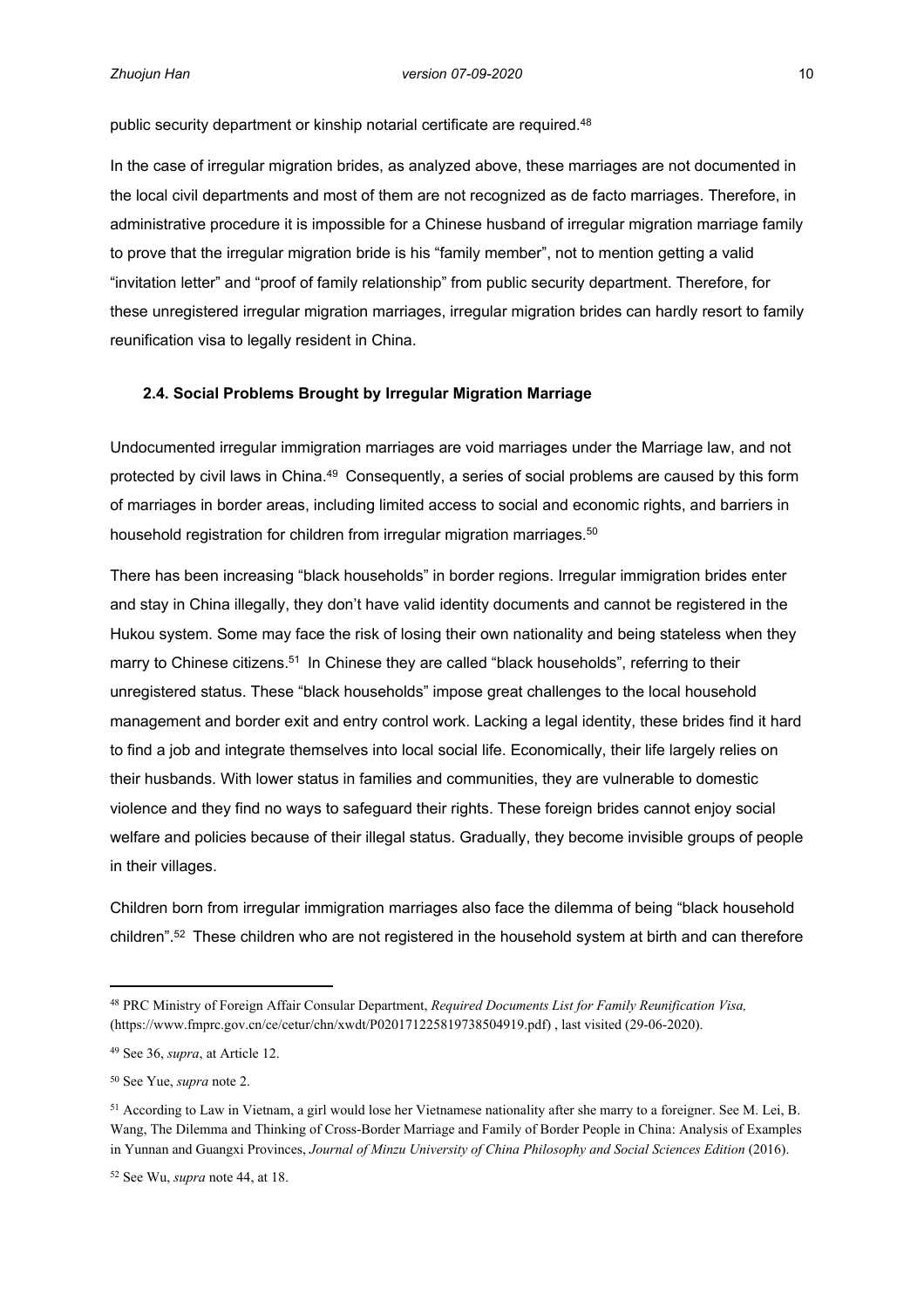public security department or kinship notarial certificate are required.[48]

In the case of irregular migration brides, as analyzed above, these marriages are not documented in the local civil departments and most of them are not recognized as de facto marriages. Therefore, in administrative procedure it is impossible for a Chinese husband of irregular migration marriage family to prove that the irregular migration bride is his "family member", not to mention getting a valid "invitation letter" and "proof of family relationship" from public security department. Therefore, for these unregistered irregular migration marriages, irregular migration brides can hardly resort to family reunification visa to legally resident in China.

### 2.4. Social Problems Brought by Irregular Migration Marriage

Undocumented irregular immigration marriages are void marriages under the Marriage law, and not protected by civil laws in China.[49] Consequently, a series of social problems are caused by this form of marriages in border areas, including limited access to social and economic rights, and barriers in household registration for children from irregular migration marriages.[50]

There has been increasing "black households" in border regions. Irregular immigration brides enter and stay in China illegally, they don't have valid identity documents and cannot be registered in the Hukou system. Some may face the risk of losing their own nationality and being stateless when they marry to Chinese citizens.[51] In Chinese they are called "black households", referring to their unregistered status. These "black households" impose great challenges to the local household management and border exit and entry control work. Lacking a legal identity, these brides find it hard to find a job and integrate themselves into local social life. Economically, their life largely relies on their husbands. With lower status in families and communities, they are vulnerable to domestic violence and they find no ways to safeguard their rights. These foreign brides cannot enjoy social welfare and policies because of their illegal status. Gradually, they become invisible groups of people in their villages.

Children born from irregular immigration marriages also face the dilemma of being "black household children".[52] These children who are not registered in the household system at birth and can therefore

---

[48] PRC Ministry of Foreign Affair Consular Department, *Required Documents List for Family Reunification Visa,* (https://www.fmprc.gov.cn/ce/cetur/chn/xwdt/P020171225819738504919.pdf) , last visited (29-06-2020).

[49] See 36, *supra*, at Article 12.

[50] See Yue, *supra* note 2.

[51] According to Law in Vietnam, a girl would lose her Vietnamese nationality after she marry to a foreigner. See M. Lei, B. Wang, The Dilemma and Thinking of Cross-Border Marriage and Family of Border People in China: Analysis of Examples in Yunnan and Guangxi Provinces, *Journal of Minzu University of China Philosophy and Social Sciences Edition* (2016).

[52] See Wu, *supra* note 44, at 18.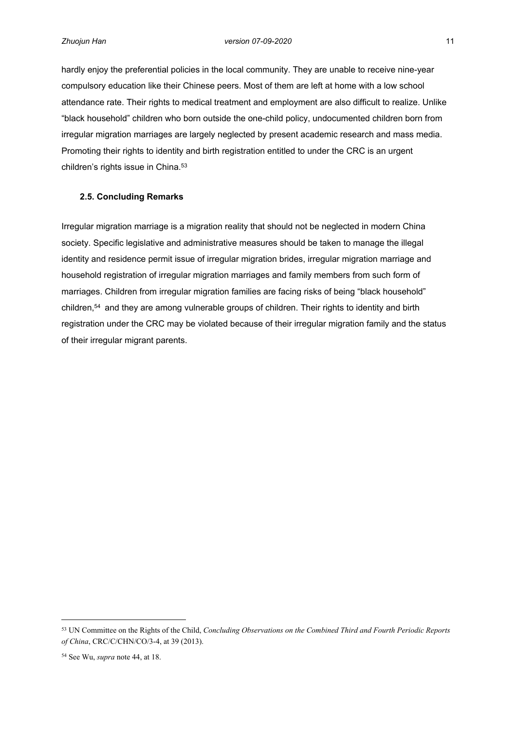hardly enjoy the preferential policies in the local community. They are unable to receive nine-year compulsory education like their Chinese peers. Most of them are left at home with a low school attendance rate. Their rights to medical treatment and employment are also difficult to realize. Unlike "black household" children who born outside the one-child policy, undocumented children born from irregular migration marriages are largely neglected by present academic research and mass media. Promoting their rights to identity and birth registration entitled to under the CRC is an urgent children's rights issue in China.[53]

### 2.5. Concluding Remarks

Irregular migration marriage is a migration reality that should not be neglected in modern China society. Specific legislative and administrative measures should be taken to manage the illegal identity and residence permit issue of irregular migration brides, irregular migration marriage and household registration of irregular migration marriages and family members from such form of marriages. Children from irregular migration families are facing risks of being "black household" children,[54] and they are among vulnerable groups of children. Their rights to identity and birth registration under the CRC may be violated because of their irregular migration family and the status of their irregular migrant parents.

---

[53] UN Committee on the Rights of the Child, *Concluding Observations on the Combined Third and Fourth Periodic Reports of China*, CRC/C/CHN/CO/3-4, at 39 (2013).

[54] See Wu, *supra* note 44, at 18.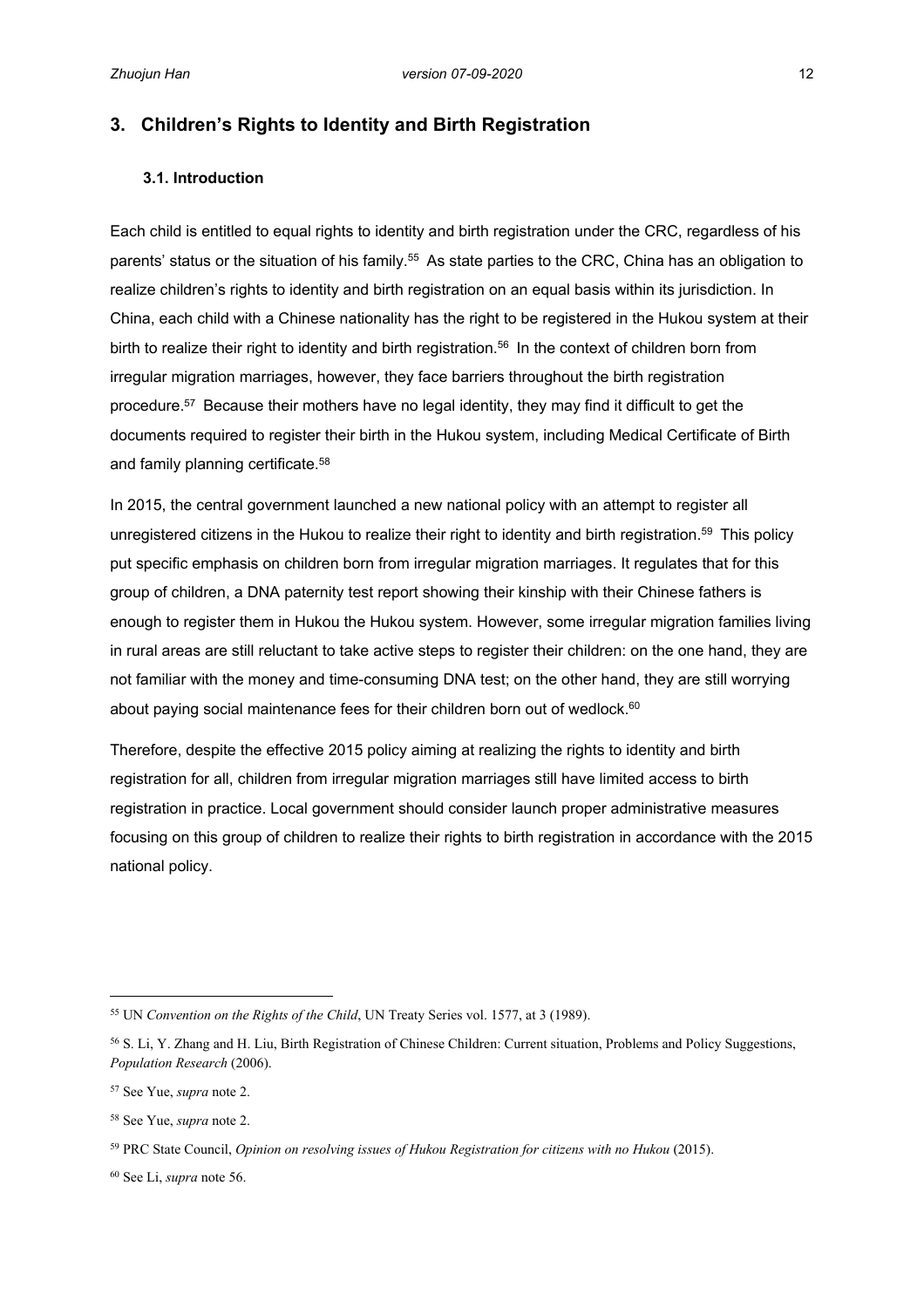## 3. Children's Rights to Identity and Birth Registration

### 3.1. Introduction

Each child is entitled to equal rights to identity and birth registration under the CRC, regardless of his parents' status or the situation of his family.[55] As state parties to the CRC, China has an obligation to realize children's rights to identity and birth registration on an equal basis within its jurisdiction. In China, each child with a Chinese nationality has the right to be registered in the Hukou system at their birth to realize their right to identity and birth registration.[56] In the context of children born from irregular migration marriages, however, they face barriers throughout the birth registration procedure.[57] Because their mothers have no legal identity, they may find it difficult to get the documents required to register their birth in the Hukou system, including Medical Certificate of Birth and family planning certificate.[58]

In 2015, the central government launched a new national policy with an attempt to register all unregistered citizens in the Hukou to realize their right to identity and birth registration.[59] This policy put specific emphasis on children born from irregular migration marriages. It regulates that for this group of children, a DNA paternity test report showing their kinship with their Chinese fathers is enough to register them in Hukou the Hukou system. However, some irregular migration families living in rural areas are still reluctant to take active steps to register their children: on the one hand, they are not familiar with the money and time-consuming DNA test; on the other hand, they are still worrying about paying social maintenance fees for their children born out of wedlock.[60]

Therefore, despite the effective 2015 policy aiming at realizing the rights to identity and birth registration for all, children from irregular migration marriages still have limited access to birth registration in practice. Local government should consider launch proper administrative measures focusing on this group of children to realize their rights to birth registration in accordance with the 2015 national policy.

---

[55] UN *Convention on the Rights of the Child*, UN Treaty Series vol. 1577, at 3 (1989).

[56] S. Li, Y. Zhang and H. Liu, Birth Registration of Chinese Children: Current situation, Problems and Policy Suggestions, *Population Research* (2006).

[57] See Yue, *supra* note 2.

[58] See Yue, *supra* note 2.

[59] PRC State Council, *Opinion on resolving issues of Hukou Registration for citizens with no Hukou* (2015).

[60] See Li, *supra* note 56.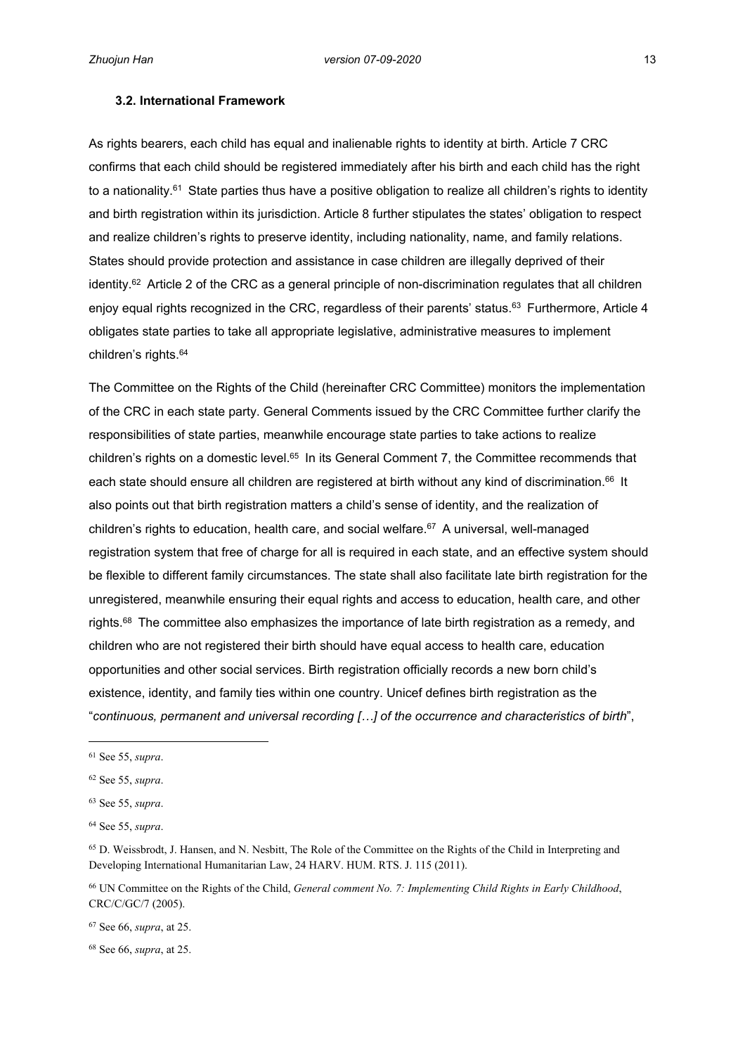### 3.2. International Framework

As rights bearers, each child has equal and inalienable rights to identity at birth. Article 7 CRC confirms that each child should be registered immediately after his birth and each child has the right to a nationality.[61] State parties thus have a positive obligation to realize all children's rights to identity and birth registration within its jurisdiction. Article 8 further stipulates the states' obligation to respect and realize children's rights to preserve identity, including nationality, name, and family relations. States should provide protection and assistance in case children are illegally deprived of their identity.[62] Article 2 of the CRC as a general principle of non-discrimination regulates that all children enjoy equal rights recognized in the CRC, regardless of their parents' status.[63] Furthermore, Article 4 obligates state parties to take all appropriate legislative, administrative measures to implement children's rights.[64]

The Committee on the Rights of the Child (hereinafter CRC Committee) monitors the implementation of the CRC in each state party. General Comments issued by the CRC Committee further clarify the responsibilities of state parties, meanwhile encourage state parties to take actions to realize children's rights on a domestic level.[65] In its General Comment 7, the Committee recommends that each state should ensure all children are registered at birth without any kind of discrimination.[66] It also points out that birth registration matters a child's sense of identity, and the realization of children's rights to education, health care, and social welfare.[67] A universal, well-managed registration system that free of charge for all is required in each state, and an effective system should be flexible to different family circumstances. The state shall also facilitate late birth registration for the unregistered, meanwhile ensuring their equal rights and access to education, health care, and other rights.[68] The committee also emphasizes the importance of late birth registration as a remedy, and children who are not registered their birth should have equal access to health care, education opportunities and other social services. Birth registration officially records a new born child's existence, identity, and family ties within one country. Unicef defines birth registration as the "*continuous, permanent and universal recording […] of the occurrence and characteristics of birth*",

---

[61] See 55, *supra*.

[62] See 55, *supra*.

[63] See 55, *supra*.

[64] See 55, *supra*.

[65] D. Weissbrodt, J. Hansen, and N. Nesbitt, The Role of the Committee on the Rights of the Child in Interpreting and Developing International Humanitarian Law, 24 HARV. HUM. RTS. J. 115 (2011).

[66] UN Committee on the Rights of the Child, *General comment No. 7: Implementing Child Rights in Early Childhood*, CRC/C/GC/7 (2005).

[67] See 66, *supra*, at 25.

[68] See 66, *supra*, at 25.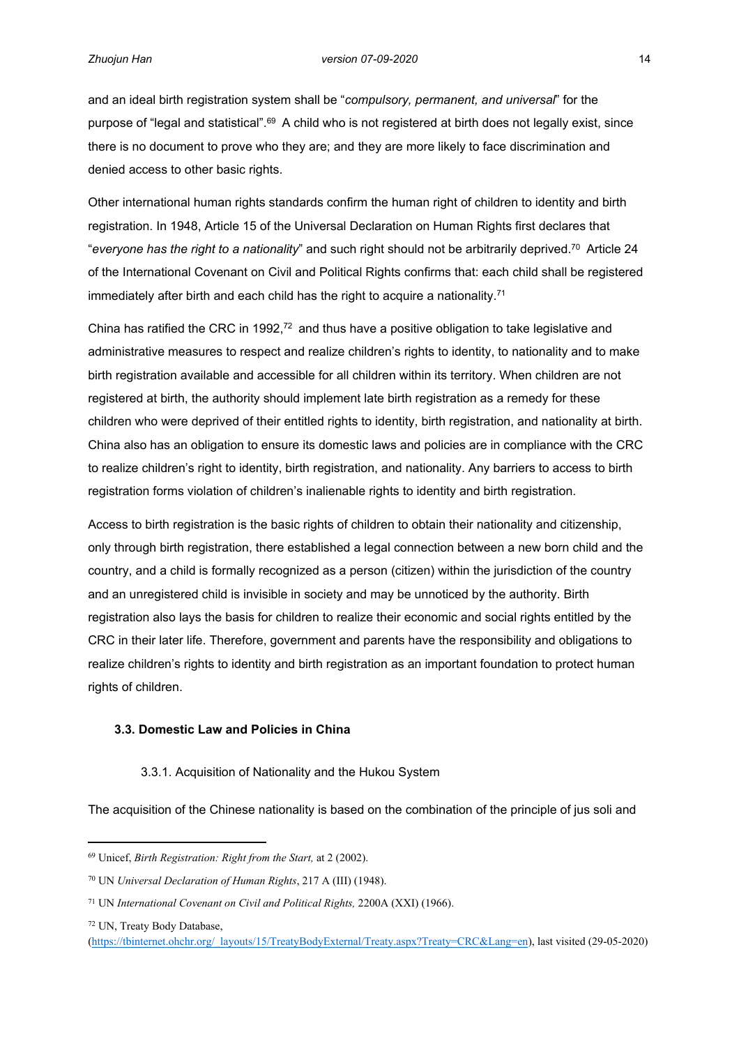and an ideal birth registration system shall be "*compulsory, permanent, and universal*" for the purpose of "legal and statistical".[69] A child who is not registered at birth does not legally exist, since there is no document to prove who they are; and they are more likely to face discrimination and denied access to other basic rights.

Other international human rights standards confirm the human right of children to identity and birth registration. In 1948, Article 15 of the Universal Declaration on Human Rights first declares that "*everyone has the right to a nationality*" and such right should not be arbitrarily deprived.[70] Article 24 of the International Covenant on Civil and Political Rights confirms that: each child shall be registered immediately after birth and each child has the right to acquire a nationality.[71]

China has ratified the CRC in 1992,[72] and thus have a positive obligation to take legislative and administrative measures to respect and realize children's rights to identity, to nationality and to make birth registration available and accessible for all children within its territory. When children are not registered at birth, the authority should implement late birth registration as a remedy for these children who were deprived of their entitled rights to identity, birth registration, and nationality at birth. China also has an obligation to ensure its domestic laws and policies are in compliance with the CRC to realize children's right to identity, birth registration, and nationality. Any barriers to access to birth registration forms violation of children's inalienable rights to identity and birth registration.

Access to birth registration is the basic rights of children to obtain their nationality and citizenship, only through birth registration, there established a legal connection between a new born child and the country, and a child is formally recognized as a person (citizen) within the jurisdiction of the country and an unregistered child is invisible in society and may be unnoticed by the authority. Birth registration also lays the basis for children to realize their economic and social rights entitled by the CRC in their later life. Therefore, government and parents have the responsibility and obligations to realize children's rights to identity and birth registration as an important foundation to protect human rights of children.

### 3.3. Domestic Law and Policies in China

#### 3.3.1. Acquisition of Nationality and the Hukou System

The acquisition of the Chinese nationality is based on the combination of the principle of jus soli and

---

[69] Unicef, *Birth Registration: Right from the Start,* at 2 (2002).

[70] UN *Universal Declaration of Human Rights*, 217 A (III) (1948).

[71] UN *International Covenant on Civil and Political Rights,* 2200A (XXI) (1966).

[72] UN, Treaty Body Database, (https://tbinternet.ohchr.org/_layouts/15/TreatyBodyExternal/Treaty.aspx?Treaty=CRC&Lang=en), last visited (29-05-2020)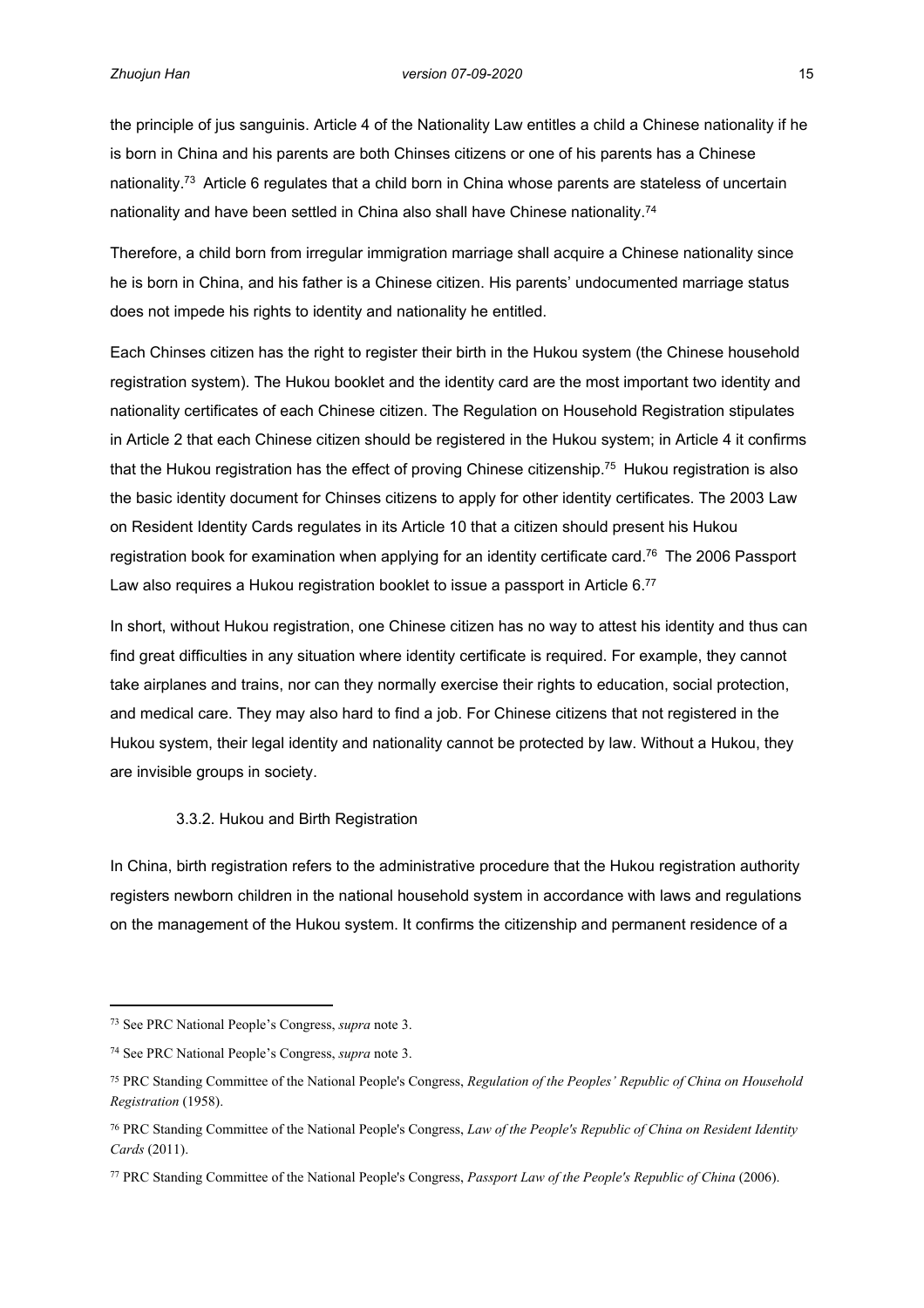the principle of jus sanguinis. Article 4 of the Nationality Law entitles a child a Chinese nationality if he is born in China and his parents are both Chinses citizens or one of his parents has a Chinese nationality.[73] Article 6 regulates that a child born in China whose parents are stateless of uncertain nationality and have been settled in China also shall have Chinese nationality.[74]

Therefore, a child born from irregular immigration marriage shall acquire a Chinese nationality since he is born in China, and his father is a Chinese citizen. His parents' undocumented marriage status does not impede his rights to identity and nationality he entitled.

Each Chinses citizen has the right to register their birth in the Hukou system (the Chinese household registration system). The Hukou booklet and the identity card are the most important two identity and nationality certificates of each Chinese citizen. The Regulation on Household Registration stipulates in Article 2 that each Chinese citizen should be registered in the Hukou system; in Article 4 it confirms that the Hukou registration has the effect of proving Chinese citizenship.[75] Hukou registration is also the basic identity document for Chinses citizens to apply for other identity certificates. The 2003 Law on Resident Identity Cards regulates in its Article 10 that a citizen should present his Hukou registration book for examination when applying for an identity certificate card.[76] The 2006 Passport Law also requires a Hukou registration booklet to issue a passport in Article 6.[77]

In short, without Hukou registration, one Chinese citizen has no way to attest his identity and thus can find great difficulties in any situation where identity certificate is required. For example, they cannot take airplanes and trains, nor can they normally exercise their rights to education, social protection, and medical care. They may also hard to find a job. For Chinese citizens that not registered in the Hukou system, their legal identity and nationality cannot be protected by law. Without a Hukou, they are invisible groups in society.

### 3.3.2. Hukou and Birth Registration

In China, birth registration refers to the administrative procedure that the Hukou registration authority registers newborn children in the national household system in accordance with laws and regulations on the management of the Hukou system. It confirms the citizenship and permanent residence of a

---

[73] See PRC National People's Congress, *supra* note 3.

[74] See PRC National People's Congress, *supra* note 3.

[75] PRC Standing Committee of the National People's Congress, *Regulation of the Peoples' Republic of China on Household Registration* (1958).

[76] PRC Standing Committee of the National People's Congress, *Law of the People's Republic of China on Resident Identity Cards* (2011).

[77] PRC Standing Committee of the National People's Congress, *Passport Law of the People's Republic of China* (2006).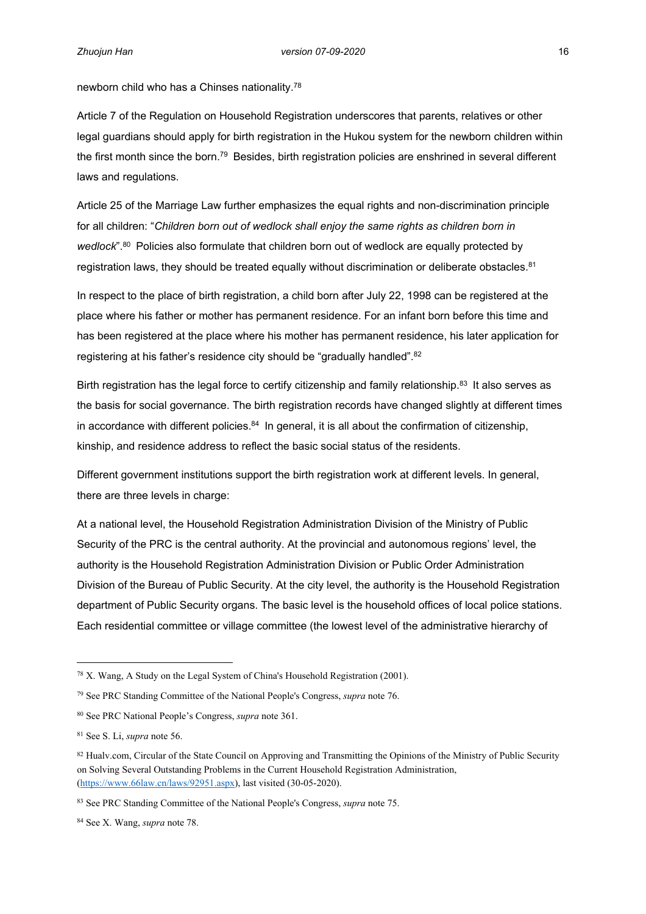newborn child who has a Chinses nationality.[78]

Article 7 of the Regulation on Household Registration underscores that parents, relatives or other legal guardians should apply for birth registration in the Hukou system for the newborn children within the first month since the born.[79] Besides, birth registration policies are enshrined in several different laws and regulations.

Article 25 of the Marriage Law further emphasizes the equal rights and non-discrimination principle for all children: "*Children born out of wedlock shall enjoy the same rights as children born in wedlock*".[80] Policies also formulate that children born out of wedlock are equally protected by registration laws, they should be treated equally without discrimination or deliberate obstacles.[81]

In respect to the place of birth registration, a child born after July 22, 1998 can be registered at the place where his father or mother has permanent residence. For an infant born before this time and has been registered at the place where his mother has permanent residence, his later application for registering at his father's residence city should be "gradually handled".[82]

Birth registration has the legal force to certify citizenship and family relationship.[83] It also serves as the basis for social governance. The birth registration records have changed slightly at different times in accordance with different policies.[84] In general, it is all about the confirmation of citizenship, kinship, and residence address to reflect the basic social status of the residents.

Different government institutions support the birth registration work at different levels. In general, there are three levels in charge:

At a national level, the Household Registration Administration Division of the Ministry of Public Security of the PRC is the central authority. At the provincial and autonomous regions' level, the authority is the Household Registration Administration Division or Public Order Administration Division of the Bureau of Public Security. At the city level, the authority is the Household Registration department of Public Security organs. The basic level is the household offices of local police stations. Each residential committee or village committee (the lowest level of the administrative hierarchy of

---

[78] X. Wang, A Study on the Legal System of China's Household Registration (2001).

[79] See PRC Standing Committee of the National People's Congress, *supra* note 76.

[80] See PRC National People's Congress, *supra* note 361.

[81] See S. Li, *supra* note 56.

[82] Hualv.com, Circular of the State Council on Approving and Transmitting the Opinions of the Ministry of Public Security on Solving Several Outstanding Problems in the Current Household Registration Administration, (https://www.66law.cn/laws/92951.aspx), last visited (30-05-2020).

[83] See PRC Standing Committee of the National People's Congress, *supra* note 75.

[84] See X. Wang, *supra* note 78.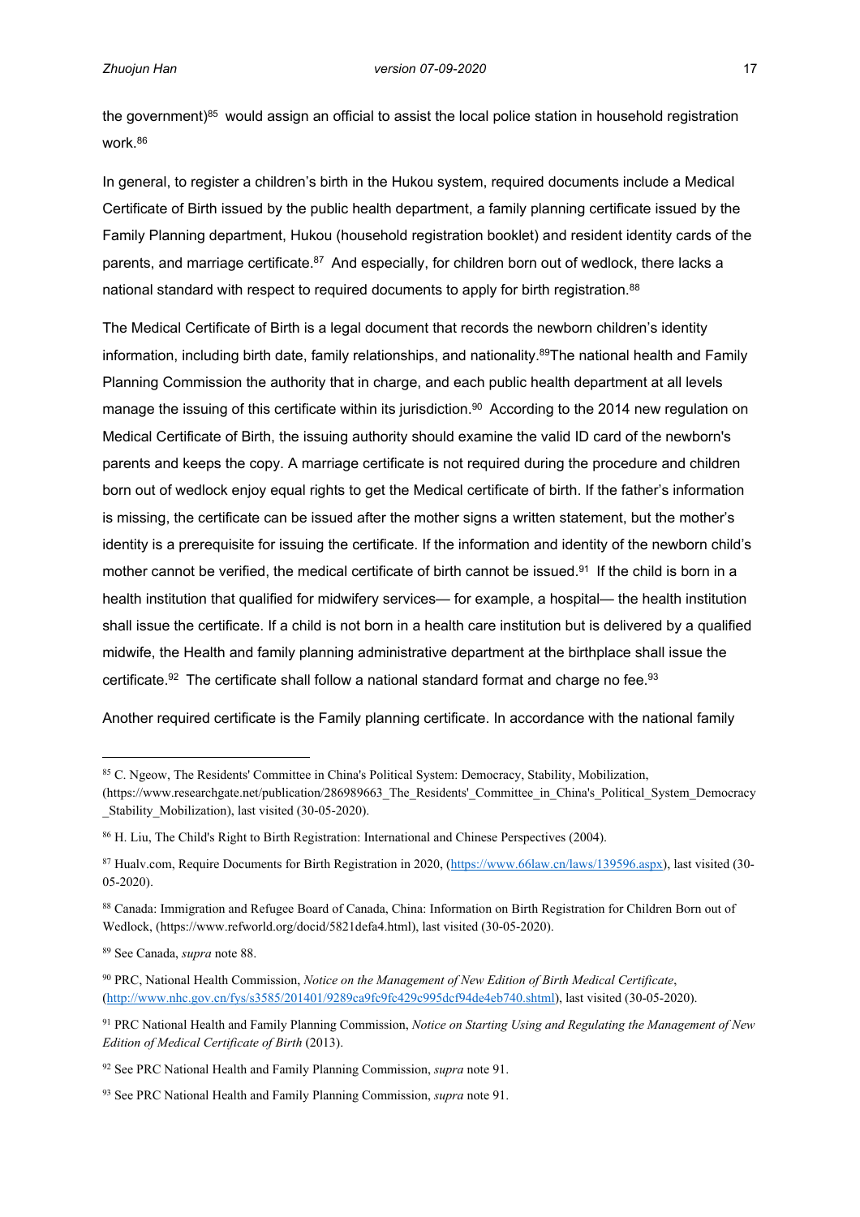the government)[85] would assign an official to assist the local police station in household registration work.[86]

In general, to register a children's birth in the Hukou system, required documents include a Medical Certificate of Birth issued by the public health department, a family planning certificate issued by the Family Planning department, Hukou (household registration booklet) and resident identity cards of the parents, and marriage certificate.[87] And especially, for children born out of wedlock, there lacks a national standard with respect to required documents to apply for birth registration.[88]

The Medical Certificate of Birth is a legal document that records the newborn children's identity information, including birth date, family relationships, and nationality.[89]The national health and Family Planning Commission the authority that in charge, and each public health department at all levels manage the issuing of this certificate within its jurisdiction.[90] According to the 2014 new regulation on Medical Certificate of Birth, the issuing authority should examine the valid ID card of the newborn's parents and keeps the copy. A marriage certificate is not required during the procedure and children born out of wedlock enjoy equal rights to get the Medical certificate of birth. If the father's information is missing, the certificate can be issued after the mother signs a written statement, but the mother's identity is a prerequisite for issuing the certificate. If the information and identity of the newborn child's mother cannot be verified, the medical certificate of birth cannot be issued.[91] If the child is born in a health institution that qualified for midwifery services— for example, a hospital— the health institution shall issue the certificate. If a child is not born in a health care institution but is delivered by a qualified midwife, the Health and family planning administrative department at the birthplace shall issue the certificate.[92] The certificate shall follow a national standard format and charge no fee.[93]

Another required certificate is the Family planning certificate. In accordance with the national family

---

[85] C. Ngeow, The Residents' Committee in China's Political System: Democracy, Stability, Mobilization, (https://www.researchgate.net/publication/286989663_The_Residents'_Committee_in_China's_Political_System_Democracy_Stability_Mobilization), last visited (30-05-2020).

[86] H. Liu, The Child's Right to Birth Registration: International and Chinese Perspectives (2004).

[87] Hualv.com, Require Documents for Birth Registration in 2020, (https://www.66law.cn/laws/139596.aspx), last visited (30-05-2020).

[88] Canada: Immigration and Refugee Board of Canada, China: Information on Birth Registration for Children Born out of Wedlock, (https://www.refworld.org/docid/5821defa4.html), last visited (30-05-2020).

[89] See Canada, *supra* note 88.

[90] PRC, National Health Commission, *Notice on the Management of New Edition of Birth Medical Certificate*, (http://www.nhc.gov.cn/fys/s3585/201401/9289ca9fc9fc429c995dcf94de4eb740.shtml), last visited (30-05-2020).

[91] PRC National Health and Family Planning Commission, *Notice on Starting Using and Regulating the Management of New Edition of Medical Certificate of Birth* (2013).

[92] See PRC National Health and Family Planning Commission, *supra* note 91.

[93] See PRC National Health and Family Planning Commission, *supra* note 91.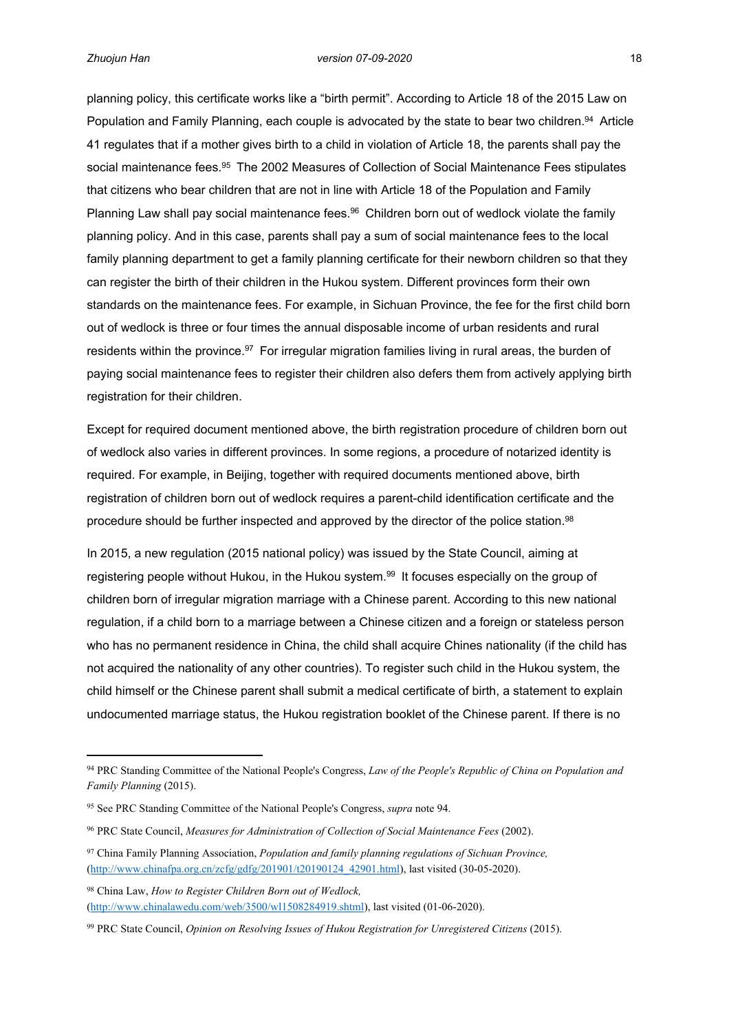planning policy, this certificate works like a "birth permit". According to Article 18 of the 2015 Law on Population and Family Planning, each couple is advocated by the state to bear two children.[94] Article 41 regulates that if a mother gives birth to a child in violation of Article 18, the parents shall pay the social maintenance fees.[95] The 2002 Measures of Collection of Social Maintenance Fees stipulates that citizens who bear children that are not in line with Article 18 of the Population and Family Planning Law shall pay social maintenance fees.[96] Children born out of wedlock violate the family planning policy. And in this case, parents shall pay a sum of social maintenance fees to the local family planning department to get a family planning certificate for their newborn children so that they can register the birth of their children in the Hukou system. Different provinces form their own standards on the maintenance fees. For example, in Sichuan Province, the fee for the first child born out of wedlock is three or four times the annual disposable income of urban residents and rural residents within the province.[97] For irregular migration families living in rural areas, the burden of paying social maintenance fees to register their children also defers them from actively applying birth registration for their children.

Except for required document mentioned above, the birth registration procedure of children born out of wedlock also varies in different provinces. In some regions, a procedure of notarized identity is required. For example, in Beijing, together with required documents mentioned above, birth registration of children born out of wedlock requires a parent-child identification certificate and the procedure should be further inspected and approved by the director of the police station.[98]

In 2015, a new regulation (2015 national policy) was issued by the State Council, aiming at registering people without Hukou, in the Hukou system.[99] It focuses especially on the group of children born of irregular migration marriage with a Chinese parent. According to this new national regulation, if a child born to a marriage between a Chinese citizen and a foreign or stateless person who has no permanent residence in China, the child shall acquire Chines nationality (if the child has not acquired the nationality of any other countries). To register such child in the Hukou system, the child himself or the Chinese parent shall submit a medical certificate of birth, a statement to explain undocumented marriage status, the Hukou registration booklet of the Chinese parent. If there is no

---

[94] PRC Standing Committee of the National People's Congress, *Law of the People's Republic of China on Population and Family Planning* (2015).

[95] See PRC Standing Committee of the National People's Congress, *supra* note 94.

[96] PRC State Council, *Measures for Administration of Collection of Social Maintenance Fees* (2002).

[97] China Family Planning Association, *Population and family planning regulations of Sichuan Province,* (http://www.chinafpa.org.cn/zcfg/gdfg/201901/t20190124_42901.html), last visited (30-05-2020).

[98] China Law, *How to Register Children Born out of Wedlock,* (http://www.chinalawedu.com/web/3500/wl1508284919.shtml), last visited (01-06-2020).

[99] PRC State Council, *Opinion on Resolving Issues of Hukou Registration for Unregistered Citizens* (2015).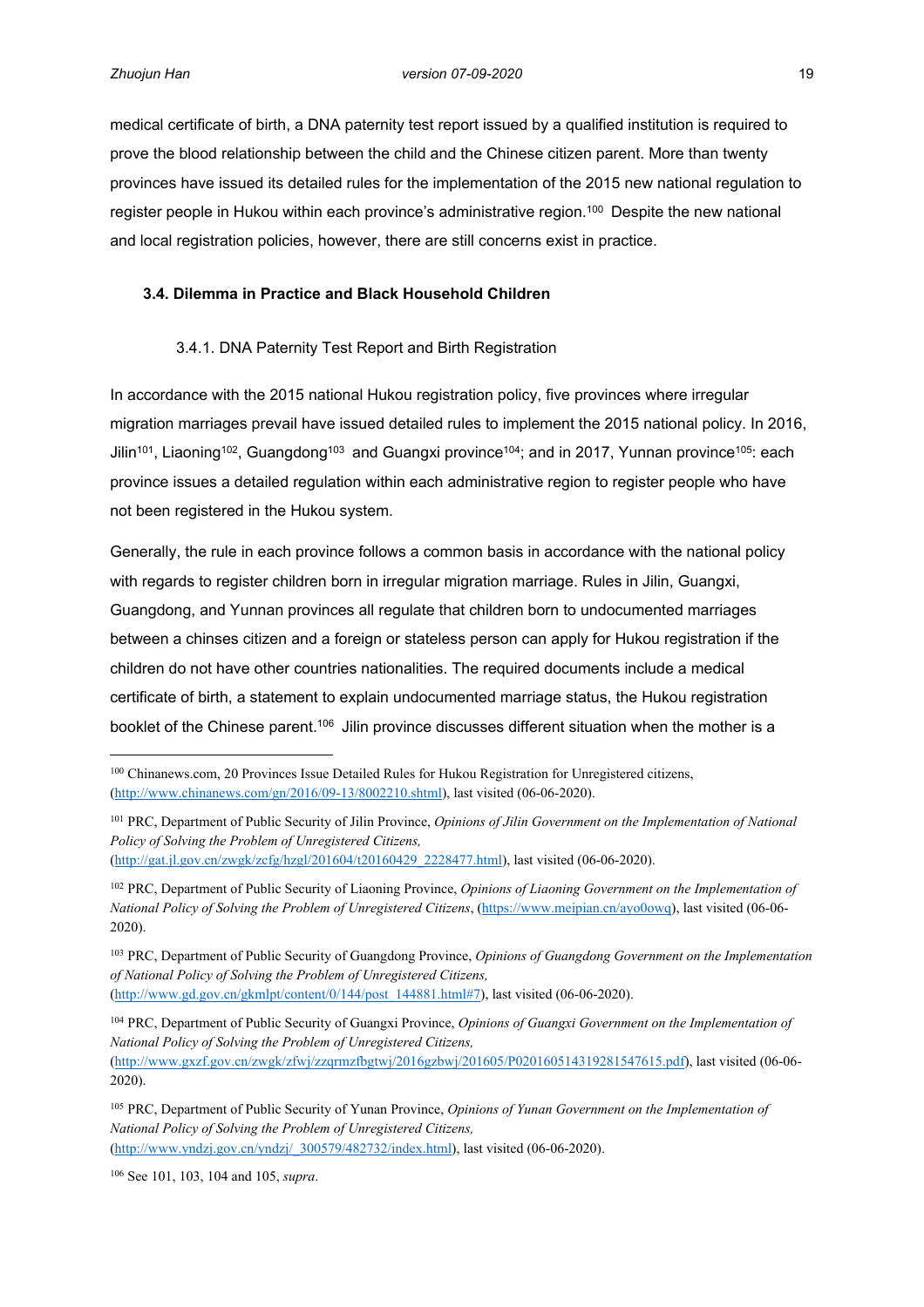medical certificate of birth, a DNA paternity test report issued by a qualified institution is required to prove the blood relationship between the child and the Chinese citizen parent. More than twenty provinces have issued its detailed rules for the implementation of the 2015 new national regulation to register people in Hukou within each province's administrative region.[100] Despite the new national and local registration policies, however, there are still concerns exist in practice.

### 3.4. Dilemma in Practice and Black Household Children

#### 3.4.1. DNA Paternity Test Report and Birth Registration

In accordance with the 2015 national Hukou registration policy, five provinces where irregular migration marriages prevail have issued detailed rules to implement the 2015 national policy. In 2016, Jilin[101], Liaoning[102], Guangdong[103] and Guangxi province[104]; and in 2017, Yunnan province[105]: each province issues a detailed regulation within each administrative region to register people who have not been registered in the Hukou system.

Generally, the rule in each province follows a common basis in accordance with the national policy with regards to register children born in irregular migration marriage. Rules in Jilin, Guangxi, Guangdong, and Yunnan provinces all regulate that children born to undocumented marriages between a chinses citizen and a foreign or stateless person can apply for Hukou registration if the children do not have other countries nationalities. The required documents include a medical certificate of birth, a statement to explain undocumented marriage status, the Hukou registration booklet of the Chinese parent.[106] Jilin province discusses different situation when the mother is a

---

[100] Chinanews.com, 20 Provinces Issue Detailed Rules for Hukou Registration for Unregistered citizens, (http://www.chinanews.com/gn/2016/09-13/8002210.shtml), last visited (06-06-2020).

[101] PRC, Department of Public Security of Jilin Province, *Opinions of Jilin Government on the Implementation of National Policy of Solving the Problem of Unregistered Citizens,* (http://gat.jl.gov.cn/zwgk/zcfg/hzgl/201604/t20160429_2228477.html), last visited (06-06-2020).

[102] PRC, Department of Public Security of Liaoning Province, *Opinions of Liaoning Government on the Implementation of National Policy of Solving the Problem of Unregistered Citizens*, (https://www.meipian.cn/ayo0owq), last visited (06-06-2020).

[103] PRC, Department of Public Security of Guangdong Province, *Opinions of Guangdong Government on the Implementation of National Policy of Solving the Problem of Unregistered Citizens,* (http://www.gd.gov.cn/gkmlpt/content/0/144/post_144881.html#7), last visited (06-06-2020).

[104] PRC, Department of Public Security of Guangxi Province, *Opinions of Guangxi Government on the Implementation of National Policy of Solving the Problem of Unregistered Citizens,* (http://www.gxzf.gov.cn/zwgk/zfwj/zzqrmzfbgtwj/2016gzbwj/201605/P020160514319281547615.pdf), last visited (06-06-2020).

[105] PRC, Department of Public Security of Yunan Province, *Opinions of Yunan Government on the Implementation of National Policy of Solving the Problem of Unregistered Citizens,* (http://www.yndzj.gov.cn/yndzj/_300579/482732/index.html), last visited (06-06-2020).

[106] See 101, 103, 104 and 105, *supra*.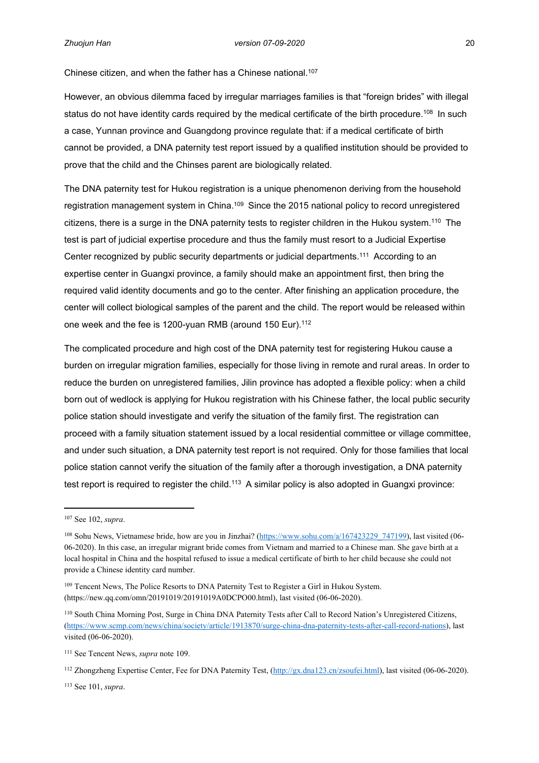Chinese citizen, and when the father has a Chinese national.[107]

However, an obvious dilemma faced by irregular marriages families is that "foreign brides" with illegal status do not have identity cards required by the medical certificate of the birth procedure.[108] In such a case, Yunnan province and Guangdong province regulate that: if a medical certificate of birth cannot be provided, a DNA paternity test report issued by a qualified institution should be provided to prove that the child and the Chinses parent are biologically related.

The DNA paternity test for Hukou registration is a unique phenomenon deriving from the household registration management system in China.[109] Since the 2015 national policy to record unregistered citizens, there is a surge in the DNA paternity tests to register children in the Hukou system.[110] The test is part of judicial expertise procedure and thus the family must resort to a Judicial Expertise Center recognized by public security departments or judicial departments.[111] According to an expertise center in Guangxi province, a family should make an appointment first, then bring the required valid identity documents and go to the center. After finishing an application procedure, the center will collect biological samples of the parent and the child. The report would be released within one week and the fee is 1200-yuan RMB (around 150 Eur).[112]

The complicated procedure and high cost of the DNA paternity test for registering Hukou cause a burden on irregular migration families, especially for those living in remote and rural areas. In order to reduce the burden on unregistered families, Jilin province has adopted a flexible policy: when a child born out of wedlock is applying for Hukou registration with his Chinese father, the local public security police station should investigate and verify the situation of the family first. The registration can proceed with a family situation statement issued by a local residential committee or village committee, and under such situation, a DNA paternity test report is not required. Only for those families that local police station cannot verify the situation of the family after a thorough investigation, a DNA paternity test report is required to register the child.[113] A similar policy is also adopted in Guangxi province:

---

[107] See 102, *supra*.

[108] Sohu News, Vietnamese bride, how are you in Jinzhai? (https://www.sohu.com/a/167423229_747199), last visited (06-06-2020). In this case, an irregular migrant bride comes from Vietnam and married to a Chinese man. She gave birth at a local hospital in China and the hospital refused to issue a medical certificate of birth to her child because she could not provide a Chinese identity card number.

[109] Tencent News, The Police Resorts to DNA Paternity Test to Register a Girl in Hukou System. (https://new.qq.com/omn/20191019/20191019A0DCPO00.html), last visited (06-06-2020).

[110] South China Morning Post, Surge in China DNA Paternity Tests after Call to Record Nation's Unregistered Citizens, (https://www.scmp.com/news/china/society/article/1913870/surge-china-dna-paternity-tests-after-call-record-nations), last visited (06-06-2020).

[111] See Tencent News, *supra* note 109.

[112] Zhongzheng Expertise Center, Fee for DNA Paternity Test, (http://gx.dna123.cn/zsoufei.html), last visited (06-06-2020).

[113] See 101, *supra*.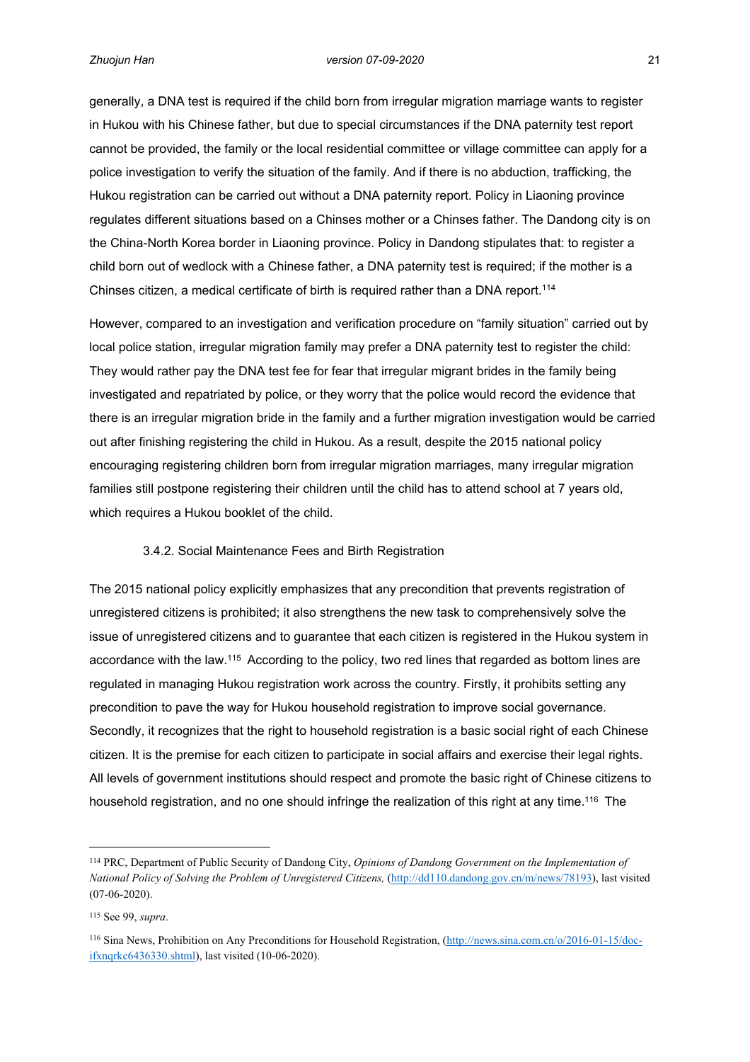generally, a DNA test is required if the child born from irregular migration marriage wants to register in Hukou with his Chinese father, but due to special circumstances if the DNA paternity test report cannot be provided, the family or the local residential committee or village committee can apply for a police investigation to verify the situation of the family. And if there is no abduction, trafficking, the Hukou registration can be carried out without a DNA paternity report. Policy in Liaoning province regulates different situations based on a Chinses mother or a Chinses father. The Dandong city is on the China-North Korea border in Liaoning province. Policy in Dandong stipulates that: to register a child born out of wedlock with a Chinese father, a DNA paternity test is required; if the mother is a Chinses citizen, a medical certificate of birth is required rather than a DNA report.[114]

However, compared to an investigation and verification procedure on "family situation" carried out by local police station, irregular migration family may prefer a DNA paternity test to register the child: They would rather pay the DNA test fee for fear that irregular migrant brides in the family being investigated and repatriated by police, or they worry that the police would record the evidence that there is an irregular migration bride in the family and a further migration investigation would be carried out after finishing registering the child in Hukou. As a result, despite the 2015 national policy encouraging registering children born from irregular migration marriages, many irregular migration families still postpone registering their children until the child has to attend school at 7 years old, which requires a Hukou booklet of the child.

### 3.4.2. Social Maintenance Fees and Birth Registration

The 2015 national policy explicitly emphasizes that any precondition that prevents registration of unregistered citizens is prohibited; it also strengthens the new task to comprehensively solve the issue of unregistered citizens and to guarantee that each citizen is registered in the Hukou system in accordance with the law.[115] According to the policy, two red lines that regarded as bottom lines are regulated in managing Hukou registration work across the country. Firstly, it prohibits setting any precondition to pave the way for Hukou household registration to improve social governance. Secondly, it recognizes that the right to household registration is a basic social right of each Chinese citizen. It is the premise for each citizen to participate in social affairs and exercise their legal rights. All levels of government institutions should respect and promote the basic right of Chinese citizens to household registration, and no one should infringe the realization of this right at any time.[116] The

---

[114] PRC, Department of Public Security of Dandong City, *Opinions of Dandong Government on the Implementation of National Policy of Solving the Problem of Unregistered Citizens,* (http://dd110.dandong.gov.cn/m/news/78193), last visited (07-06-2020).

[115] See 99, *supra*.

[116] Sina News, Prohibition on Any Preconditions for Household Registration, (http://news.sina.com.cn/o/2016-01-15/doc-ifxnqrkc6436330.shtml), last visited (10-06-2020).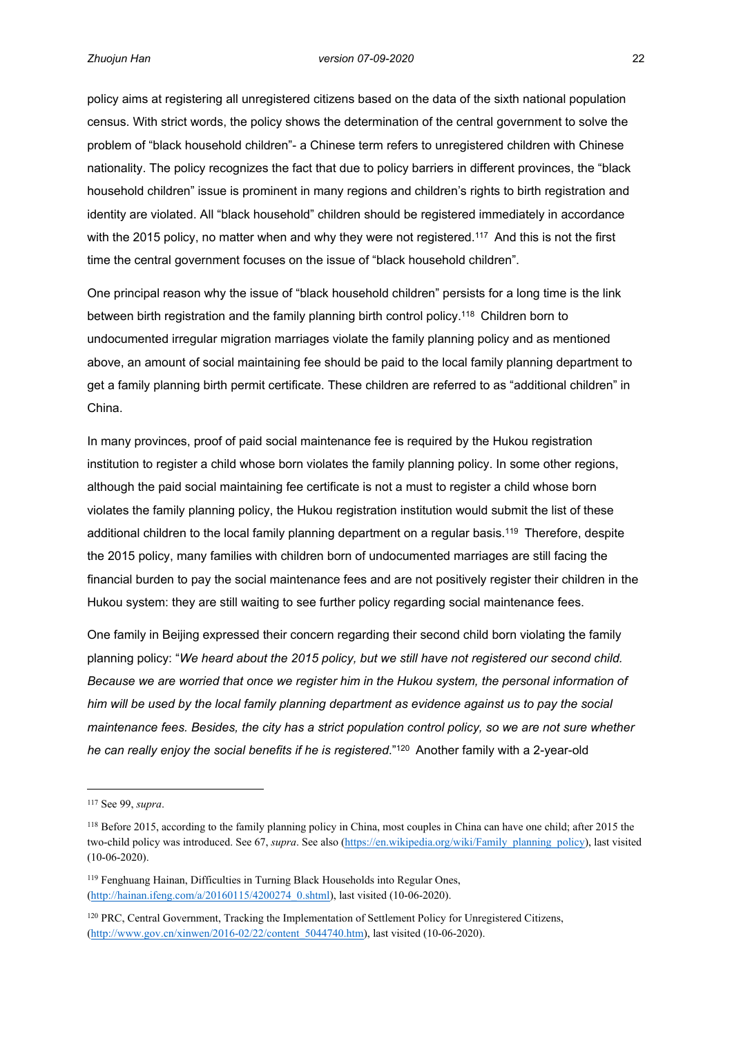policy aims at registering all unregistered citizens based on the data of the sixth national population census. With strict words, the policy shows the determination of the central government to solve the problem of "black household children"- a Chinese term refers to unregistered children with Chinese nationality. The policy recognizes the fact that due to policy barriers in different provinces, the "black household children" issue is prominent in many regions and children's rights to birth registration and identity are violated. All "black household" children should be registered immediately in accordance with the 2015 policy, no matter when and why they were not registered.[117] And this is not the first time the central government focuses on the issue of "black household children".

One principal reason why the issue of "black household children" persists for a long time is the link between birth registration and the family planning birth control policy.[118] Children born to undocumented irregular migration marriages violate the family planning policy and as mentioned above, an amount of social maintaining fee should be paid to the local family planning department to get a family planning birth permit certificate. These children are referred to as "additional children" in China.

In many provinces, proof of paid social maintenance fee is required by the Hukou registration institution to register a child whose born violates the family planning policy. In some other regions, although the paid social maintaining fee certificate is not a must to register a child whose born violates the family planning policy, the Hukou registration institution would submit the list of these additional children to the local family planning department on a regular basis.[119] Therefore, despite the 2015 policy, many families with children born of undocumented marriages are still facing the financial burden to pay the social maintenance fees and are not positively register their children in the Hukou system: they are still waiting to see further policy regarding social maintenance fees.

One family in Beijing expressed their concern regarding their second child born violating the family planning policy: "*We heard about the 2015 policy, but we still have not registered our second child. Because we are worried that once we register him in the Hukou system, the personal information of him will be used by the local family planning department as evidence against us to pay the social maintenance fees. Besides, the city has a strict population control policy, so we are not sure whether he can really enjoy the social benefits if he is registered*."[120] Another family with a 2-year-old

---

[117] See 99, *supra*.

[118] Before 2015, according to the family planning policy in China, most couples in China can have one child; after 2015 the two-child policy was introduced. See 67, *supra*. See also (https://en.wikipedia.org/wiki/Family_planning_policy), last visited (10-06-2020).

[119] Fenghuang Hainan, Difficulties in Turning Black Households into Regular Ones, (http://hainan.ifeng.com/a/20160115/4200274_0.shtml), last visited (10-06-2020).

[120] PRC, Central Government, Tracking the Implementation of Settlement Policy for Unregistered Citizens, (http://www.gov.cn/xinwen/2016-02/22/content_5044740.htm), last visited (10-06-2020).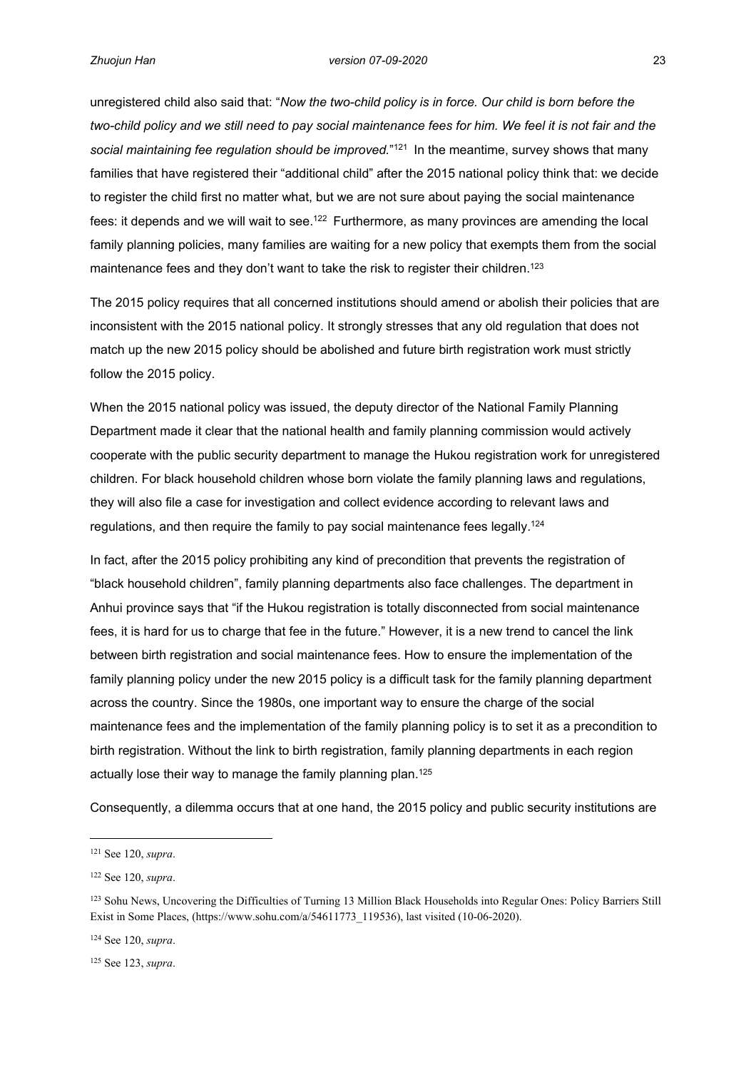unregistered child also said that: "*Now the two-child policy is in force. Our child is born before the two-child policy and we still need to pay social maintenance fees for him. We feel it is not fair and the social maintaining fee regulation should be improved.*"[121] In the meantime, survey shows that many families that have registered their "additional child" after the 2015 national policy think that: we decide to register the child first no matter what, but we are not sure about paying the social maintenance fees: it depends and we will wait to see.[122] Furthermore, as many provinces are amending the local family planning policies, many families are waiting for a new policy that exempts them from the social maintenance fees and they don't want to take the risk to register their children.[123]

The 2015 policy requires that all concerned institutions should amend or abolish their policies that are inconsistent with the 2015 national policy. It strongly stresses that any old regulation that does not match up the new 2015 policy should be abolished and future birth registration work must strictly follow the 2015 policy.

When the 2015 national policy was issued, the deputy director of the National Family Planning Department made it clear that the national health and family planning commission would actively cooperate with the public security department to manage the Hukou registration work for unregistered children. For black household children whose born violate the family planning laws and regulations, they will also file a case for investigation and collect evidence according to relevant laws and regulations, and then require the family to pay social maintenance fees legally.[124]

In fact, after the 2015 policy prohibiting any kind of precondition that prevents the registration of "black household children", family planning departments also face challenges. The department in Anhui province says that "if the Hukou registration is totally disconnected from social maintenance fees, it is hard for us to charge that fee in the future." However, it is a new trend to cancel the link between birth registration and social maintenance fees. How to ensure the implementation of the family planning policy under the new 2015 policy is a difficult task for the family planning department across the country. Since the 1980s, one important way to ensure the charge of the social maintenance fees and the implementation of the family planning policy is to set it as a precondition to birth registration. Without the link to birth registration, family planning departments in each region actually lose their way to manage the family planning plan.[125]

Consequently, a dilemma occurs that at one hand, the 2015 policy and public security institutions are

---

[121] See 120, *supra*.

[122] See 120, *supra*.

[123] Sohu News, Uncovering the Difficulties of Turning 13 Million Black Households into Regular Ones: Policy Barriers Still Exist in Some Places, (https://www.sohu.com/a/54611773_119536), last visited (10-06-2020).

[124] See 120, *supra*.

[125] See 123, *supra*.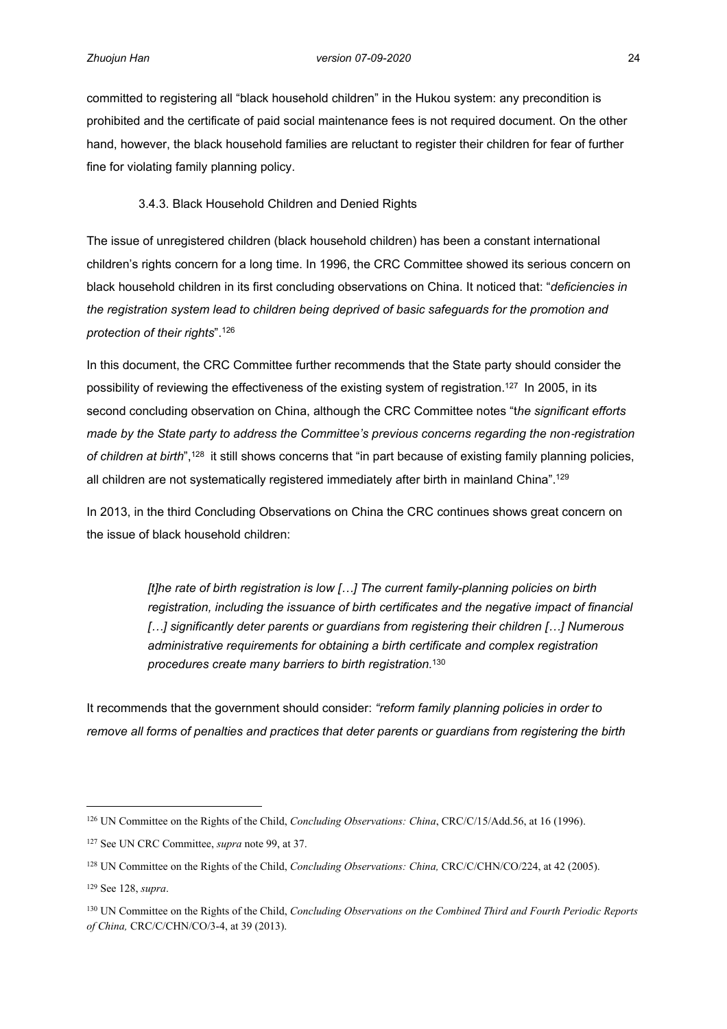committed to registering all "black household children" in the Hukou system: any precondition is prohibited and the certificate of paid social maintenance fees is not required document. On the other hand, however, the black household families are reluctant to register their children for fear of further fine for violating family planning policy.

#### 3.4.3. Black Household Children and Denied Rights

The issue of unregistered children (black household children) has been a constant international children's rights concern for a long time. In 1996, the CRC Committee showed its serious concern on black household children in its first concluding observations on China. It noticed that: "*deficiencies in the registration system lead to children being deprived of basic safeguards for the promotion and protection of their rights*".[126]

In this document, the CRC Committee further recommends that the State party should consider the possibility of reviewing the effectiveness of the existing system of registration.[127] In 2005, in its second concluding observation on China, although the CRC Committee notes "t*he significant efforts made by the State party to address the Committee's previous concerns regarding the non-registration of children at birth*",[128] it still shows concerns that "in part because of existing family planning policies, all children are not systematically registered immediately after birth in mainland China".[129]

In 2013, in the third Concluding Observations on China the CRC continues shows great concern on the issue of black household children:

> *[t]he rate of birth registration is low […] The current family-planning policies on birth registration, including the issuance of birth certificates and the negative impact of financial […] significantly deter parents or guardians from registering their children […] Numerous administrative requirements for obtaining a birth certificate and complex registration procedures create many barriers to birth registration.*[130]

It recommends that the government should consider: *"reform family planning policies in order to remove all forms of penalties and practices that deter parents or guardians from registering the birth*

---

[126] UN Committee on the Rights of the Child, *Concluding Observations: China*, CRC/C/15/Add.56, at 16 (1996).

[127] See UN CRC Committee, *supra* note 99, at 37.

[128] UN Committee on the Rights of the Child, *Concluding Observations: China,* CRC/C/CHN/CO/224, at 42 (2005).

[129] See 128, *supra*.

[130] UN Committee on the Rights of the Child, *Concluding Observations on the Combined Third and Fourth Periodic Reports of China,* CRC/C/CHN/CO/3-4, at 39 (2013).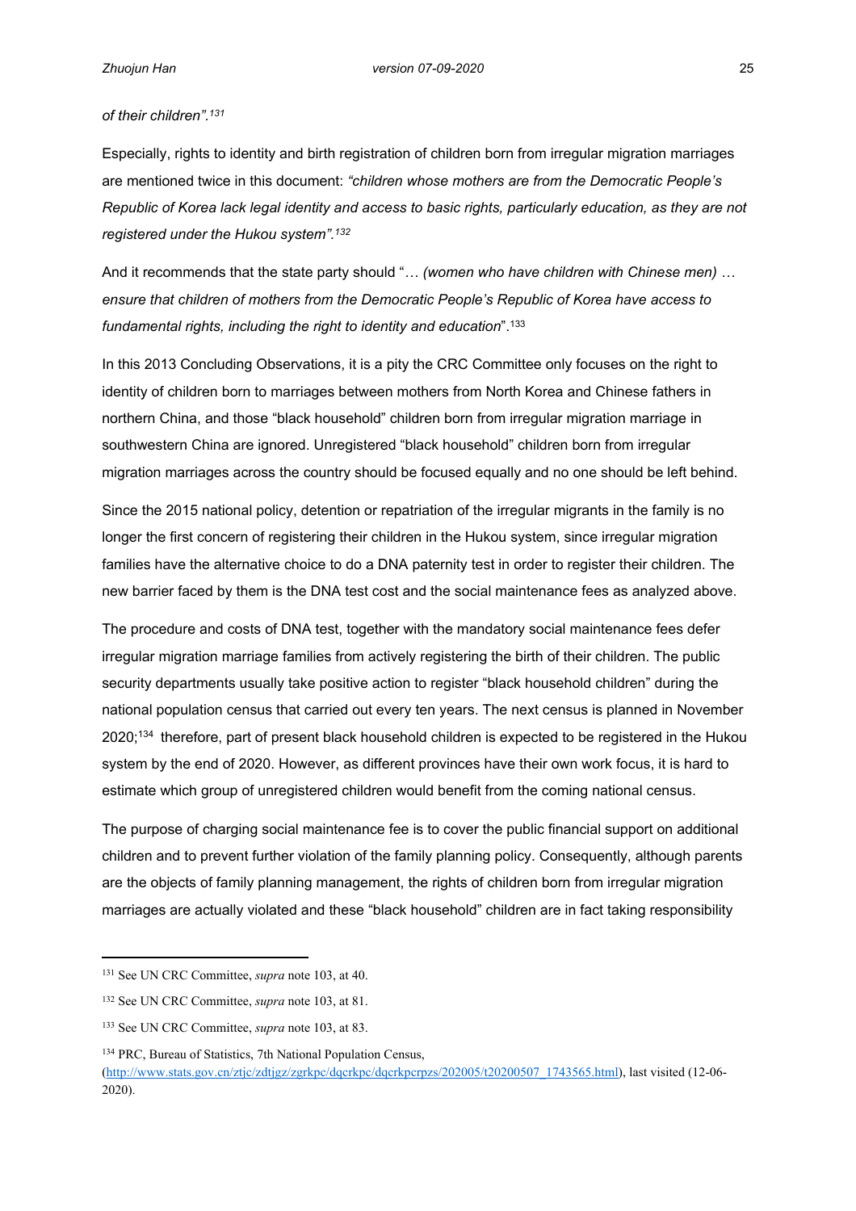*of their children".*[131]

Especially, rights to identity and birth registration of children born from irregular migration marriages are mentioned twice in this document: *"children whose mothers are from the Democratic People's Republic of Korea lack legal identity and access to basic rights, particularly education, as they are not registered under the Hukou system".*[132]

And it recommends that the state party should "… *(women who have children with Chinese men) … ensure that children of mothers from the Democratic People's Republic of Korea have access to fundamental rights, including the right to identity and education*".[133]

In this 2013 Concluding Observations, it is a pity the CRC Committee only focuses on the right to identity of children born to marriages between mothers from North Korea and Chinese fathers in northern China, and those "black household" children born from irregular migration marriage in southwestern China are ignored. Unregistered "black household" children born from irregular migration marriages across the country should be focused equally and no one should be left behind.

Since the 2015 national policy, detention or repatriation of the irregular migrants in the family is no longer the first concern of registering their children in the Hukou system, since irregular migration families have the alternative choice to do a DNA paternity test in order to register their children. The new barrier faced by them is the DNA test cost and the social maintenance fees as analyzed above.

The procedure and costs of DNA test, together with the mandatory social maintenance fees defer irregular migration marriage families from actively registering the birth of their children. The public security departments usually take positive action to register "black household children" during the national population census that carried out every ten years. The next census is planned in November 2020;[134] therefore, part of present black household children is expected to be registered in the Hukou system by the end of 2020. However, as different provinces have their own work focus, it is hard to estimate which group of unregistered children would benefit from the coming national census.

The purpose of charging social maintenance fee is to cover the public financial support on additional children and to prevent further violation of the family planning policy. Consequently, although parents are the objects of family planning management, the rights of children born from irregular migration marriages are actually violated and these "black household" children are in fact taking responsibility

---

[131] See UN CRC Committee, *supra* note 103, at 40.

[132] See UN CRC Committee, *supra* note 103, at 81.

[133] See UN CRC Committee, *supra* note 103, at 83.

[134] PRC, Bureau of Statistics, 7th National Population Census, (http://www.stats.gov.cn/ztjc/zdtjgz/zgrkpc/dqcrkpc/dqcrkpcrpzs/202005/t20200507_1743565.html), last visited (12-06-2020).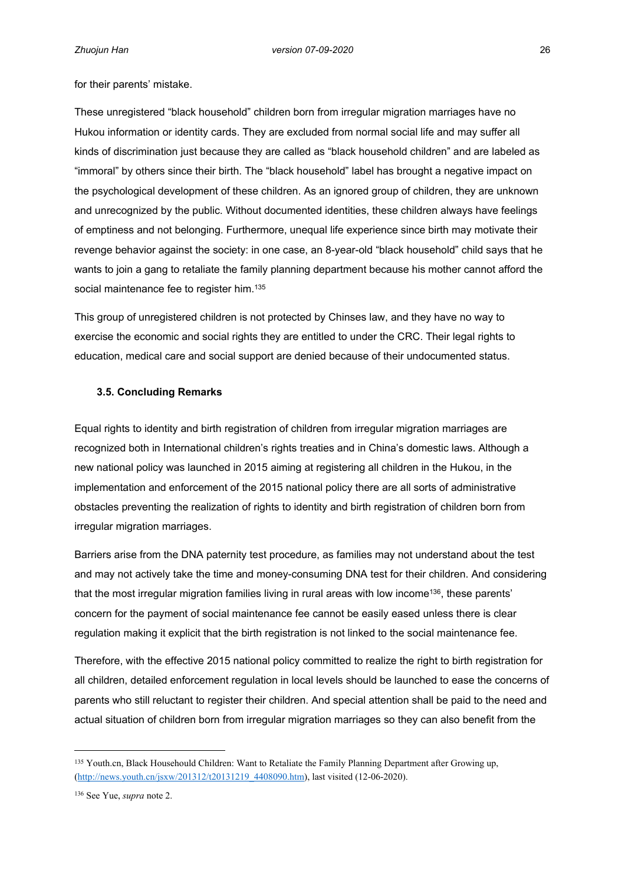for their parents' mistake.

These unregistered "black household" children born from irregular migration marriages have no Hukou information or identity cards. They are excluded from normal social life and may suffer all kinds of discrimination just because they are called as "black household children" and are labeled as "immoral" by others since their birth. The "black household" label has brought a negative impact on the psychological development of these children. As an ignored group of children, they are unknown and unrecognized by the public. Without documented identities, these children always have feelings of emptiness and not belonging. Furthermore, unequal life experience since birth may motivate their revenge behavior against the society: in one case, an 8-year-old "black household" child says that he wants to join a gang to retaliate the family planning department because his mother cannot afford the social maintenance fee to register him.[135]

This group of unregistered children is not protected by Chinses law, and they have no way to exercise the economic and social rights they are entitled to under the CRC. Their legal rights to education, medical care and social support are denied because of their undocumented status.

### 3.5. Concluding Remarks

Equal rights to identity and birth registration of children from irregular migration marriages are recognized both in International children's rights treaties and in China's domestic laws. Although a new national policy was launched in 2015 aiming at registering all children in the Hukou, in the implementation and enforcement of the 2015 national policy there are all sorts of administrative obstacles preventing the realization of rights to identity and birth registration of children born from irregular migration marriages.

Barriers arise from the DNA paternity test procedure, as families may not understand about the test and may not actively take the time and money-consuming DNA test for their children. And considering that the most irregular migration families living in rural areas with low income[136], these parents' concern for the payment of social maintenance fee cannot be easily eased unless there is clear regulation making it explicit that the birth registration is not linked to the social maintenance fee.

Therefore, with the effective 2015 national policy committed to realize the right to birth registration for all children, detailed enforcement regulation in local levels should be launched to ease the concerns of parents who still reluctant to register their children. And special attention shall be paid to the need and actual situation of children born from irregular migration marriages so they can also benefit from the

---

[135] Youth.cn, Black Househould Children: Want to Retaliate the Family Planning Department after Growing up, (http://news.youth.cn/jsxw/201312/t20131219_4408090.htm), last visited (12-06-2020).

[136] See Yue, *supra* note 2.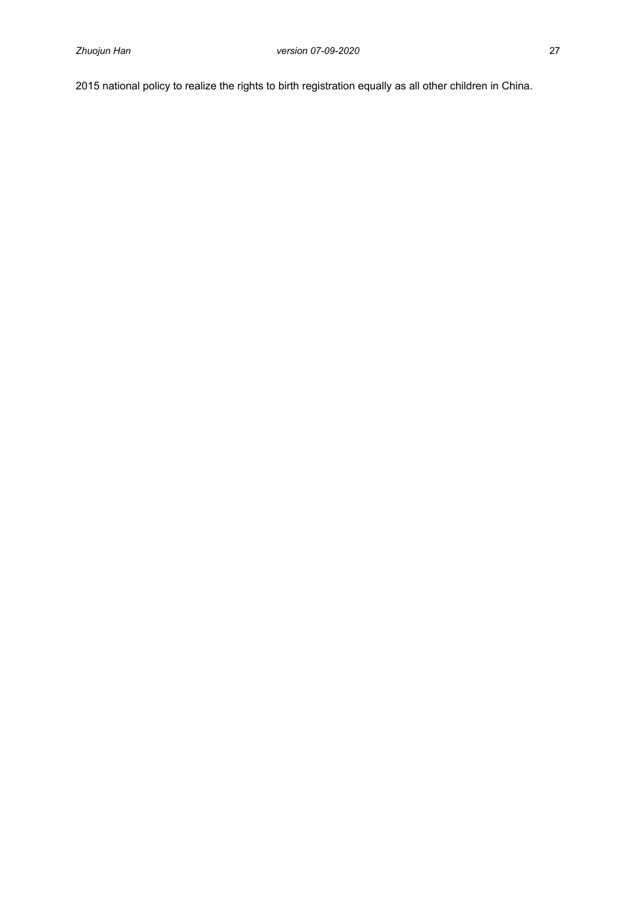2015 national policy to realize the rights to birth registration equally as all other children in China.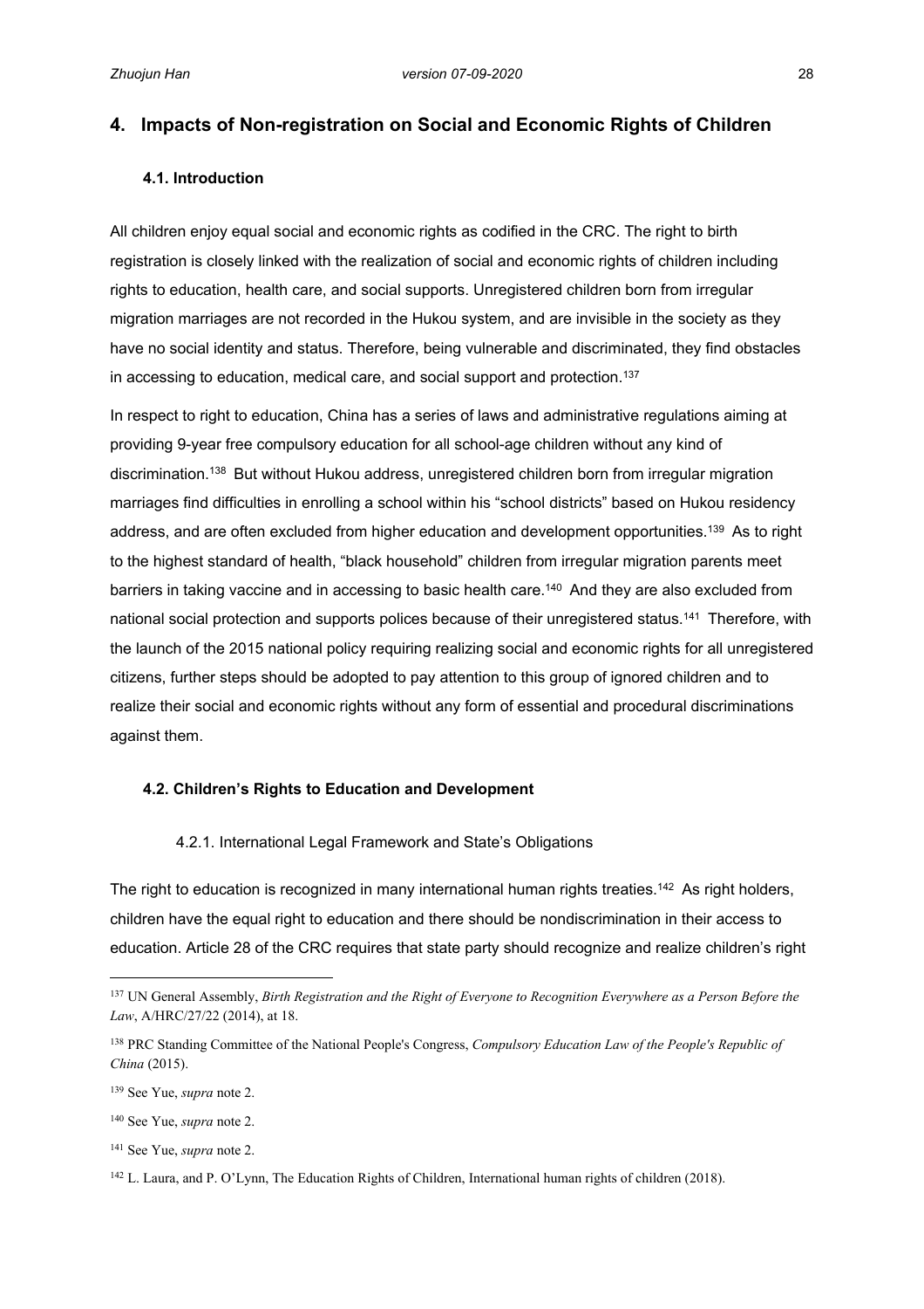## 4. Impacts of Non-registration on Social and Economic Rights of Children

### 4.1. Introduction

All children enjoy equal social and economic rights as codified in the CRC. The right to birth registration is closely linked with the realization of social and economic rights of children including rights to education, health care, and social supports. Unregistered children born from irregular migration marriages are not recorded in the Hukou system, and are invisible in the society as they have no social identity and status. Therefore, being vulnerable and discriminated, they find obstacles in accessing to education, medical care, and social support and protection.[137]

In respect to right to education, China has a series of laws and administrative regulations aiming at providing 9-year free compulsory education for all school-age children without any kind of discrimination.[138] But without Hukou address, unregistered children born from irregular migration marriages find difficulties in enrolling a school within his "school districts" based on Hukou residency address, and are often excluded from higher education and development opportunities.[139] As to right to the highest standard of health, "black household" children from irregular migration parents meet barriers in taking vaccine and in accessing to basic health care.[140] And they are also excluded from national social protection and supports polices because of their unregistered status.[141] Therefore, with the launch of the 2015 national policy requiring realizing social and economic rights for all unregistered citizens, further steps should be adopted to pay attention to this group of ignored children and to realize their social and economic rights without any form of essential and procedural discriminations against them.

### 4.2. Children's Rights to Education and Development

#### 4.2.1. International Legal Framework and State's Obligations

The right to education is recognized in many international human rights treaties.[142] As right holders, children have the equal right to education and there should be nondiscrimination in their access to education. Article 28 of the CRC requires that state party should recognize and realize children's right

---

[137] UN General Assembly, *Birth Registration and the Right of Everyone to Recognition Everywhere as a Person Before the Law*, A/HRC/27/22 (2014), at 18.

[138] PRC Standing Committee of the National People's Congress, *Compulsory Education Law of the People's Republic of China* (2015).

[139] See Yue, *supra* note 2.

[140] See Yue, *supra* note 2.

[141] See Yue, *supra* note 2.

[142] L. Laura, and P. O'Lynn, The Education Rights of Children, International human rights of children (2018).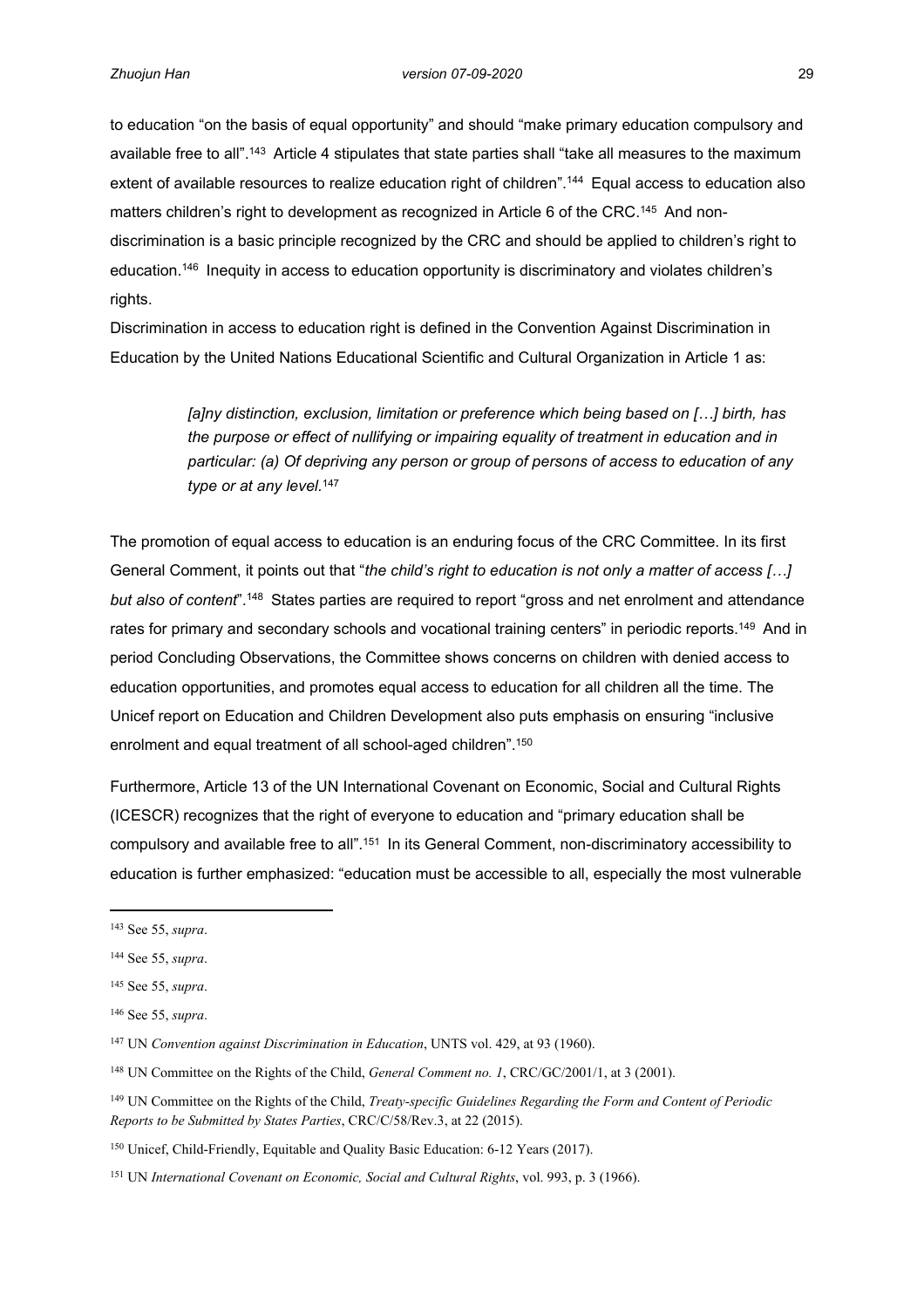to education "on the basis of equal opportunity" and should "make primary education compulsory and available free to all".[143] Article 4 stipulates that state parties shall "take all measures to the maximum extent of available resources to realize education right of children".[144] Equal access to education also matters children's right to development as recognized in Article 6 of the CRC.[145] And non-discrimination is a basic principle recognized by the CRC and should be applied to children's right to education.[146] Inequity in access to education opportunity is discriminatory and violates children's rights.

Discrimination in access to education right is defined in the Convention Against Discrimination in Education by the United Nations Educational Scientific and Cultural Organization in Article 1 as:

> *[a]ny distinction, exclusion, limitation or preference which being based on […] birth, has the purpose or effect of nullifying or impairing equality of treatment in education and in particular: (a) Of depriving any person or group of persons of access to education of any type or at any level.*[147]

The promotion of equal access to education is an enduring focus of the CRC Committee. In its first General Comment, it points out that "*the child's right to education is not only a matter of access […] but also of content*".[148] States parties are required to report "gross and net enrolment and attendance rates for primary and secondary schools and vocational training centers" in periodic reports.[149] And in period Concluding Observations, the Committee shows concerns on children with denied access to education opportunities, and promotes equal access to education for all children all the time. The Unicef report on Education and Children Development also puts emphasis on ensuring "inclusive enrolment and equal treatment of all school-aged children".[150]

Furthermore, Article 13 of the UN International Covenant on Economic, Social and Cultural Rights (ICESCR) recognizes that the right of everyone to education and "primary education shall be compulsory and available free to all".[151] In its General Comment, non-discriminatory accessibility to education is further emphasized: "education must be accessible to all, especially the most vulnerable

---

[143] See 55, *supra*.

[144] See 55, *supra*.

[145] See 55, *supra*.

[146] See 55, *supra*.

[147] UN *Convention against Discrimination in Education*, UNTS vol. 429, at 93 (1960).

[148] UN Committee on the Rights of the Child, *General Comment no. 1*, CRC/GC/2001/1, at 3 (2001).

[149] UN Committee on the Rights of the Child, *Treaty-specific Guidelines Regarding the Form and Content of Periodic Reports to be Submitted by States Parties*, CRC/C/58/Rev.3, at 22 (2015).

[150] Unicef, Child-Friendly, Equitable and Quality Basic Education: 6-12 Years (2017).

[151] UN *International Covenant on Economic, Social and Cultural Rights*, vol. 993, p. 3 (1966).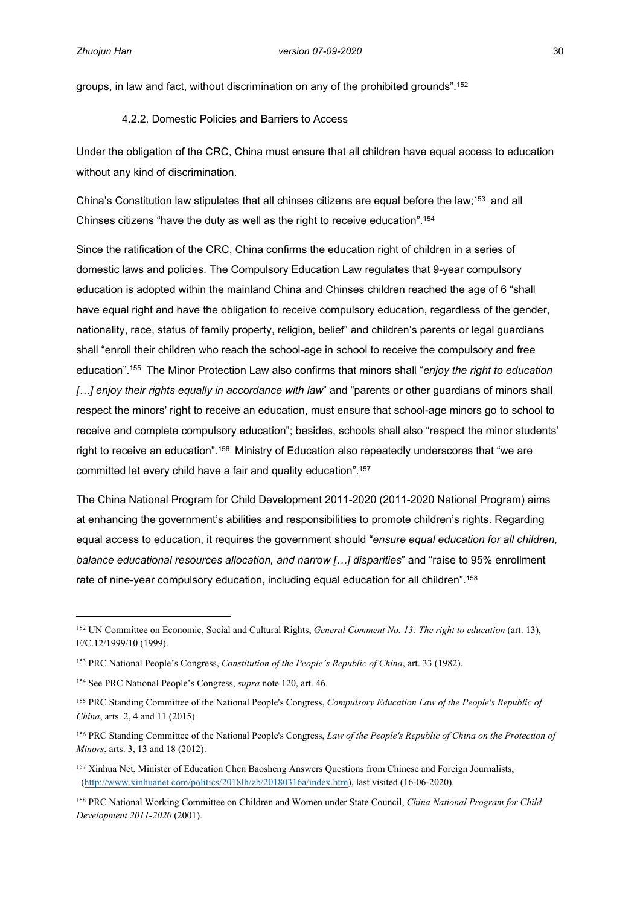groups, in law and fact, without discrimination on any of the prohibited grounds".[152]

#### 4.2.2. Domestic Policies and Barriers to Access

Under the obligation of the CRC, China must ensure that all children have equal access to education without any kind of discrimination.

China's Constitution law stipulates that all chinses citizens are equal before the law;[153] and all Chinses citizens "have the duty as well as the right to receive education".[154]

Since the ratification of the CRC, China confirms the education right of children in a series of domestic laws and policies. The Compulsory Education Law regulates that 9-year compulsory education is adopted within the mainland China and Chinses children reached the age of 6 "shall have equal right and have the obligation to receive compulsory education, regardless of the gender, nationality, race, status of family property, religion, belief" and children's parents or legal guardians shall "enroll their children who reach the school-age in school to receive the compulsory and free education".[155] The Minor Protection Law also confirms that minors shall "*enjoy the right to education […] enjoy their rights equally in accordance with law*" and "parents or other guardians of minors shall respect the minors' right to receive an education, must ensure that school-age minors go to school to receive and complete compulsory education"; besides, schools shall also "respect the minor students' right to receive an education".[156] Ministry of Education also repeatedly underscores that "we are committed let every child have a fair and quality education".[157]

The China National Program for Child Development 2011-2020 (2011-2020 National Program) aims at enhancing the government's abilities and responsibilities to promote children's rights. Regarding equal access to education, it requires the government should "*ensure equal education for all children, balance educational resources allocation, and narrow […] disparities*" and "raise to 95% enrollment rate of nine-year compulsory education, including equal education for all children".[158]

---

[152] UN Committee on Economic, Social and Cultural Rights, *General Comment No. 13: The right to education* (art. 13), E/C.12/1999/10 (1999).

[153] PRC National People's Congress, *Constitution of the People's Republic of China*, art. 33 (1982).

[154] See PRC National People's Congress, *supra* note 120, art. 46.

[155] PRC Standing Committee of the National People's Congress, *Compulsory Education Law of the People's Republic of China*, arts. 2, 4 and 11 (2015).

[156] PRC Standing Committee of the National People's Congress, *Law of the People's Republic of China on the Protection of Minors*, arts. 3, 13 and 18 (2012).

[157] Xinhua Net, Minister of Education Chen Baosheng Answers Questions from Chinese and Foreign Journalists, (http://www.xinhuanet.com/politics/2018lh/zb/20180316a/index.htm), last visited (16-06-2020).

[158] PRC National Working Committee on Children and Women under State Council, *China National Program for Child Development 2011-2020* (2001).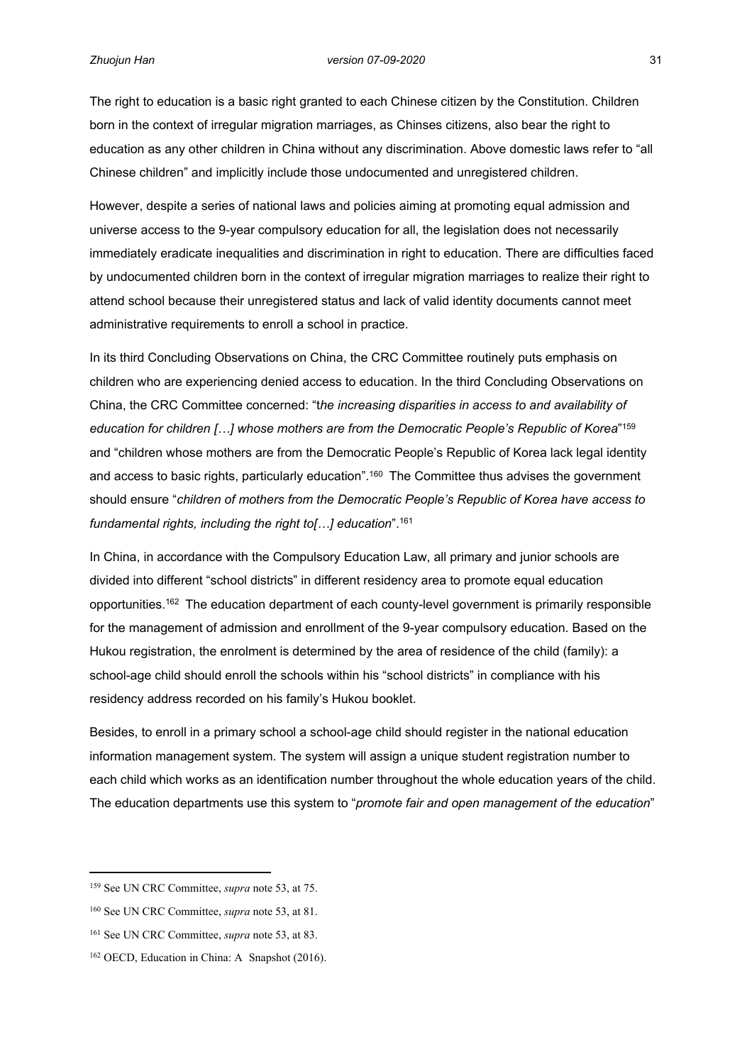The right to education is a basic right granted to each Chinese citizen by the Constitution. Children born in the context of irregular migration marriages, as Chinses citizens, also bear the right to education as any other children in China without any discrimination. Above domestic laws refer to "all Chinese children" and implicitly include those undocumented and unregistered children.

However, despite a series of national laws and policies aiming at promoting equal admission and universe access to the 9-year compulsory education for all, the legislation does not necessarily immediately eradicate inequalities and discrimination in right to education. There are difficulties faced by undocumented children born in the context of irregular migration marriages to realize their right to attend school because their unregistered status and lack of valid identity documents cannot meet administrative requirements to enroll a school in practice.

In its third Concluding Observations on China, the CRC Committee routinely puts emphasis on children who are experiencing denied access to education. In the third Concluding Observations on China, the CRC Committee concerned: "t*he increasing disparities in access to and availability of education for children […] whose mothers are from the Democratic People's Republic of Korea*"[159] and "children whose mothers are from the Democratic People's Republic of Korea lack legal identity and access to basic rights, particularly education".[160] The Committee thus advises the government should ensure "*children of mothers from the Democratic People's Republic of Korea have access to fundamental rights, including the right to[…] education*".[161]

In China, in accordance with the Compulsory Education Law, all primary and junior schools are divided into different "school districts" in different residency area to promote equal education opportunities.[162] The education department of each county-level government is primarily responsible for the management of admission and enrollment of the 9-year compulsory education. Based on the Hukou registration, the enrolment is determined by the area of residence of the child (family): a school-age child should enroll the schools within his "school districts" in compliance with his residency address recorded on his family's Hukou booklet.

Besides, to enroll in a primary school a school-age child should register in the national education information management system. The system will assign a unique student registration number to each child which works as an identification number throughout the whole education years of the child. The education departments use this system to "*promote fair and open management of the education*"

---

[159] See UN CRC Committee, *supra* note 53, at 75.

[160] See UN CRC Committee, *supra* note 53, at 81.

[161] See UN CRC Committee, *supra* note 53, at 83.

[162] OECD, Education in China: A Snapshot (2016).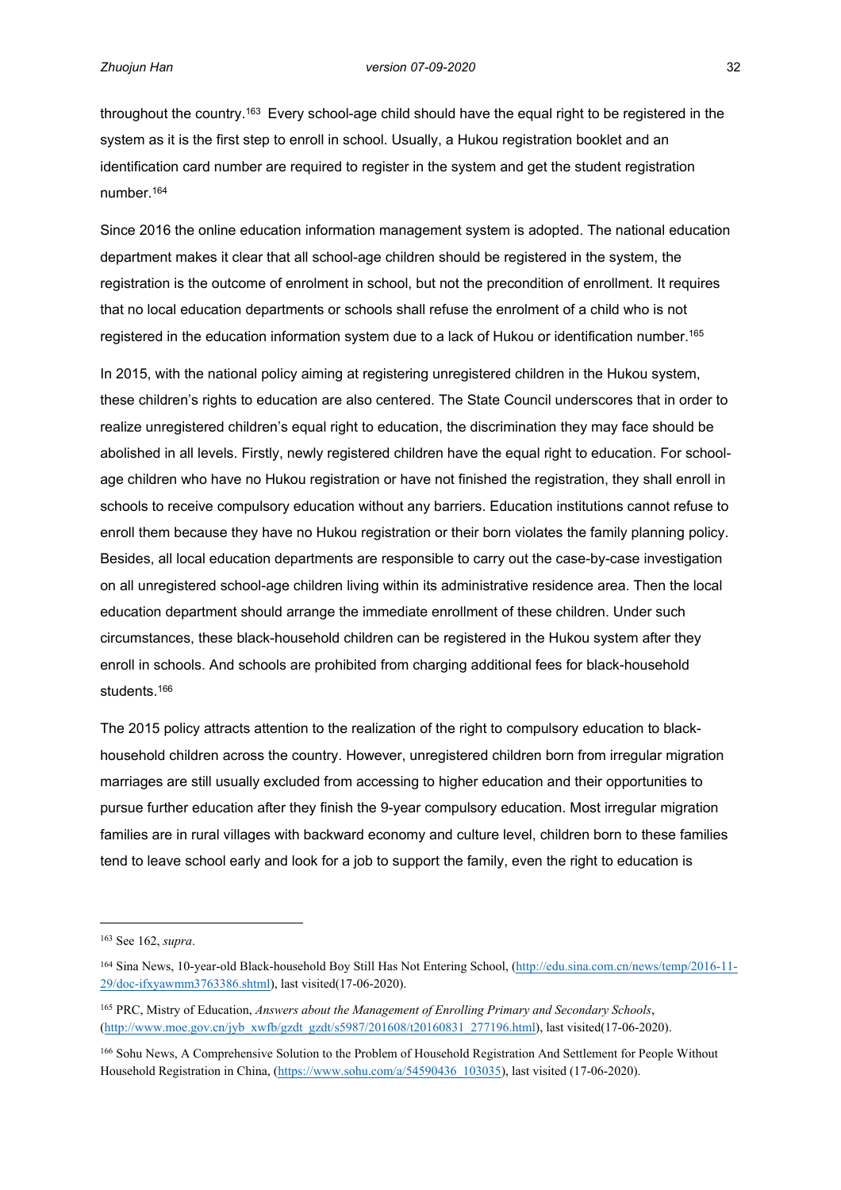throughout the country.[163] Every school-age child should have the equal right to be registered in the system as it is the first step to enroll in school. Usually, a Hukou registration booklet and an identification card number are required to register in the system and get the student registration number.[164]

Since 2016 the online education information management system is adopted. The national education department makes it clear that all school-age children should be registered in the system, the registration is the outcome of enrolment in school, but not the precondition of enrollment. It requires that no local education departments or schools shall refuse the enrolment of a child who is not registered in the education information system due to a lack of Hukou or identification number.[165]

In 2015, with the national policy aiming at registering unregistered children in the Hukou system, these children's rights to education are also centered. The State Council underscores that in order to realize unregistered children's equal right to education, the discrimination they may face should be abolished in all levels. Firstly, newly registered children have the equal right to education. For school-age children who have no Hukou registration or have not finished the registration, they shall enroll in schools to receive compulsory education without any barriers. Education institutions cannot refuse to enroll them because they have no Hukou registration or their born violates the family planning policy. Besides, all local education departments are responsible to carry out the case-by-case investigation on all unregistered school-age children living within its administrative residence area. Then the local education department should arrange the immediate enrollment of these children. Under such circumstances, these black-household children can be registered in the Hukou system after they enroll in schools. And schools are prohibited from charging additional fees for black-household students.[166]

The 2015 policy attracts attention to the realization of the right to compulsory education to black-household children across the country. However, unregistered children born from irregular migration marriages are still usually excluded from accessing to higher education and their opportunities to pursue further education after they finish the 9-year compulsory education. Most irregular migration families are in rural villages with backward economy and culture level, children born to these families tend to leave school early and look for a job to support the family, even the right to education is

---

[163] See 162, *supra*.

[164] Sina News, 10-year-old Black-household Boy Still Has Not Entering School, (http://edu.sina.com.cn/news/temp/2016-11-29/doc-ifxyawmm3763386.shtml), last visited(17-06-2020).

[165] PRC, Mistry of Education, *Answers about the Management of Enrolling Primary and Secondary Schools*, (http://www.moe.gov.cn/jyb_xwfb/gzdt_gzdt/s5987/201608/t20160831_277196.html), last visited(17-06-2020).

[166] Sohu News, A Comprehensive Solution to the Problem of Household Registration And Settlement for People Without Household Registration in China, (https://www.sohu.com/a/54590436_103035), last visited (17-06-2020).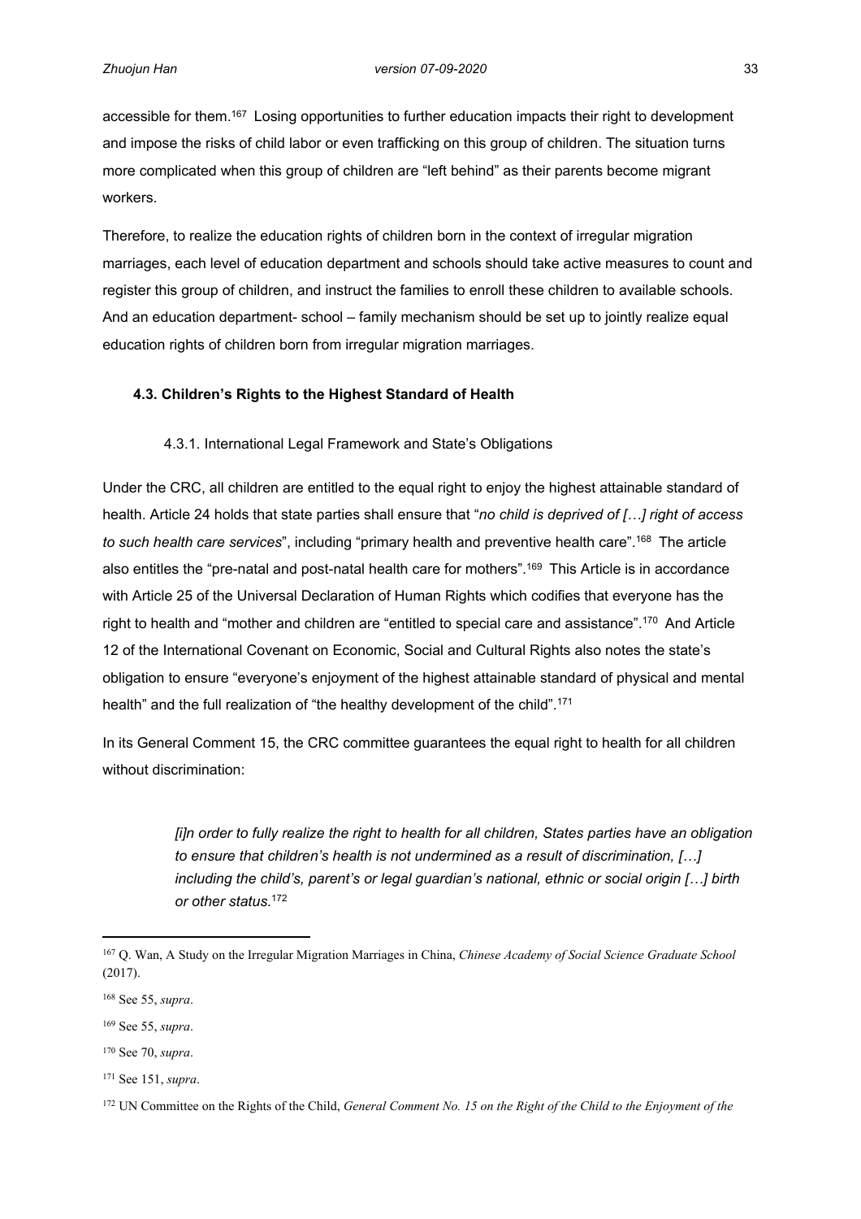accessible for them.[167] Losing opportunities to further education impacts their right to development and impose the risks of child labor or even trafficking on this group of children. The situation turns more complicated when this group of children are "left behind" as their parents become migrant workers.

Therefore, to realize the education rights of children born in the context of irregular migration marriages, each level of education department and schools should take active measures to count and register this group of children, and instruct the families to enroll these children to available schools. And an education department- school – family mechanism should be set up to jointly realize equal education rights of children born from irregular migration marriages.

### 4.3. Children's Rights to the Highest Standard of Health

#### 4.3.1. International Legal Framework and State's Obligations

Under the CRC, all children are entitled to the equal right to enjoy the highest attainable standard of health. Article 24 holds that state parties shall ensure that "*no child is deprived of […] right of access to such health care services*", including "primary health and preventive health care".[168] The article also entitles the "pre-natal and post-natal health care for mothers".[169] This Article is in accordance with Article 25 of the Universal Declaration of Human Rights which codifies that everyone has the right to health and "mother and children are "entitled to special care and assistance".[170] And Article 12 of the International Covenant on Economic, Social and Cultural Rights also notes the state's obligation to ensure "everyone's enjoyment of the highest attainable standard of physical and mental health" and the full realization of "the healthy development of the child".[171]

In its General Comment 15, the CRC committee guarantees the equal right to health for all children without discrimination:

> *[i]n order to fully realize the right to health for all children, States parties have an obligation to ensure that children's health is not undermined as a result of discrimination, […] including the child's, parent's or legal guardian's national, ethnic or social origin […] birth or other status.*[172]

---

[167] Q. Wan, A Study on the Irregular Migration Marriages in China, *Chinese Academy of Social Science Graduate School* (2017).

[168] See 55, *supra*.

[169] See 55, *supra*.

[170] See 70, *supra*.

[171] See 151, *supra*.

[172] UN Committee on the Rights of the Child, *General Comment No. 15 on the Right of the Child to the Enjoyment of the*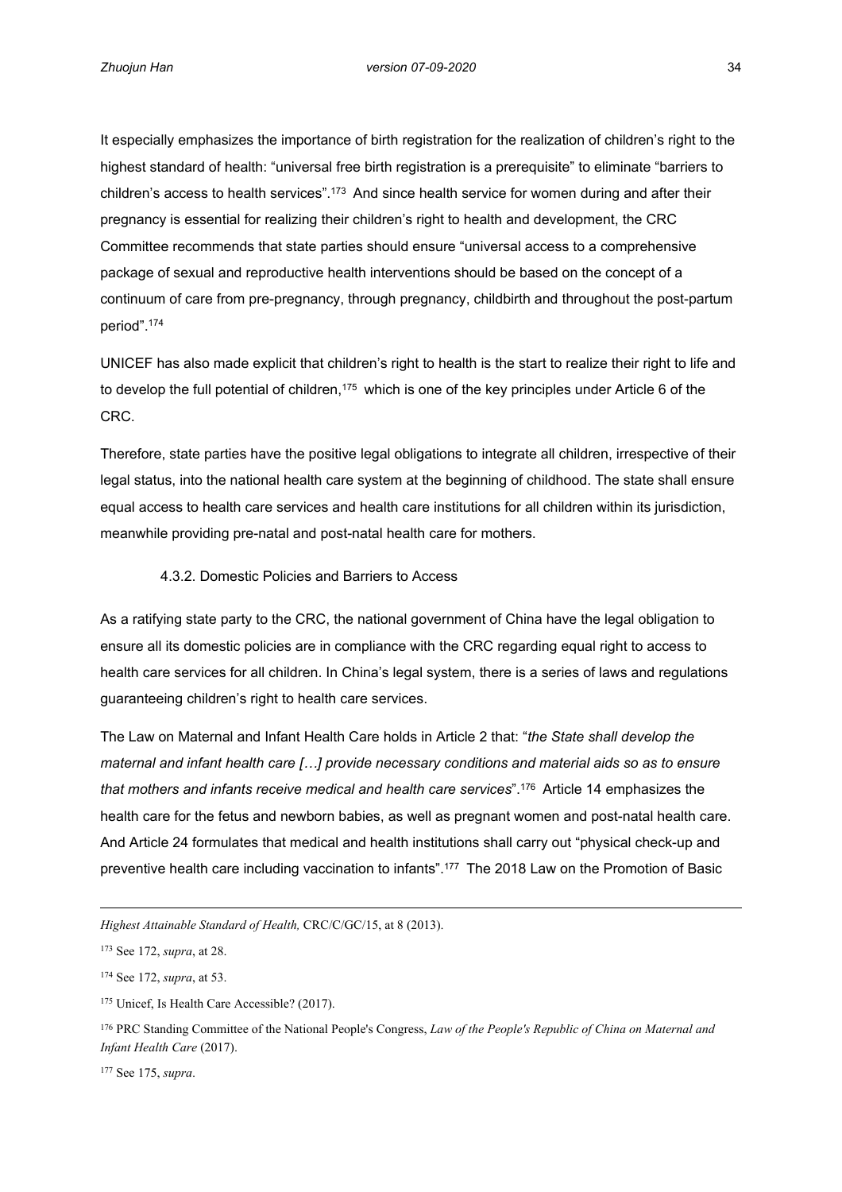It especially emphasizes the importance of birth registration for the realization of children's right to the highest standard of health: "universal free birth registration is a prerequisite" to eliminate "barriers to children's access to health services".[173] And since health service for women during and after their pregnancy is essential for realizing their children's right to health and development, the CRC Committee recommends that state parties should ensure "universal access to a comprehensive package of sexual and reproductive health interventions should be based on the concept of a continuum of care from pre-pregnancy, through pregnancy, childbirth and throughout the post-partum period".[174]

UNICEF has also made explicit that children's right to health is the start to realize their right to life and to develop the full potential of children,[175] which is one of the key principles under Article 6 of the CRC.

Therefore, state parties have the positive legal obligations to integrate all children, irrespective of their legal status, into the national health care system at the beginning of childhood. The state shall ensure equal access to health care services and health care institutions for all children within its jurisdiction, meanwhile providing pre-natal and post-natal health care for mothers.

#### 4.3.2. Domestic Policies and Barriers to Access

As a ratifying state party to the CRC, the national government of China have the legal obligation to ensure all its domestic policies are in compliance with the CRC regarding equal right to access to health care services for all children. In China's legal system, there is a series of laws and regulations guaranteeing children's right to health care services.

The Law on Maternal and Infant Health Care holds in Article 2 that: "*the State shall develop the maternal and infant health care […] provide necessary conditions and material aids so as to ensure that mothers and infants receive medical and health care services*".[176] Article 14 emphasizes the health care for the fetus and newborn babies, as well as pregnant women and post-natal health care. And Article 24 formulates that medical and health institutions shall carry out "physical check-up and preventive health care including vaccination to infants".[177] The 2018 Law on the Promotion of Basic

---

*Highest Attainable Standard of Health,* CRC/C/GC/15, at 8 (2013).

[173] See 172, *supra*, at 28.

[174] See 172, *supra*, at 53.

[175] Unicef, Is Health Care Accessible? (2017).

[176] PRC Standing Committee of the National People's Congress, *Law of the People's Republic of China on Maternal and Infant Health Care* (2017).

[177] See 175, *supra*.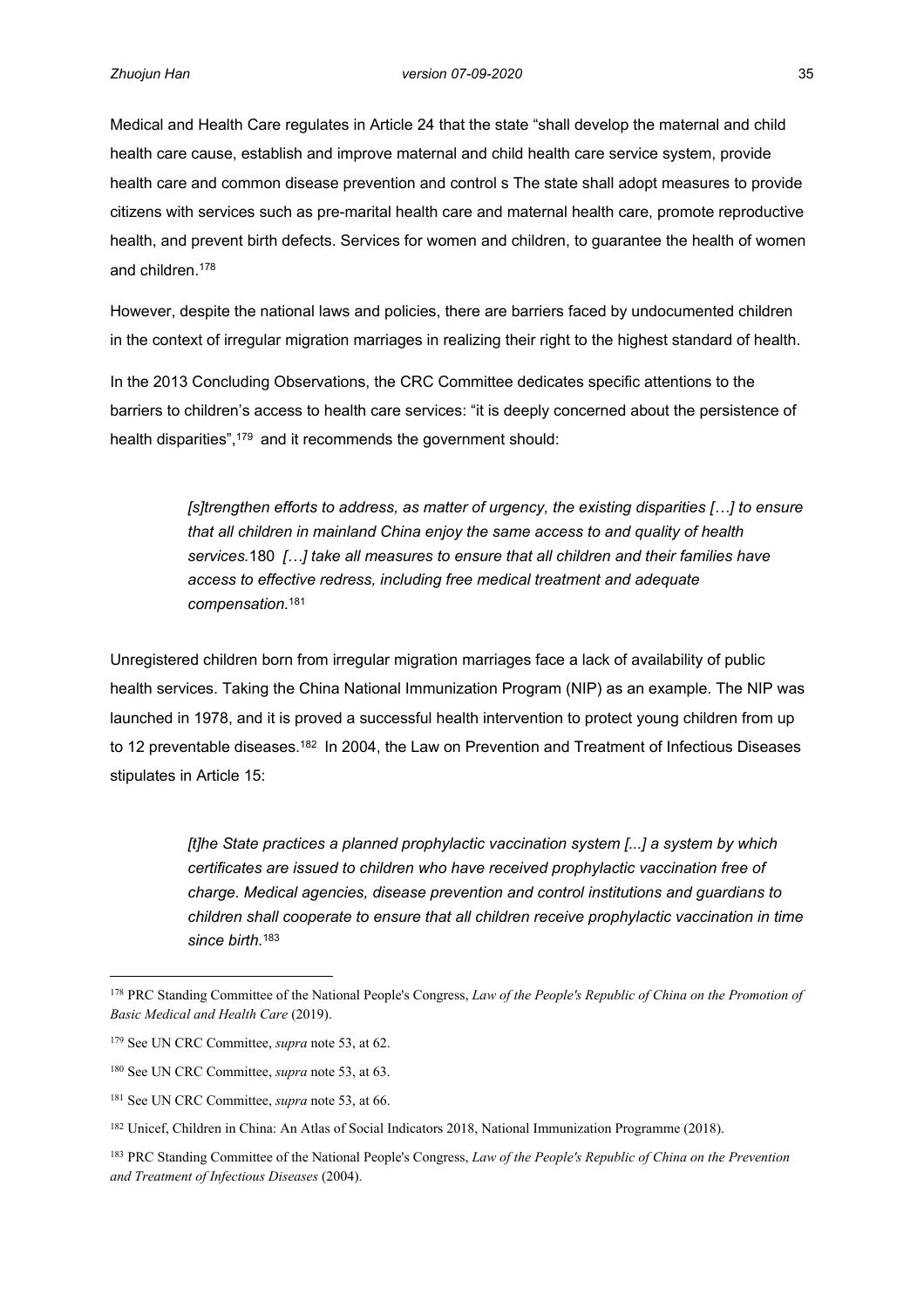Medical and Health Care regulates in Article 24 that the state "shall develop the maternal and child health care cause, establish and improve maternal and child health care service system, provide health care and common disease prevention and control s The state shall adopt measures to provide citizens with services such as pre-marital health care and maternal health care, promote reproductive health, and prevent birth defects. Services for women and children, to guarantee the health of women and children.[178]

However, despite the national laws and policies, there are barriers faced by undocumented children in the context of irregular migration marriages in realizing their right to the highest standard of health.

In the 2013 Concluding Observations, the CRC Committee dedicates specific attentions to the barriers to children's access to health care services: "it is deeply concerned about the persistence of health disparities",[179] and it recommends the government should:

> *[s]trengthen efforts to address, as matter of urgency, the existing disparities […] to ensure that all children in mainland China enjoy the same access to and quality of health services.*180 *[…] take all measures to ensure that all children and their families have access to effective redress, including free medical treatment and adequate compensation.*[181]

Unregistered children born from irregular migration marriages face a lack of availability of public health services. Taking the China National Immunization Program (NIP) as an example. The NIP was launched in 1978, and it is proved a successful health intervention to protect young children from up to 12 preventable diseases.[182] In 2004, the Law on Prevention and Treatment of Infectious Diseases stipulates in Article 15:

> *[t]he State practices a planned prophylactic vaccination system [...] a system by which certificates are issued to children who have received prophylactic vaccination free of charge. Medical agencies, disease prevention and control institutions and guardians to children shall cooperate to ensure that all children receive prophylactic vaccination in time since birth.*[183]

---

[178] PRC Standing Committee of the National People's Congress, *Law of the People's Republic of China on the Promotion of Basic Medical and Health Care* (2019).

[179] See UN CRC Committee, *supra* note 53, at 62.

[180] See UN CRC Committee, *supra* note 53, at 63.

[181] See UN CRC Committee, *supra* note 53, at 66.

[182] Unicef, Children in China: An Atlas of Social Indicators 2018, National Immunization Programme (2018).

[183] PRC Standing Committee of the National People's Congress, *Law of the People's Republic of China on the Prevention and Treatment of Infectious Diseases* (2004).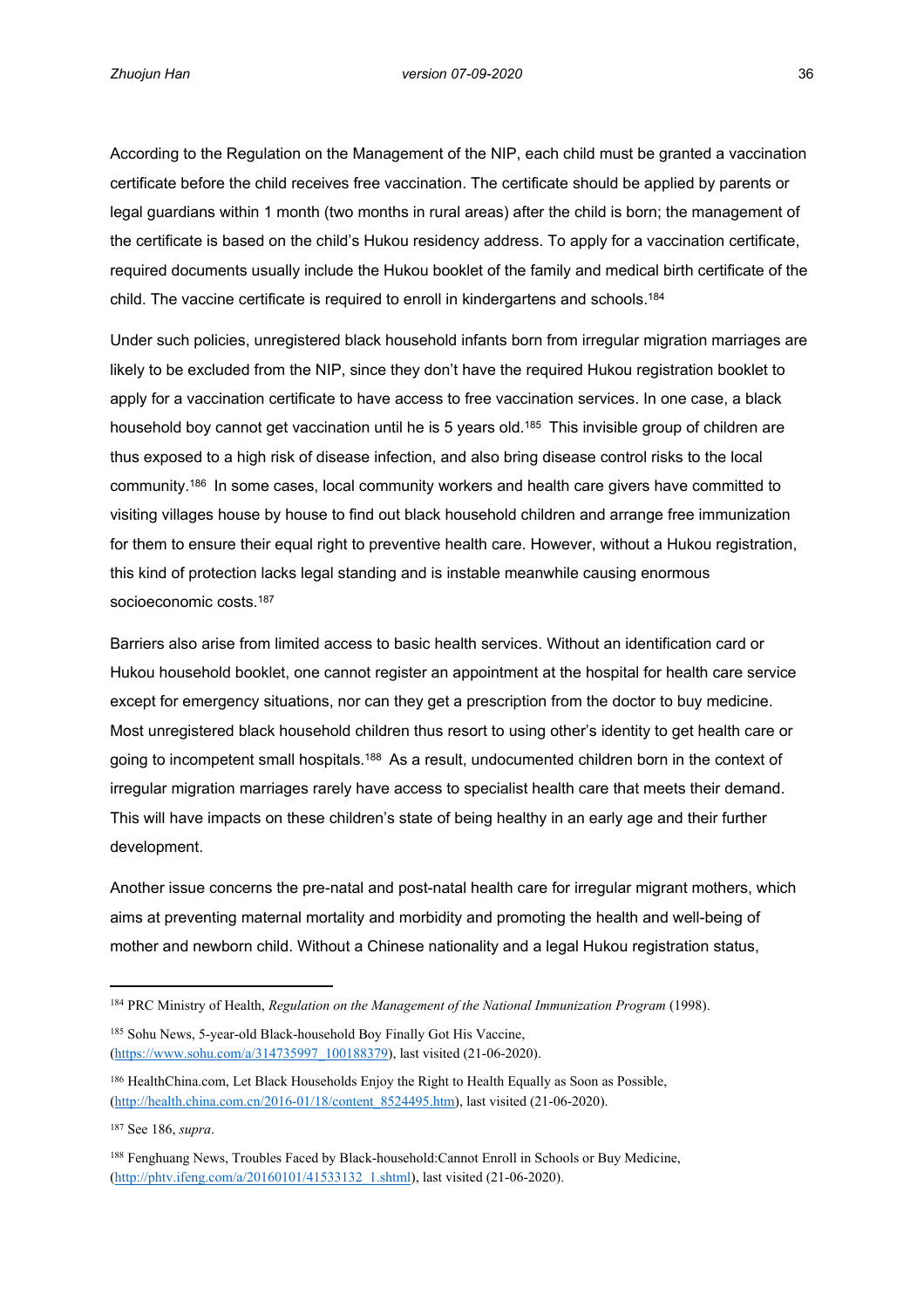According to the Regulation on the Management of the NIP, each child must be granted a vaccination certificate before the child receives free vaccination. The certificate should be applied by parents or legal guardians within 1 month (two months in rural areas) after the child is born; the management of the certificate is based on the child's Hukou residency address. To apply for a vaccination certificate, required documents usually include the Hukou booklet of the family and medical birth certificate of the child. The vaccine certificate is required to enroll in kindergartens and schools.[184]

Under such policies, unregistered black household infants born from irregular migration marriages are likely to be excluded from the NIP, since they don't have the required Hukou registration booklet to apply for a vaccination certificate to have access to free vaccination services. In one case, a black household boy cannot get vaccination until he is 5 years old.[185] This invisible group of children are thus exposed to a high risk of disease infection, and also bring disease control risks to the local community.[186] In some cases, local community workers and health care givers have committed to visiting villages house by house to find out black household children and arrange free immunization for them to ensure their equal right to preventive health care. However, without a Hukou registration, this kind of protection lacks legal standing and is instable meanwhile causing enormous socioeconomic costs.[187]

Barriers also arise from limited access to basic health services. Without an identification card or Hukou household booklet, one cannot register an appointment at the hospital for health care service except for emergency situations, nor can they get a prescription from the doctor to buy medicine. Most unregistered black household children thus resort to using other's identity to get health care or going to incompetent small hospitals.[188] As a result, undocumented children born in the context of irregular migration marriages rarely have access to specialist health care that meets their demand. This will have impacts on these children's state of being healthy in an early age and their further development.

Another issue concerns the pre-natal and post-natal health care for irregular migrant mothers, which aims at preventing maternal mortality and morbidity and promoting the health and well-being of mother and newborn child. Without a Chinese nationality and a legal Hukou registration status,

---

[184] PRC Ministry of Health, *Regulation on the Management of the National Immunization Program* (1998).

[185] Sohu News, 5-year-old Black-household Boy Finally Got His Vaccine, (https://www.sohu.com/a/314735997_100188379), last visited (21-06-2020).

[186] HealthChina.com, Let Black Households Enjoy the Right to Health Equally as Soon as Possible, (http://health.china.com.cn/2016-01/18/content_8524495.htm), last visited (21-06-2020).

[187] See 186, *supra*.

[188] Fenghuang News, Troubles Faced by Black-household:Cannot Enroll in Schools or Buy Medicine, (http://phtv.ifeng.com/a/20160101/41533132_1.shtml), last visited (21-06-2020).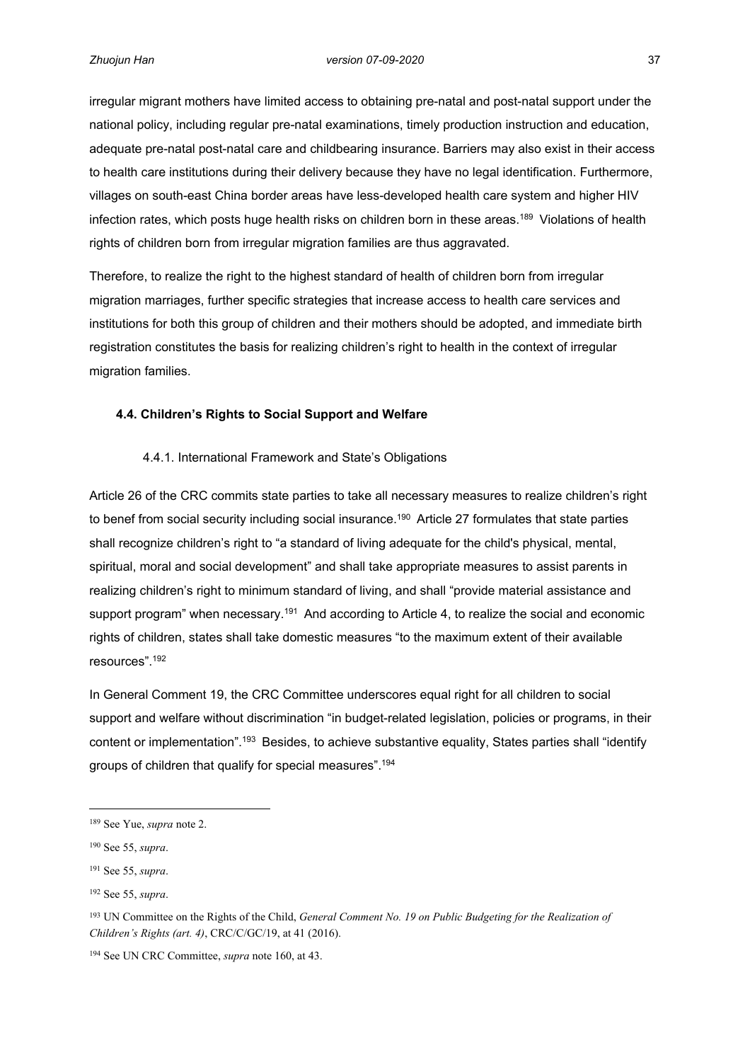irregular migrant mothers have limited access to obtaining pre-natal and post-natal support under the national policy, including regular pre-natal examinations, timely production instruction and education, adequate pre-natal post-natal care and childbearing insurance. Barriers may also exist in their access to health care institutions during their delivery because they have no legal identification. Furthermore, villages on south-east China border areas have less-developed health care system and higher HIV infection rates, which posts huge health risks on children born in these areas.[189] Violations of health rights of children born from irregular migration families are thus aggravated.

Therefore, to realize the right to the highest standard of health of children born from irregular migration marriages, further specific strategies that increase access to health care services and institutions for both this group of children and their mothers should be adopted, and immediate birth registration constitutes the basis for realizing children's right to health in the context of irregular migration families.

### 4.4. Children's Rights to Social Support and Welfare

#### 4.4.1. International Framework and State's Obligations

Article 26 of the CRC commits state parties to take all necessary measures to realize children's right to benef from social security including social insurance.[190] Article 27 formulates that state parties shall recognize children's right to "a standard of living adequate for the child's physical, mental, spiritual, moral and social development" and shall take appropriate measures to assist parents in realizing children's right to minimum standard of living, and shall "provide material assistance and support program" when necessary.[191] And according to Article 4, to realize the social and economic rights of children, states shall take domestic measures "to the maximum extent of their available resources".[192]

In General Comment 19, the CRC Committee underscores equal right for all children to social support and welfare without discrimination "in budget-related legislation, policies or programs, in their content or implementation".[193] Besides, to achieve substantive equality, States parties shall "identify groups of children that qualify for special measures".[194]

---

[189] See Yue, *supra* note 2.

[190] See 55, *supra*.

[191] See 55, *supra*.

[192] See 55, *supra*.

[193] UN Committee on the Rights of the Child, *General Comment No. 19 on Public Budgeting for the Realization of Children's Rights (art. 4)*, CRC/C/GC/19, at 41 (2016).

[194] See UN CRC Committee, *supra* note 160, at 43.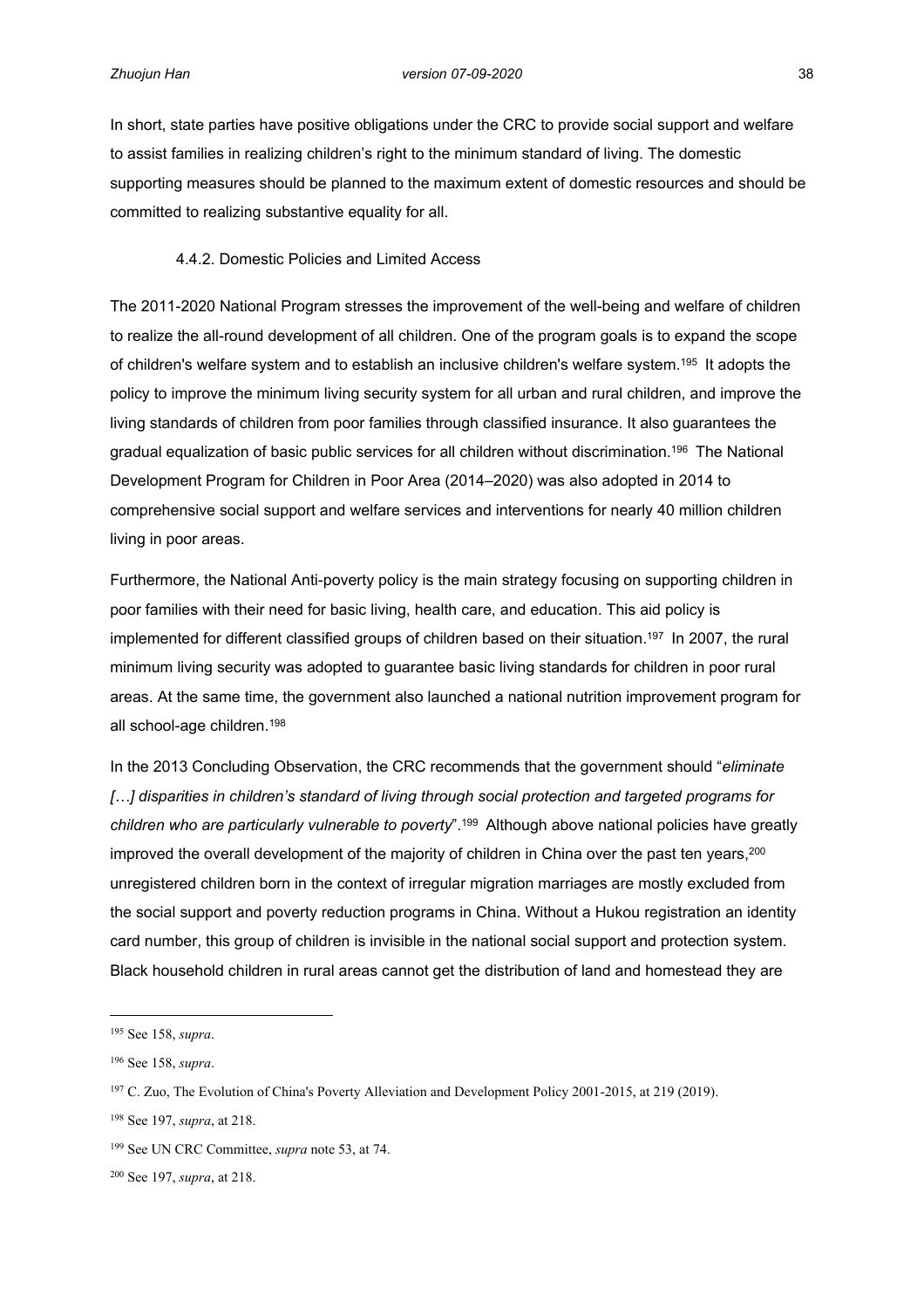In short, state parties have positive obligations under the CRC to provide social support and welfare to assist families in realizing children's right to the minimum standard of living. The domestic supporting measures should be planned to the maximum extent of domestic resources and should be committed to realizing substantive equality for all.

#### 4.4.2. Domestic Policies and Limited Access

The 2011-2020 National Program stresses the improvement of the well-being and welfare of children to realize the all-round development of all children. One of the program goals is to expand the scope of children's welfare system and to establish an inclusive children's welfare system.[195] It adopts the policy to improve the minimum living security system for all urban and rural children, and improve the living standards of children from poor families through classified insurance. It also guarantees the gradual equalization of basic public services for all children without discrimination.[196] The National Development Program for Children in Poor Area (2014–2020) was also adopted in 2014 to comprehensive social support and welfare services and interventions for nearly 40 million children living in poor areas.

Furthermore, the National Anti-poverty policy is the main strategy focusing on supporting children in poor families with their need for basic living, health care, and education. This aid policy is implemented for different classified groups of children based on their situation.[197] In 2007, the rural minimum living security was adopted to guarantee basic living standards for children in poor rural areas. At the same time, the government also launched a national nutrition improvement program for all school-age children.[198]

In the 2013 Concluding Observation, the CRC recommends that the government should "*eliminate […] disparities in children's standard of living through social protection and targeted programs for children who are particularly vulnerable to poverty*".[199] Although above national policies have greatly improved the overall development of the majority of children in China over the past ten years,[200] unregistered children born in the context of irregular migration marriages are mostly excluded from the social support and poverty reduction programs in China. Without a Hukou registration an identity card number, this group of children is invisible in the national social support and protection system. Black household children in rural areas cannot get the distribution of land and homestead they are

---

[195] See 158, *supra*.

[196] See 158, *supra*.

[197] C. Zuo, The Evolution of China's Poverty Alleviation and Development Policy 2001-2015, at 219 (2019).

[198] See 197, *supra*, at 218.

[199] See UN CRC Committee, *supra* note 53, at 74.

[200] See 197, *supra*, at 218.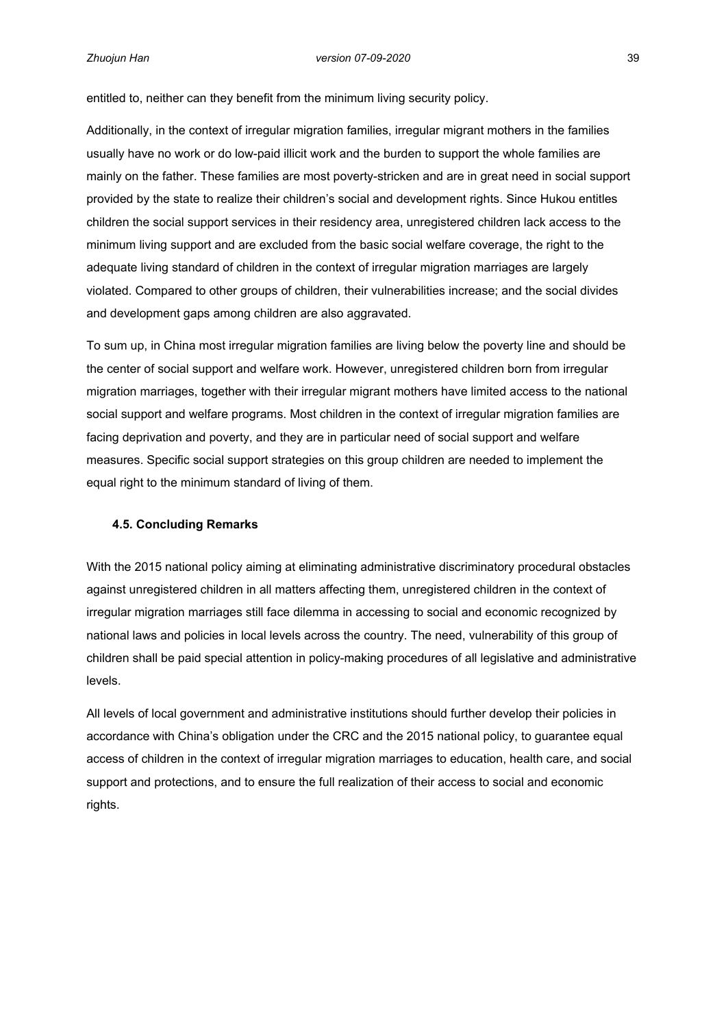entitled to, neither can they benefit from the minimum living security policy.

Additionally, in the context of irregular migration families, irregular migrant mothers in the families usually have no work or do low-paid illicit work and the burden to support the whole families are mainly on the father. These families are most poverty-stricken and are in great need in social support provided by the state to realize their children's social and development rights. Since Hukou entitles children the social support services in their residency area, unregistered children lack access to the minimum living support and are excluded from the basic social welfare coverage, the right to the adequate living standard of children in the context of irregular migration marriages are largely violated. Compared to other groups of children, their vulnerabilities increase; and the social divides and development gaps among children are also aggravated.

To sum up, in China most irregular migration families are living below the poverty line and should be the center of social support and welfare work. However, unregistered children born from irregular migration marriages, together with their irregular migrant mothers have limited access to the national social support and welfare programs. Most children in the context of irregular migration families are facing deprivation and poverty, and they are in particular need of social support and welfare measures. Specific social support strategies on this group children are needed to implement the equal right to the minimum standard of living of them.

### 4.5. Concluding Remarks

With the 2015 national policy aiming at eliminating administrative discriminatory procedural obstacles against unregistered children in all matters affecting them, unregistered children in the context of irregular migration marriages still face dilemma in accessing to social and economic recognized by national laws and policies in local levels across the country. The need, vulnerability of this group of children shall be paid special attention in policy-making procedures of all legislative and administrative levels.

All levels of local government and administrative institutions should further develop their policies in accordance with China's obligation under the CRC and the 2015 national policy, to guarantee equal access of children in the context of irregular migration marriages to education, health care, and social support and protections, and to ensure the full realization of their access to social and economic rights.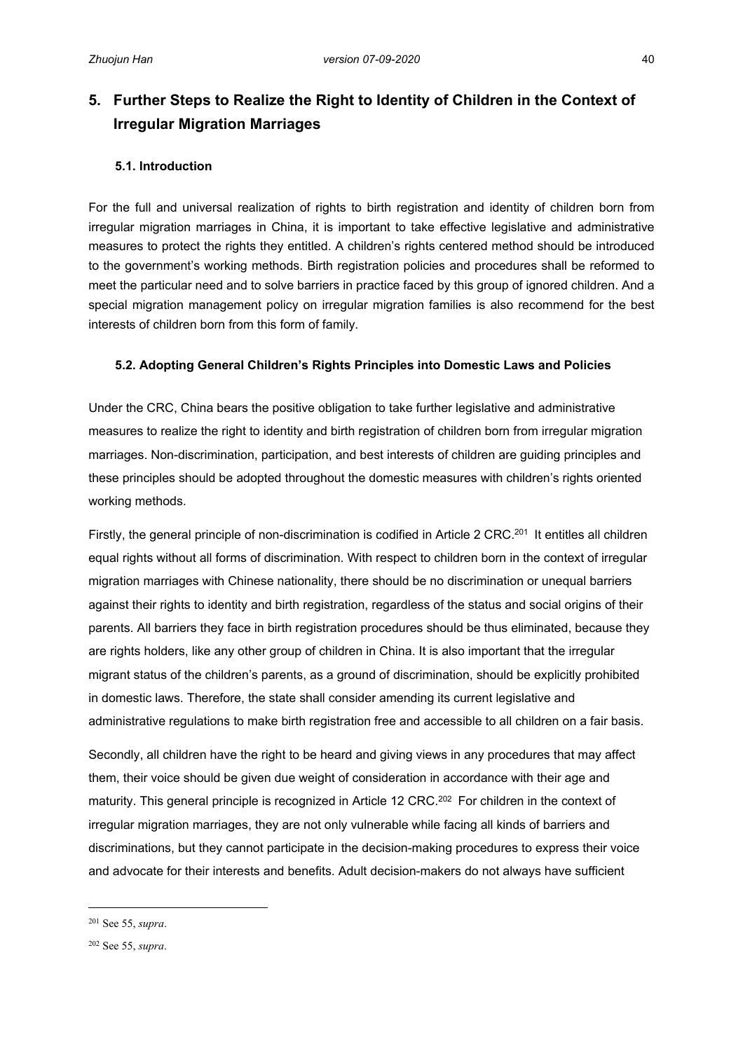# 5. Further Steps to Realize the Right to Identity of Children in the Context of Irregular Migration Marriages

## 5.1. Introduction

For the full and universal realization of rights to birth registration and identity of children born from irregular migration marriages in China, it is important to take effective legislative and administrative measures to protect the rights they entitled. A children's rights centered method should be introduced to the government's working methods. Birth registration policies and procedures shall be reformed to meet the particular need and to solve barriers in practice faced by this group of ignored children. And a special migration management policy on irregular migration families is also recommend for the best interests of children born from this form of family.

## 5.2. Adopting General Children's Rights Principles into Domestic Laws and Policies

Under the CRC, China bears the positive obligation to take further legislative and administrative measures to realize the right to identity and birth registration of children born from irregular migration marriages. Non-discrimination, participation, and best interests of children are guiding principles and these principles should be adopted throughout the domestic measures with children's rights oriented working methods.

Firstly, the general principle of non-discrimination is codified in Article 2 CRC.[201] It entitles all children equal rights without all forms of discrimination. With respect to children born in the context of irregular migration marriages with Chinese nationality, there should be no discrimination or unequal barriers against their rights to identity and birth registration, regardless of the status and social origins of their parents. All barriers they face in birth registration procedures should be thus eliminated, because they are rights holders, like any other group of children in China. It is also important that the irregular migrant status of the children's parents, as a ground of discrimination, should be explicitly prohibited in domestic laws. Therefore, the state shall consider amending its current legislative and administrative regulations to make birth registration free and accessible to all children on a fair basis.

Secondly, all children have the right to be heard and giving views in any procedures that may affect them, their voice should be given due weight of consideration in accordance with their age and maturity. This general principle is recognized in Article 12 CRC.[202] For children in the context of irregular migration marriages, they are not only vulnerable while facing all kinds of barriers and discriminations, but they cannot participate in the decision-making procedures to express their voice and advocate for their interests and benefits. Adult decision-makers do not always have sufficient

[201] See 55, *supra*.

[202] See 55, *supra*.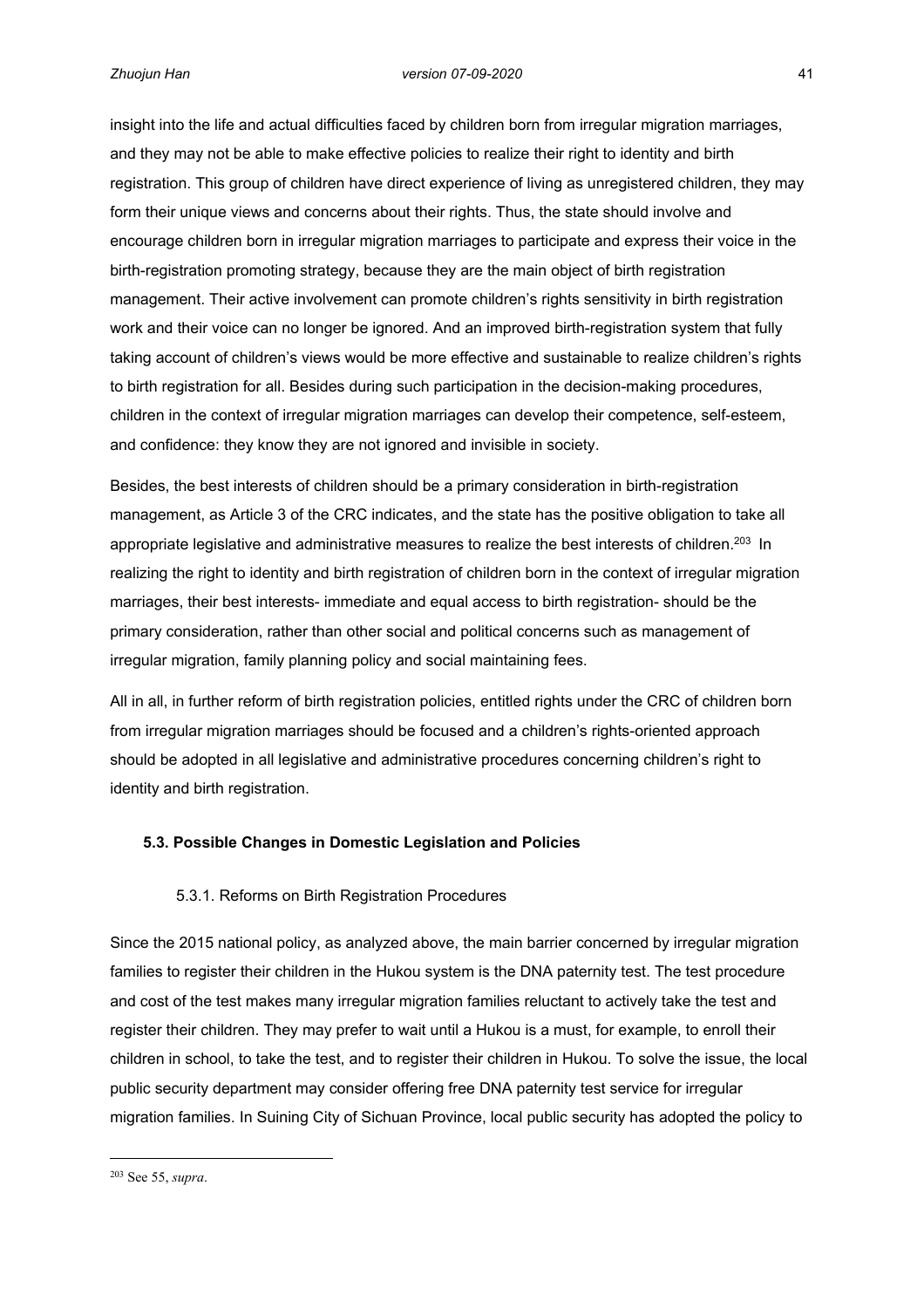insight into the life and actual difficulties faced by children born from irregular migration marriages, and they may not be able to make effective policies to realize their right to identity and birth registration. This group of children have direct experience of living as unregistered children, they may form their unique views and concerns about their rights. Thus, the state should involve and encourage children born in irregular migration marriages to participate and express their voice in the birth-registration promoting strategy, because they are the main object of birth registration management. Their active involvement can promote children's rights sensitivity in birth registration work and their voice can no longer be ignored. And an improved birth-registration system that fully taking account of children's views would be more effective and sustainable to realize children's rights to birth registration for all. Besides during such participation in the decision-making procedures, children in the context of irregular migration marriages can develop their competence, self-esteem, and confidence: they know they are not ignored and invisible in society.

Besides, the best interests of children should be a primary consideration in birth-registration management, as Article 3 of the CRC indicates, and the state has the positive obligation to take all appropriate legislative and administrative measures to realize the best interests of children.[203] In realizing the right to identity and birth registration of children born in the context of irregular migration marriages, their best interests- immediate and equal access to birth registration- should be the primary consideration, rather than other social and political concerns such as management of irregular migration, family planning policy and social maintaining fees.

All in all, in further reform of birth registration policies, entitled rights under the CRC of children born from irregular migration marriages should be focused and a children's rights-oriented approach should be adopted in all legislative and administrative procedures concerning children's right to identity and birth registration.

### 5.3. Possible Changes in Domestic Legislation and Policies

#### 5.3.1. Reforms on Birth Registration Procedures

Since the 2015 national policy, as analyzed above, the main barrier concerned by irregular migration families to register their children in the Hukou system is the DNA paternity test. The test procedure and cost of the test makes many irregular migration families reluctant to actively take the test and register their children. They may prefer to wait until a Hukou is a must, for example, to enroll their children in school, to take the test, and to register their children in Hukou. To solve the issue, the local public security department may consider offering free DNA paternity test service for irregular migration families. In Suining City of Sichuan Province, local public security has adopted the policy to

---

[203] See 55, *supra*.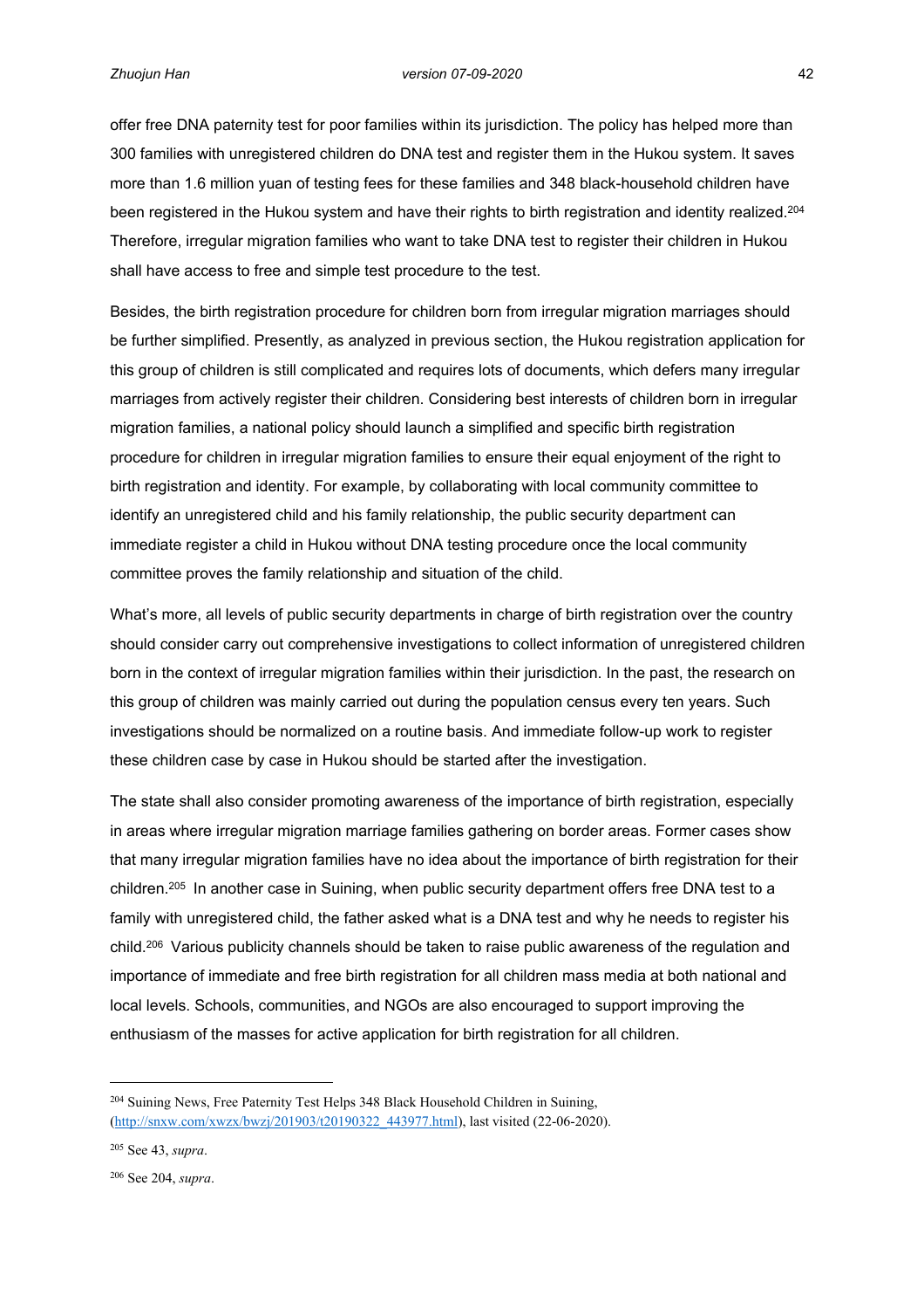offer free DNA paternity test for poor families within its jurisdiction. The policy has helped more than 300 families with unregistered children do DNA test and register them in the Hukou system. It saves more than 1.6 million yuan of testing fees for these families and 348 black-household children have been registered in the Hukou system and have their rights to birth registration and identity realized.[204] Therefore, irregular migration families who want to take DNA test to register their children in Hukou shall have access to free and simple test procedure to the test.

Besides, the birth registration procedure for children born from irregular migration marriages should be further simplified. Presently, as analyzed in previous section, the Hukou registration application for this group of children is still complicated and requires lots of documents, which defers many irregular marriages from actively register their children. Considering best interests of children born in irregular migration families, a national policy should launch a simplified and specific birth registration procedure for children in irregular migration families to ensure their equal enjoyment of the right to birth registration and identity. For example, by collaborating with local community committee to identify an unregistered child and his family relationship, the public security department can immediate register a child in Hukou without DNA testing procedure once the local community committee proves the family relationship and situation of the child.

What's more, all levels of public security departments in charge of birth registration over the country should consider carry out comprehensive investigations to collect information of unregistered children born in the context of irregular migration families within their jurisdiction. In the past, the research on this group of children was mainly carried out during the population census every ten years. Such investigations should be normalized on a routine basis. And immediate follow-up work to register these children case by case in Hukou should be started after the investigation.

The state shall also consider promoting awareness of the importance of birth registration, especially in areas where irregular migration marriage families gathering on border areas. Former cases show that many irregular migration families have no idea about the importance of birth registration for their children.[205] In another case in Suining, when public security department offers free DNA test to a family with unregistered child, the father asked what is a DNA test and why he needs to register his child.[206] Various publicity channels should be taken to raise public awareness of the regulation and importance of immediate and free birth registration for all children mass media at both national and local levels. Schools, communities, and NGOs are also encouraged to support improving the enthusiasm of the masses for active application for birth registration for all children.

---

[204] Suining News, Free Paternity Test Helps 348 Black Household Children in Suining, (http://snxw.com/xwzx/bwzj/201903/t20190322_443977.html), last visited (22-06-2020).

[205] See 43, *supra*.

[206] See 204, *supra*.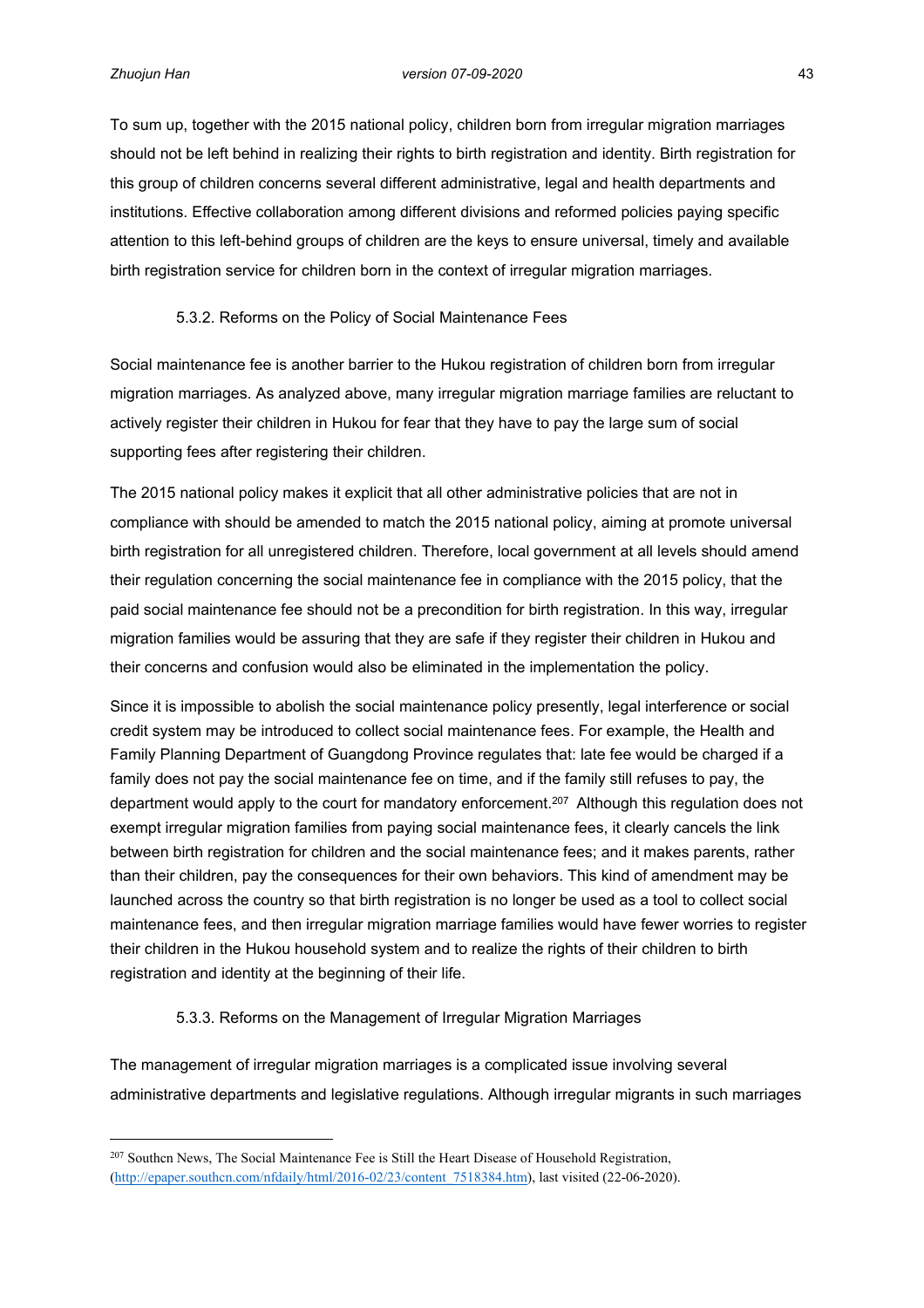To sum up, together with the 2015 national policy, children born from irregular migration marriages should not be left behind in realizing their rights to birth registration and identity. Birth registration for this group of children concerns several different administrative, legal and health departments and institutions. Effective collaboration among different divisions and reformed policies paying specific attention to this left-behind groups of children are the keys to ensure universal, timely and available birth registration service for children born in the context of irregular migration marriages.

#### 5.3.2. Reforms on the Policy of Social Maintenance Fees

Social maintenance fee is another barrier to the Hukou registration of children born from irregular migration marriages. As analyzed above, many irregular migration marriage families are reluctant to actively register their children in Hukou for fear that they have to pay the large sum of social supporting fees after registering their children.

The 2015 national policy makes it explicit that all other administrative policies that are not in compliance with should be amended to match the 2015 national policy, aiming at promote universal birth registration for all unregistered children. Therefore, local government at all levels should amend their regulation concerning the social maintenance fee in compliance with the 2015 policy, that the paid social maintenance fee should not be a precondition for birth registration. In this way, irregular migration families would be assuring that they are safe if they register their children in Hukou and their concerns and confusion would also be eliminated in the implementation the policy.

Since it is impossible to abolish the social maintenance policy presently, legal interference or social credit system may be introduced to collect social maintenance fees. For example, the Health and Family Planning Department of Guangdong Province regulates that: late fee would be charged if a family does not pay the social maintenance fee on time, and if the family still refuses to pay, the department would apply to the court for mandatory enforcement.[207] Although this regulation does not exempt irregular migration families from paying social maintenance fees, it clearly cancels the link between birth registration for children and the social maintenance fees; and it makes parents, rather than their children, pay the consequences for their own behaviors. This kind of amendment may be launched across the country so that birth registration is no longer be used as a tool to collect social maintenance fees, and then irregular migration marriage families would have fewer worries to register their children in the Hukou household system and to realize the rights of their children to birth registration and identity at the beginning of their life.

#### 5.3.3. Reforms on the Management of Irregular Migration Marriages

The management of irregular migration marriages is a complicated issue involving several administrative departments and legislative regulations. Although irregular migrants in such marriages

---

[207] Southcn News, The Social Maintenance Fee is Still the Heart Disease of Household Registration, (http://epaper.southcn.com/nfdaily/html/2016-02/23/content_7518384.htm), last visited (22-06-2020).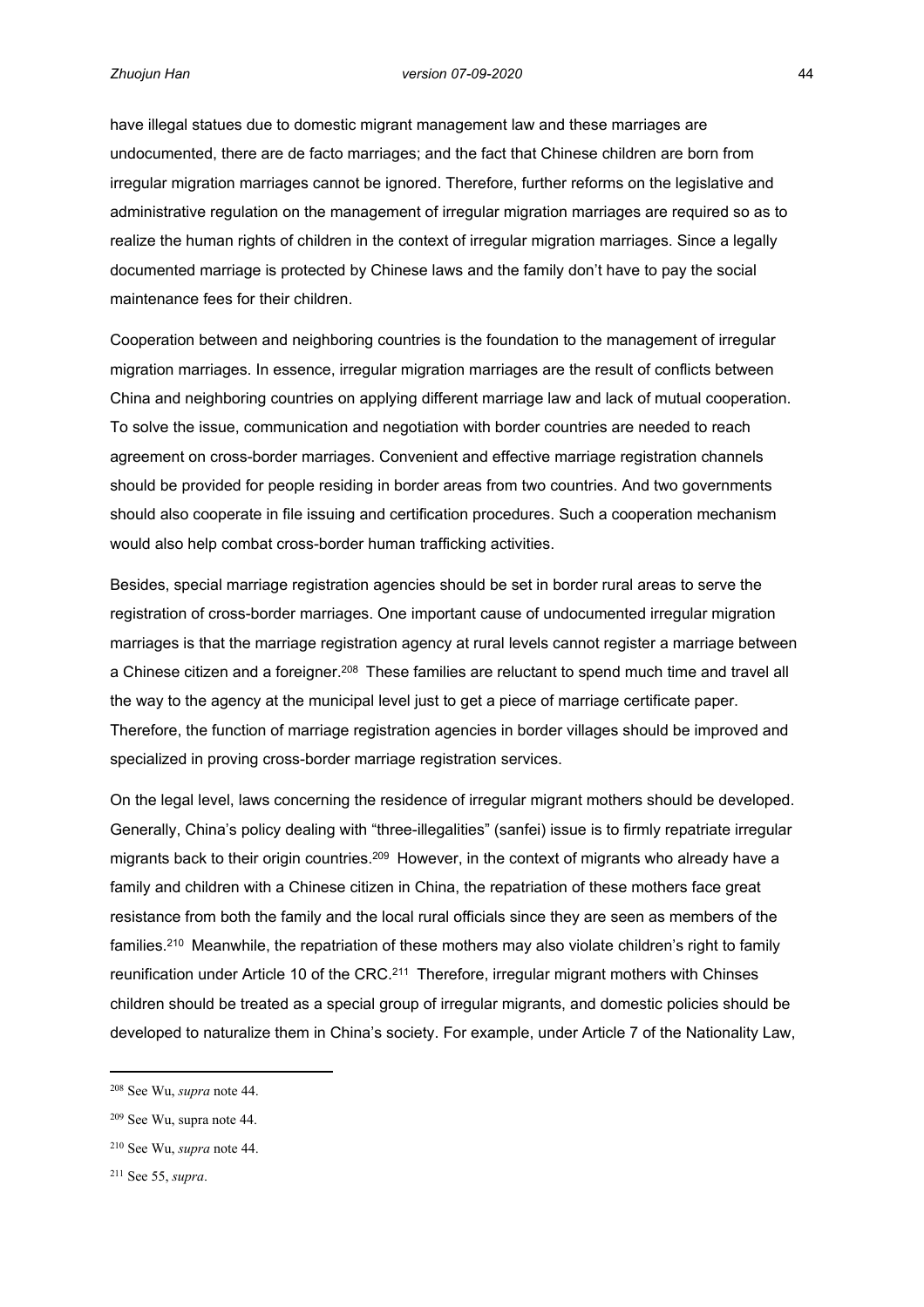have illegal statues due to domestic migrant management law and these marriages are undocumented, there are de facto marriages; and the fact that Chinese children are born from irregular migration marriages cannot be ignored. Therefore, further reforms on the legislative and administrative regulation on the management of irregular migration marriages are required so as to realize the human rights of children in the context of irregular migration marriages. Since a legally documented marriage is protected by Chinese laws and the family don't have to pay the social maintenance fees for their children.

Cooperation between and neighboring countries is the foundation to the management of irregular migration marriages. In essence, irregular migration marriages are the result of conflicts between China and neighboring countries on applying different marriage law and lack of mutual cooperation. To solve the issue, communication and negotiation with border countries are needed to reach agreement on cross-border marriages. Convenient and effective marriage registration channels should be provided for people residing in border areas from two countries. And two governments should also cooperate in file issuing and certification procedures. Such a cooperation mechanism would also help combat cross-border human trafficking activities.

Besides, special marriage registration agencies should be set in border rural areas to serve the registration of cross-border marriages. One important cause of undocumented irregular migration marriages is that the marriage registration agency at rural levels cannot register a marriage between a Chinese citizen and a foreigner.[208] These families are reluctant to spend much time and travel all the way to the agency at the municipal level just to get a piece of marriage certificate paper. Therefore, the function of marriage registration agencies in border villages should be improved and specialized in proving cross-border marriage registration services.

On the legal level, laws concerning the residence of irregular migrant mothers should be developed. Generally, China's policy dealing with "three-illegalities" (sanfei) issue is to firmly repatriate irregular migrants back to their origin countries.[209] However, in the context of migrants who already have a family and children with a Chinese citizen in China, the repatriation of these mothers face great resistance from both the family and the local rural officials since they are seen as members of the families.[210] Meanwhile, the repatriation of these mothers may also violate children's right to family reunification under Article 10 of the CRC.[211] Therefore, irregular migrant mothers with Chinses children should be treated as a special group of irregular migrants, and domestic policies should be developed to naturalize them in China's society. For example, under Article 7 of the Nationality Law,

---

[208] See Wu, *supra* note 44.

[209] See Wu, supra note 44.

[210] See Wu, *supra* note 44.

[211] See 55, *supra*.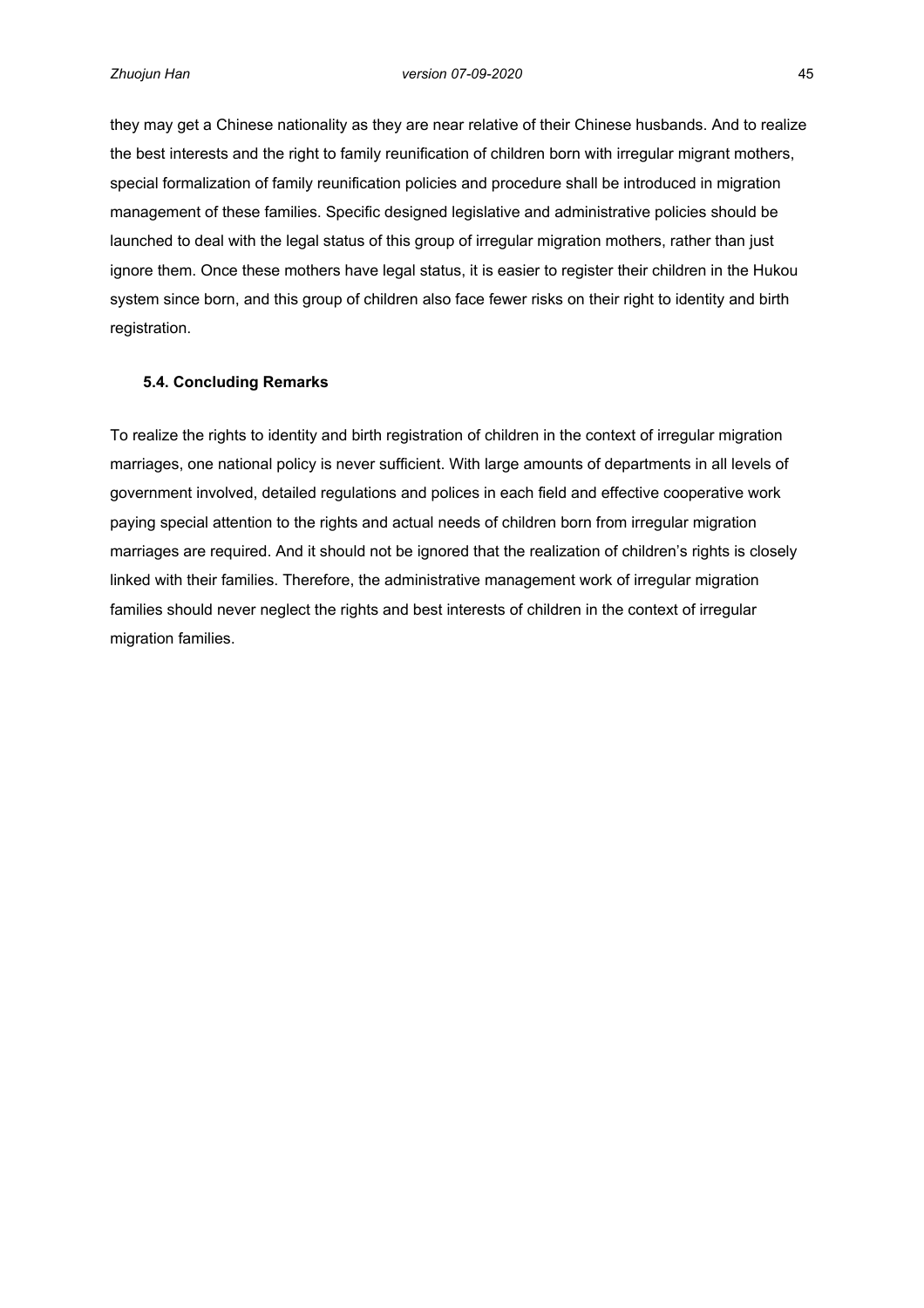they may get a Chinese nationality as they are near relative of their Chinese husbands. And to realize the best interests and the right to family reunification of children born with irregular migrant mothers, special formalization of family reunification policies and procedure shall be introduced in migration management of these families. Specific designed legislative and administrative policies should be launched to deal with the legal status of this group of irregular migration mothers, rather than just ignore them. Once these mothers have legal status, it is easier to register their children in the Hukou system since born, and this group of children also face fewer risks on their right to identity and birth registration.

### 5.4. Concluding Remarks

To realize the rights to identity and birth registration of children in the context of irregular migration marriages, one national policy is never sufficient. With large amounts of departments in all levels of government involved, detailed regulations and polices in each field and effective cooperative work paying special attention to the rights and actual needs of children born from irregular migration marriages are required. And it should not be ignored that the realization of children's rights is closely linked with their families. Therefore, the administrative management work of irregular migration families should never neglect the rights and best interests of children in the context of irregular migration families.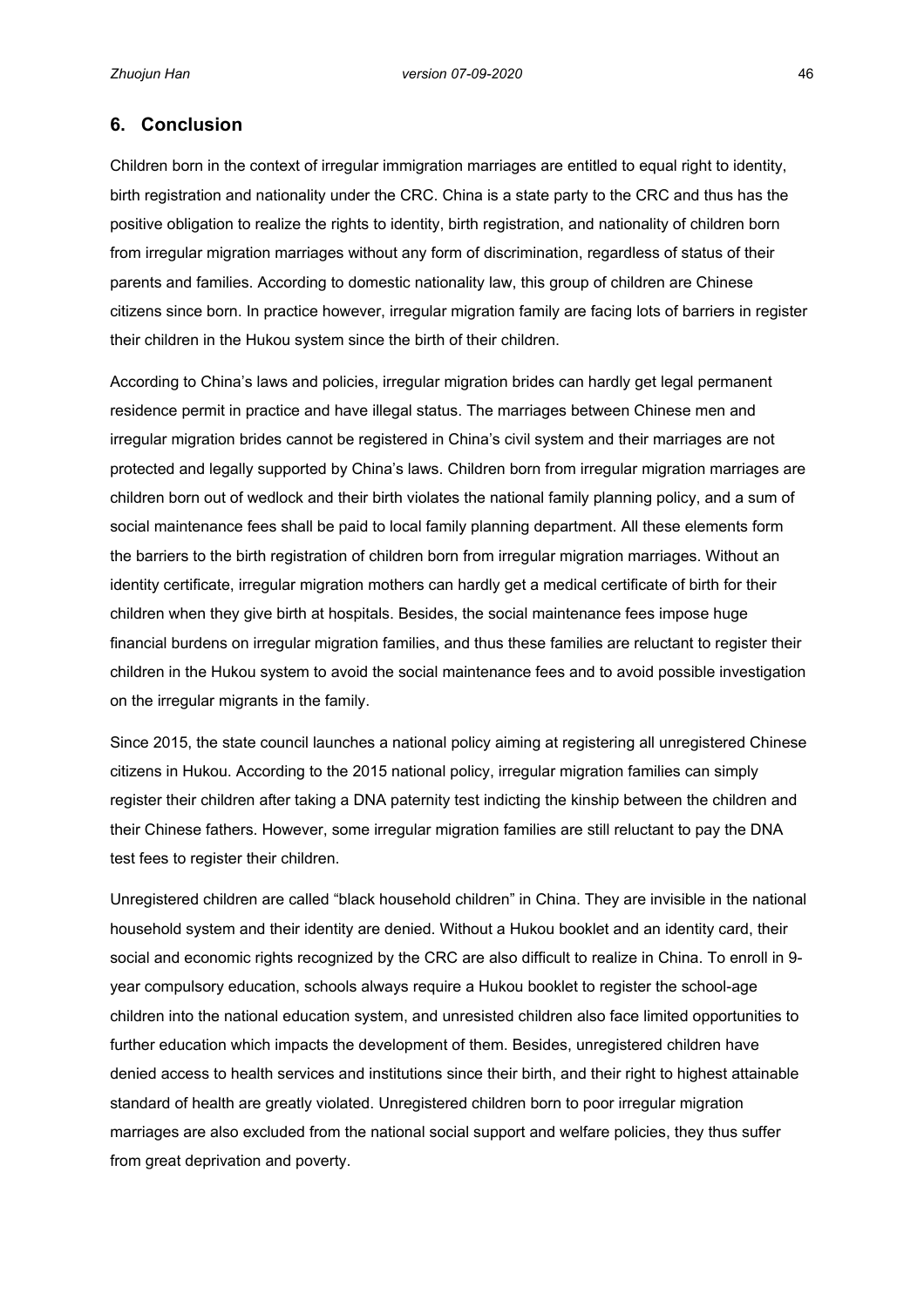## 6. Conclusion

Children born in the context of irregular immigration marriages are entitled to equal right to identity, birth registration and nationality under the CRC. China is a state party to the CRC and thus has the positive obligation to realize the rights to identity, birth registration, and nationality of children born from irregular migration marriages without any form of discrimination, regardless of status of their parents and families. According to domestic nationality law, this group of children are Chinese citizens since born. In practice however, irregular migration family are facing lots of barriers in register their children in the Hukou system since the birth of their children.

According to China's laws and policies, irregular migration brides can hardly get legal permanent residence permit in practice and have illegal status. The marriages between Chinese men and irregular migration brides cannot be registered in China's civil system and their marriages are not protected and legally supported by China's laws. Children born from irregular migration marriages are children born out of wedlock and their birth violates the national family planning policy, and a sum of social maintenance fees shall be paid to local family planning department. All these elements form the barriers to the birth registration of children born from irregular migration marriages. Without an identity certificate, irregular migration mothers can hardly get a medical certificate of birth for their children when they give birth at hospitals. Besides, the social maintenance fees impose huge financial burdens on irregular migration families, and thus these families are reluctant to register their children in the Hukou system to avoid the social maintenance fees and to avoid possible investigation on the irregular migrants in the family.

Since 2015, the state council launches a national policy aiming at registering all unregistered Chinese citizens in Hukou. According to the 2015 national policy, irregular migration families can simply register their children after taking a DNA paternity test indicting the kinship between the children and their Chinese fathers. However, some irregular migration families are still reluctant to pay the DNA test fees to register their children.

Unregistered children are called "black household children" in China. They are invisible in the national household system and their identity are denied. Without a Hukou booklet and an identity card, their social and economic rights recognized by the CRC are also difficult to realize in China. To enroll in 9-year compulsory education, schools always require a Hukou booklet to register the school-age children into the national education system, and unresisted children also face limited opportunities to further education which impacts the development of them. Besides, unregistered children have denied access to health services and institutions since their birth, and their right to highest attainable standard of health are greatly violated. Unregistered children born to poor irregular migration marriages are also excluded from the national social support and welfare policies, they thus suffer from great deprivation and poverty.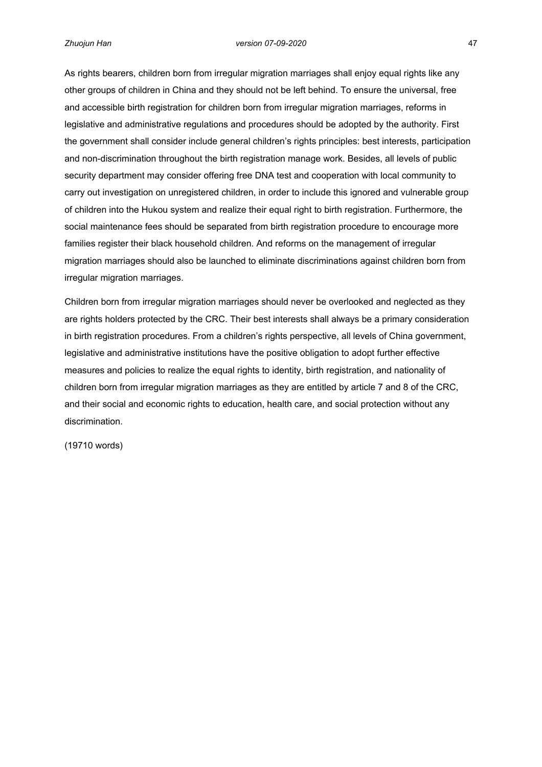As rights bearers, children born from irregular migration marriages shall enjoy equal rights like any other groups of children in China and they should not be left behind. To ensure the universal, free and accessible birth registration for children born from irregular migration marriages, reforms in legislative and administrative regulations and procedures should be adopted by the authority. First the government shall consider include general children's rights principles: best interests, participation and non-discrimination throughout the birth registration manage work. Besides, all levels of public security department may consider offering free DNA test and cooperation with local community to carry out investigation on unregistered children, in order to include this ignored and vulnerable group of children into the Hukou system and realize their equal right to birth registration. Furthermore, the social maintenance fees should be separated from birth registration procedure to encourage more families register their black household children. And reforms on the management of irregular migration marriages should also be launched to eliminate discriminations against children born from irregular migration marriages.

Children born from irregular migration marriages should never be overlooked and neglected as they are rights holders protected by the CRC. Their best interests shall always be a primary consideration in birth registration procedures. From a children's rights perspective, all levels of China government, legislative and administrative institutions have the positive obligation to adopt further effective measures and policies to realize the equal rights to identity, birth registration, and nationality of children born from irregular migration marriages as they are entitled by article 7 and 8 of the CRC, and their social and economic rights to education, health care, and social protection without any discrimination.

(19710 words)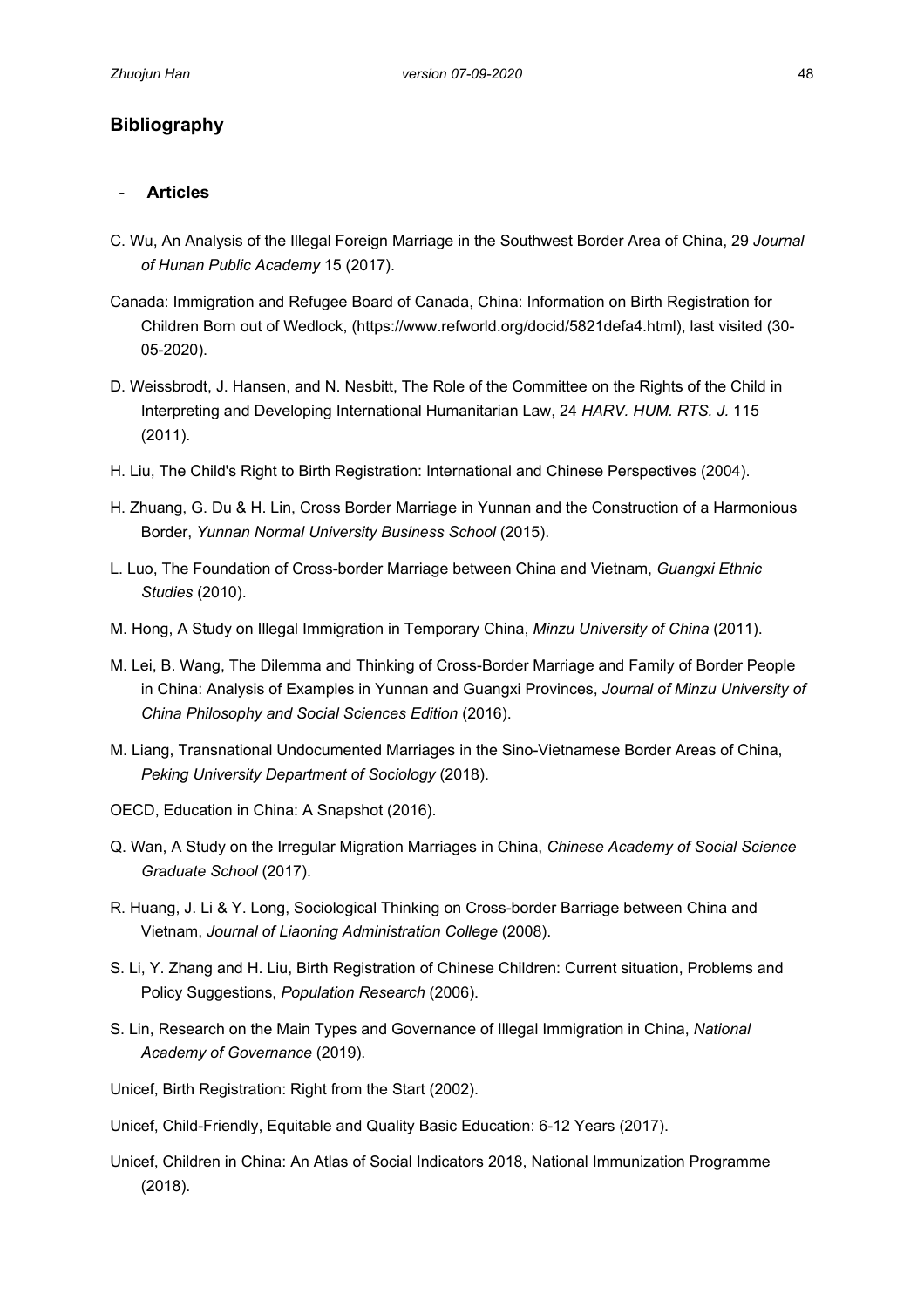## Bibliography

- **Articles**

C. Wu, An Analysis of the Illegal Foreign Marriage in the Southwest Border Area of China, 29 *Journal of Hunan Public Academy* 15 (2017).

Canada: Immigration and Refugee Board of Canada, China: Information on Birth Registration for Children Born out of Wedlock, (https://www.refworld.org/docid/5821defa4.html), last visited (30-05-2020).

D. Weissbrodt, J. Hansen, and N. Nesbitt, The Role of the Committee on the Rights of the Child in Interpreting and Developing International Humanitarian Law, 24 *HARV. HUM. RTS. J.* 115 (2011).

H. Liu, The Child's Right to Birth Registration: International and Chinese Perspectives (2004).

H. Zhuang, G. Du & H. Lin, Cross Border Marriage in Yunnan and the Construction of a Harmonious Border, *Yunnan Normal University Business School* (2015).

L. Luo, The Foundation of Cross-border Marriage between China and Vietnam, *Guangxi Ethnic Studies* (2010).

M. Hong, A Study on Illegal Immigration in Temporary China, *Minzu University of China* (2011).

M. Lei, B. Wang, The Dilemma and Thinking of Cross-Border Marriage and Family of Border People in China: Analysis of Examples in Yunnan and Guangxi Provinces, *Journal of Minzu University of China Philosophy and Social Sciences Edition* (2016).

M. Liang, Transnational Undocumented Marriages in the Sino-Vietnamese Border Areas of China, *Peking University Department of Sociology* (2018).

OECD, Education in China: A Snapshot (2016).

Q. Wan, A Study on the Irregular Migration Marriages in China, *Chinese Academy of Social Science Graduate School* (2017).

R. Huang, J. Li & Y. Long, Sociological Thinking on Cross-border Barriage between China and Vietnam, *Journal of Liaoning Administration College* (2008).

S. Li, Y. Zhang and H. Liu, Birth Registration of Chinese Children: Current situation, Problems and Policy Suggestions, *Population Research* (2006).

S. Lin, Research on the Main Types and Governance of Illegal Immigration in China, *National Academy of Governance* (2019).

Unicef, Birth Registration: Right from the Start (2002).

Unicef, Child-Friendly, Equitable and Quality Basic Education: 6-12 Years (2017).

Unicef, Children in China: An Atlas of Social Indicators 2018, National Immunization Programme (2018).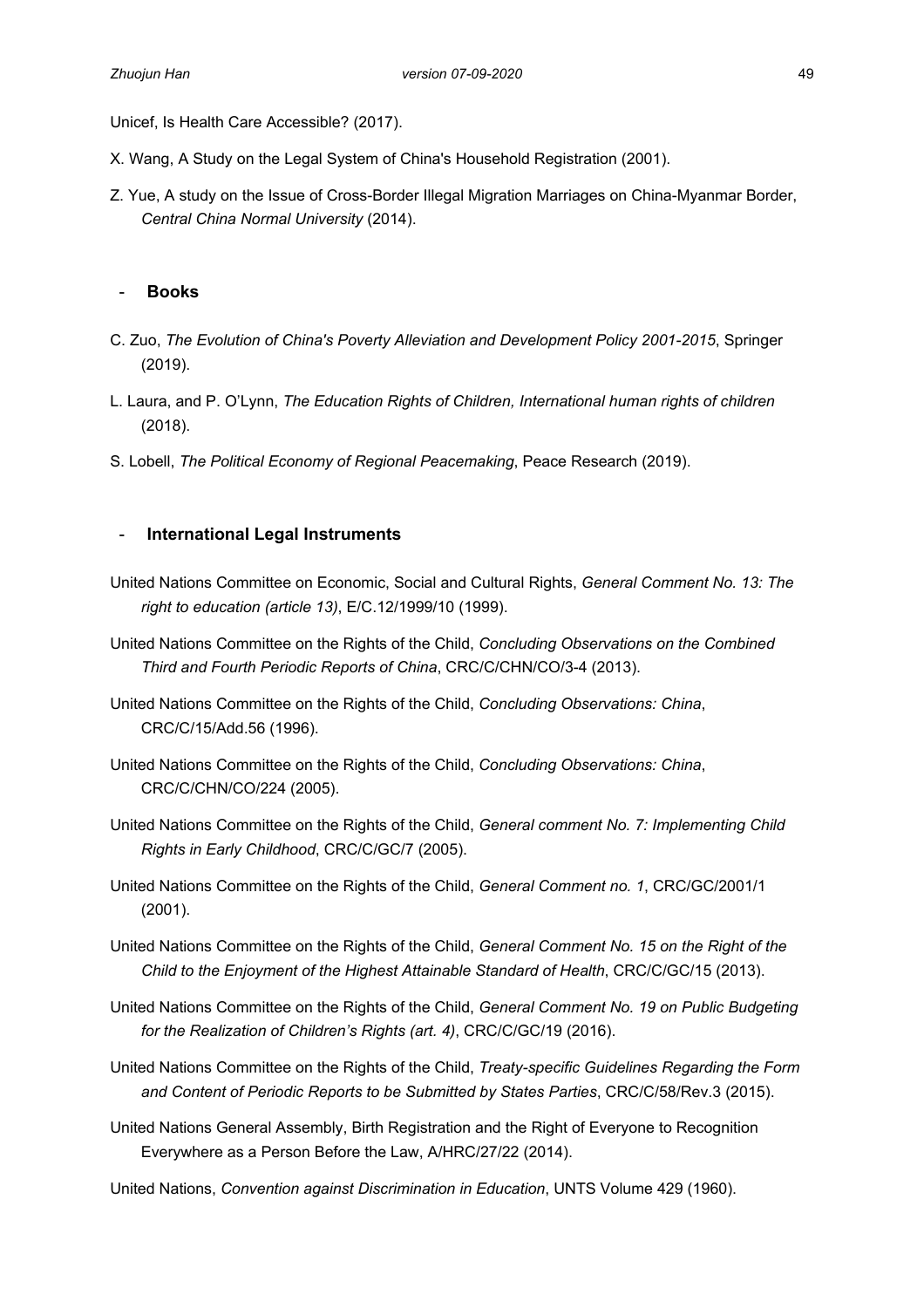Unicef, Is Health Care Accessible? (2017).

X. Wang, A Study on the Legal System of China's Household Registration (2001).

Z. Yue, A study on the Issue of Cross-Border Illegal Migration Marriages on China-Myanmar Border, *Central China Normal University* (2014).

- **Books**

C. Zuo, *The Evolution of China's Poverty Alleviation and Development Policy 2001-2015*, Springer (2019).

L. Laura, and P. O'Lynn, *The Education Rights of Children, International human rights of children* (2018).

S. Lobell, *The Political Economy of Regional Peacemaking*, Peace Research (2019).

- **International Legal Instruments**

United Nations Committee on Economic, Social and Cultural Rights, *General Comment No. 13: The right to education (article 13)*, E/C.12/1999/10 (1999).

United Nations Committee on the Rights of the Child, *Concluding Observations on the Combined Third and Fourth Periodic Reports of China*, CRC/C/CHN/CO/3-4 (2013).

United Nations Committee on the Rights of the Child, *Concluding Observations: China*, CRC/C/15/Add.56 (1996).

United Nations Committee on the Rights of the Child, *Concluding Observations: China*, CRC/C/CHN/CO/224 (2005).

United Nations Committee on the Rights of the Child, *General comment No. 7: Implementing Child Rights in Early Childhood*, CRC/C/GC/7 (2005).

United Nations Committee on the Rights of the Child, *General Comment no. 1*, CRC/GC/2001/1 (2001).

United Nations Committee on the Rights of the Child, *General Comment No. 15 on the Right of the Child to the Enjoyment of the Highest Attainable Standard of Health*, CRC/C/GC/15 (2013).

United Nations Committee on the Rights of the Child, *General Comment No. 19 on Public Budgeting for the Realization of Children's Rights (art. 4)*, CRC/C/GC/19 (2016).

United Nations Committee on the Rights of the Child, *Treaty-specific Guidelines Regarding the Form and Content of Periodic Reports to be Submitted by States Parties*, CRC/C/58/Rev.3 (2015).

United Nations General Assembly, Birth Registration and the Right of Everyone to Recognition Everywhere as a Person Before the Law, A/HRC/27/22 (2014).

United Nations, *Convention against Discrimination in Education*, UNTS Volume 429 (1960).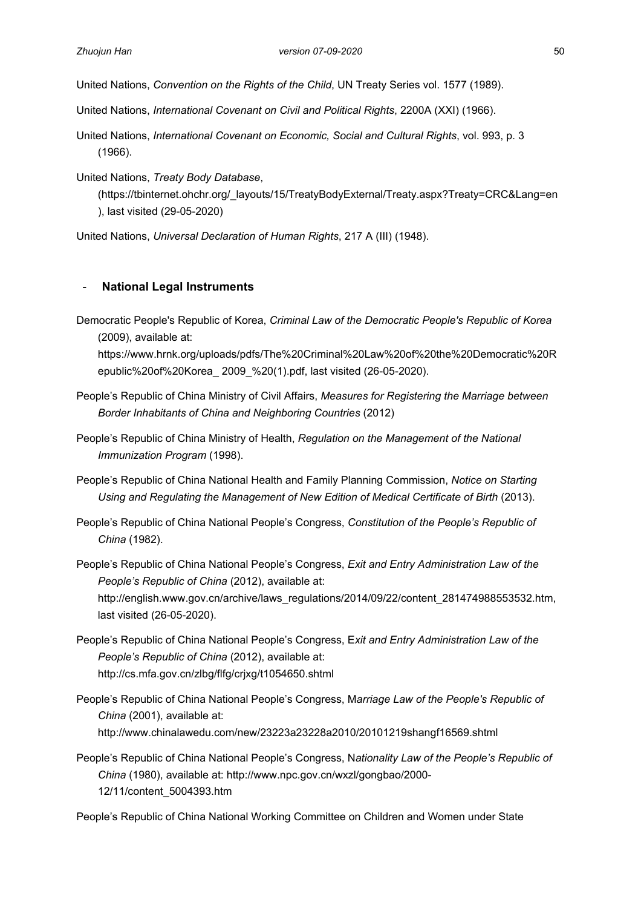United Nations, *Convention on the Rights of the Child*, UN Treaty Series vol. 1577 (1989).

United Nations, *International Covenant on Civil and Political Rights*, 2200A (XXI) (1966).

United Nations, *International Covenant on Economic, Social and Cultural Rights*, vol. 993, p. 3 (1966).

United Nations, *Treaty Body Database*, (https://tbinternet.ohchr.org/_layouts/15/TreatyBodyExternal/Treaty.aspx?Treaty=CRC&Lang=en ), last visited (29-05-2020)

United Nations, *Universal Declaration of Human Rights*, 217 A (III) (1948).

- **National Legal Instruments**

Democratic People's Republic of Korea, *Criminal Law of the Democratic People's Republic of Korea* (2009), available at: https://www.hrnk.org/uploads/pdfs/The%20Criminal%20Law%20of%20the%20Democratic%20Republic%20of%20Korea_ 2009_%20(1).pdf, last visited (26-05-2020).

People's Republic of China Ministry of Civil Affairs, *Measures for Registering the Marriage between Border Inhabitants of China and Neighboring Countries* (2012)

People's Republic of China Ministry of Health, *Regulation on the Management of the National Immunization Program* (1998).

People's Republic of China National Health and Family Planning Commission, *Notice on Starting Using and Regulating the Management of New Edition of Medical Certificate of Birth* (2013).

People's Republic of China National People's Congress, *Constitution of the People's Republic of China* (1982).

People's Republic of China National People's Congress, *Exit and Entry Administration Law of the People's Republic of China* (2012), available at: http://english.www.gov.cn/archive/laws_regulations/2014/09/22/content_281474988553532.htm, last visited (26-05-2020).

People's Republic of China National People's Congress, E*xit and Entry Administration Law of the People's Republic of China* (2012), available at: http://cs.mfa.gov.cn/zlbg/flfg/crjxg/t1054650.shtml

People's Republic of China National People's Congress, M*arriage Law of the People's Republic of China* (2001), available at: http://www.chinalawedu.com/new/23223a23228a2010/20101219shangf16569.shtml

People's Republic of China National People's Congress, N*ationality Law of the People's Republic of China* (1980), available at: http://www.npc.gov.cn/wxzl/gongbao/2000-12/11/content_5004393.htm

People's Republic of China National Working Committee on Children and Women under State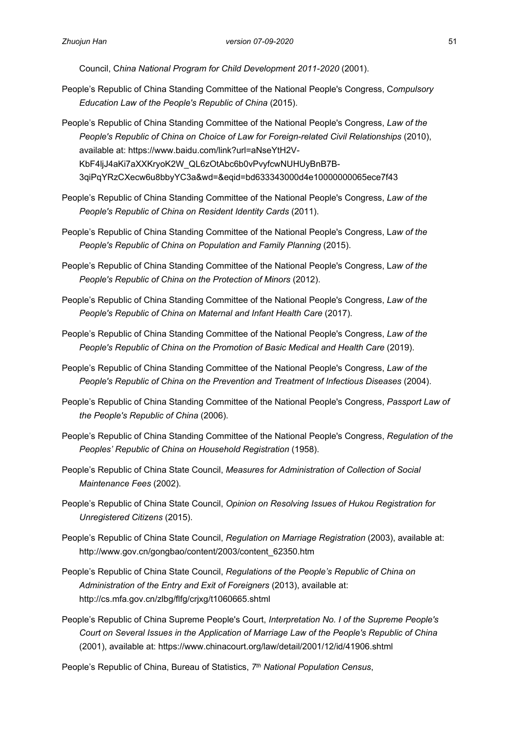Council, C*hina National Program for Child Development 2011-2020* (2001).

People's Republic of China Standing Committee of the National People's Congress, C*ompulsory Education Law of the People's Republic of China* (2015).

People's Republic of China Standing Committee of the National People's Congress, *Law of the People's Republic of China on Choice of Law for Foreign-related Civil Relationships* (2010), available at: https://www.baidu.com/link?url=aNseYtH2V-KbF4ljJ4aKi7aXXKryoK2W_QL6zOtAbc6b0vPvyfcwNUHUyBnB7B-3qiPqYRzCXecw6u8bbyYC3a&wd=&eqid=bd633343000d4e10000000065ece7f43

People's Republic of China Standing Committee of the National People's Congress, *Law of the People's Republic of China on Resident Identity Cards* (2011).

People's Republic of China Standing Committee of the National People's Congress, L*aw of the People's Republic of China on Population and Family Planning* (2015).

People's Republic of China Standing Committee of the National People's Congress, L*aw of the People's Republic of China on the Protection of Minors* (2012).

People's Republic of China Standing Committee of the National People's Congress, *Law of the People's Republic of China on Maternal and Infant Health Care* (2017).

People's Republic of China Standing Committee of the National People's Congress, *Law of the People's Republic of China on the Promotion of Basic Medical and Health Care* (2019).

People's Republic of China Standing Committee of the National People's Congress, *Law of the People's Republic of China on the Prevention and Treatment of Infectious Diseases* (2004).

People's Republic of China Standing Committee of the National People's Congress, *Passport Law of the People's Republic of China* (2006).

People's Republic of China Standing Committee of the National People's Congress, *Regulation of the Peoples' Republic of China on Household Registration* (1958).

People's Republic of China State Council, *Measures for Administration of Collection of Social Maintenance Fees* (2002).

People's Republic of China State Council, *Opinion on Resolving Issues of Hukou Registration for Unregistered Citizens* (2015).

People's Republic of China State Council, *Regulation on Marriage Registration* (2003), available at: http://www.gov.cn/gongbao/content/2003/content_62350.htm

People's Republic of China State Council, *Regulations of the People's Republic of China on Administration of the Entry and Exit of Foreigners* (2013), available at: http://cs.mfa.gov.cn/zlbg/flfg/crjxg/t1060665.shtml

People's Republic of China Supreme People's Court, *Interpretation No. I of the Supreme People's Court on Several Issues in the Application of Marriage Law of the People's Republic of China* (2001), available at: https://www.chinacourt.org/law/detail/2001/12/id/41906.shtml

People's Republic of China, Bureau of Statistics, *7th National Population Census*,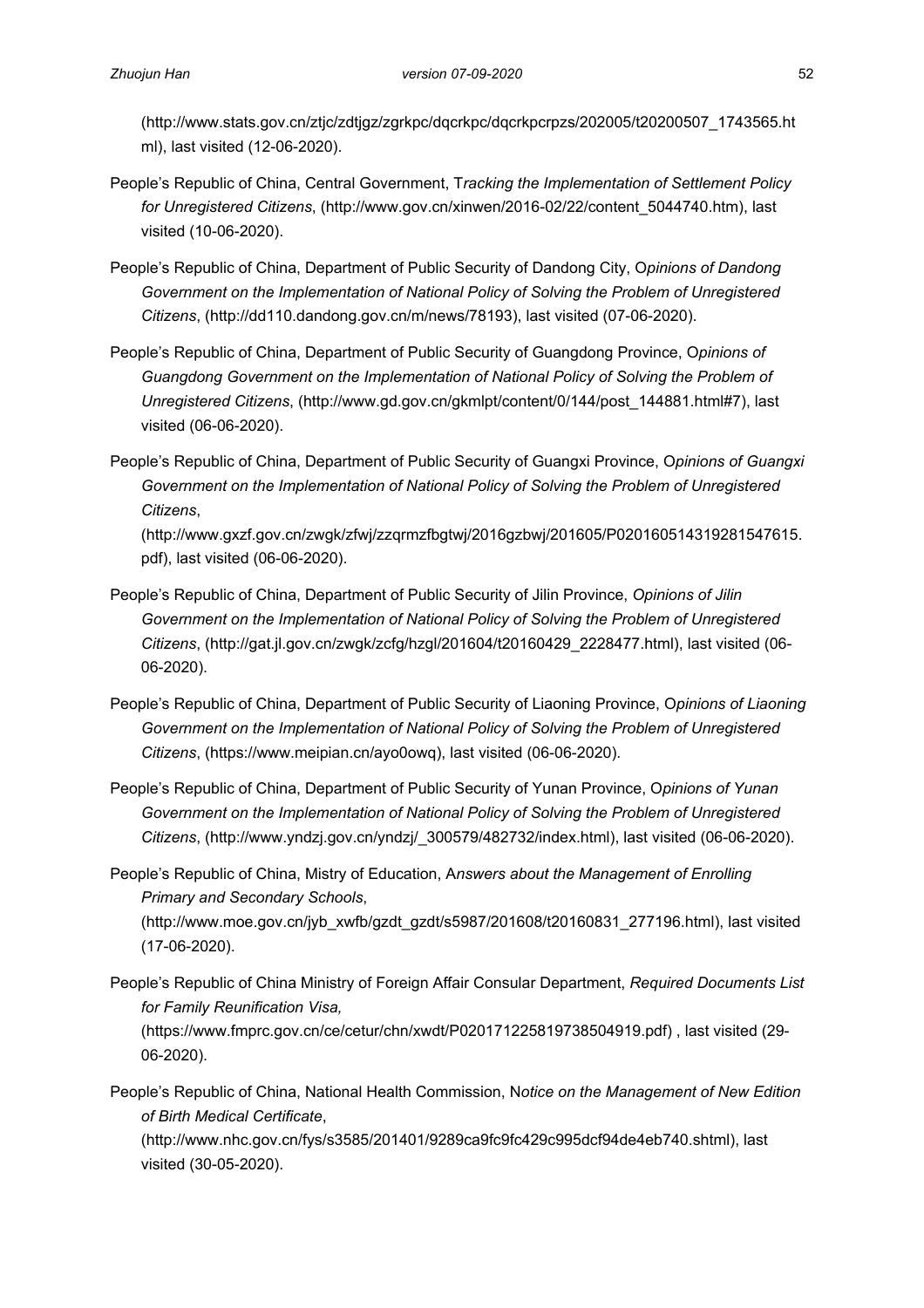(http://www.stats.gov.cn/ztjc/zdtjgz/zgrkpc/dqcrkpc/dqcrkpcrpzs/202005/t20200507_1743565.html), last visited (12-06-2020).

People's Republic of China, Central Government, T*racking the Implementation of Settlement Policy for Unregistered Citizens*, (http://www.gov.cn/xinwen/2016-02/22/content_5044740.htm), last visited (10-06-2020).

People's Republic of China, Department of Public Security of Dandong City, O*pinions of Dandong Government on the Implementation of National Policy of Solving the Problem of Unregistered Citizens*, (http://dd110.dandong.gov.cn/m/news/78193), last visited (07-06-2020).

People's Republic of China, Department of Public Security of Guangdong Province, O*pinions of Guangdong Government on the Implementation of National Policy of Solving the Problem of Unregistered Citizens*, (http://www.gd.gov.cn/gkmlpt/content/0/144/post_144881.html#7), last visited (06-06-2020).

People's Republic of China, Department of Public Security of Guangxi Province, O*pinions of Guangxi Government on the Implementation of National Policy of Solving the Problem of Unregistered Citizens*, (http://www.gxzf.gov.cn/zwgk/zfwj/zzqrmzfbgtwj/2016gzbwj/201605/P020160514319281547615.pdf), last visited (06-06-2020).

People's Republic of China, Department of Public Security of Jilin Province, *Opinions of Jilin Government on the Implementation of National Policy of Solving the Problem of Unregistered Citizens*, (http://gat.jl.gov.cn/zwgk/zcfg/hzgl/201604/t20160429_2228477.html), last visited (06-06-2020).

People's Republic of China, Department of Public Security of Liaoning Province, O*pinions of Liaoning Government on the Implementation of National Policy of Solving the Problem of Unregistered Citizens*, (https://www.meipian.cn/ayo0owq), last visited (06-06-2020).

People's Republic of China, Department of Public Security of Yunan Province, O*pinions of Yunan Government on the Implementation of National Policy of Solving the Problem of Unregistered Citizens*, (http://www.yndzj.gov.cn/yndzj/_300579/482732/index.html), last visited (06-06-2020).

People's Republic of China, Mistry of Education, A*nswers about the Management of Enrolling Primary and Secondary Schools*, (http://www.moe.gov.cn/jyb_xwfb/gzdt_gzdt/s5987/201608/t20160831_277196.html), last visited (17-06-2020).

People's Republic of China Ministry of Foreign Affair Consular Department, *Required Documents List for Family Reunification Visa,* (https://www.fmprc.gov.cn/ce/cetur/chn/xwdt/P020171225819738504919.pdf) , last visited (29-06-2020).

People's Republic of China, National Health Commission, N*otice on the Management of New Edition of Birth Medical Certificate*, (http://www.nhc.gov.cn/fys/s3585/201401/9289ca9fc9fc429c995dcf94de4eb740.shtml), last visited (30-05-2020).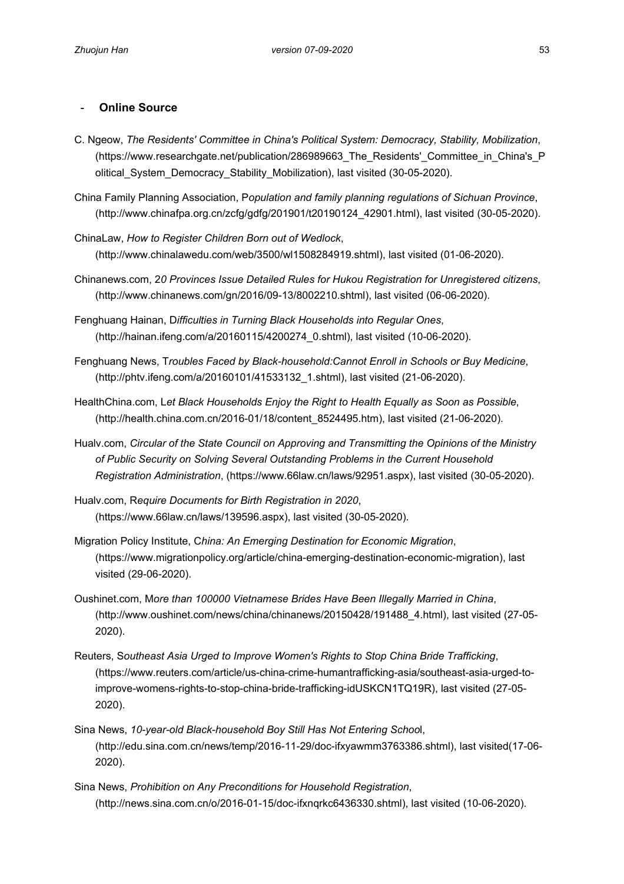- **Online Source**

C. Ngeow, *The Residents' Committee in China's Political System: Democracy, Stability, Mobilization*, (https://www.researchgate.net/publication/286989663_The_Residents'_Committee_in_China's_Political_System_Democracy_Stability_Mobilization), last visited (30-05-2020).

China Family Planning Association, P*opulation and family planning regulations of Sichuan Province*, (http://www.chinafpa.org.cn/zcfg/gdfg/201901/t20190124_42901.html), last visited (30-05-2020).

ChinaLaw, *How to Register Children Born out of Wedlock*, (http://www.chinalawedu.com/web/3500/wl1508284919.shtml), last visited (01-06-2020).

Chinanews.com, 2*0 Provinces Issue Detailed Rules for Hukou Registration for Unregistered citizens*, (http://www.chinanews.com/gn/2016/09-13/8002210.shtml), last visited (06-06-2020).

Fenghuang Hainan, D*ifficulties in Turning Black Households into Regular Ones*, (http://hainan.ifeng.com/a/20160115/4200274_0.shtml), last visited (10-06-2020).

Fenghuang News, T*roubles Faced by Black-household:Cannot Enroll in Schools or Buy Medicine*, (http://phtv.ifeng.com/a/20160101/41533132_1.shtml), last visited (21-06-2020).

HealthChina.com, L*et Black Households Enjoy the Right to Health Equally as Soon as Possible*, (http://health.china.com.cn/2016-01/18/content_8524495.htm), last visited (21-06-2020).

Hualv.com, *Circular of the State Council on Approving and Transmitting the Opinions of the Ministry of Public Security on Solving Several Outstanding Problems in the Current Household Registration Administration*, (https://www.66law.cn/laws/92951.aspx), last visited (30-05-2020).

Hualv.com, R*equire Documents for Birth Registration in 2020*, (https://www.66law.cn/laws/139596.aspx), last visited (30-05-2020).

Migration Policy Institute, C*hina: An Emerging Destination for Economic Migration*, (https://www.migrationpolicy.org/article/china-emerging-destination-economic-migration), last visited (29-06-2020).

Oushinet.com, M*ore than 100000 Vietnamese Brides Have Been Illegally Married in China*, (http://www.oushinet.com/news/china/chinanews/20150428/191488_4.html), last visited (27-05-2020).

Reuters, S*outheast Asia Urged to Improve Women's Rights to Stop China Bride Trafficking*, (https://www.reuters.com/article/us-china-crime-humantrafficking-asia/southeast-asia-urged-to-improve-womens-rights-to-stop-china-bride-trafficking-idUSKCN1TQ19R), last visited (27-05-2020).

Sina News, *10-year-old Black-household Boy Still Has Not Entering Schoo*l, (http://edu.sina.com.cn/news/temp/2016-11-29/doc-ifxyawmm3763386.shtml), last visited(17-06-2020).

Sina News, *Prohibition on Any Preconditions for Household Registration*, (http://news.sina.com.cn/o/2016-01-15/doc-ifxnqrkc6436330.shtml), last visited (10-06-2020).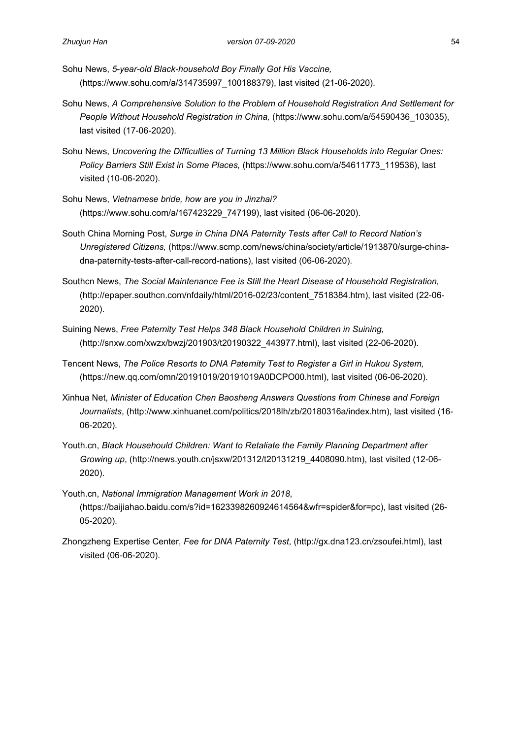Sohu News, *5-year-old Black-household Boy Finally Got His Vaccine,* (https://www.sohu.com/a/314735997_100188379), last visited (21-06-2020).

Sohu News, *A Comprehensive Solution to the Problem of Household Registration And Settlement for People Without Household Registration in China,* (https://www.sohu.com/a/54590436_103035), last visited (17-06-2020).

Sohu News, *Uncovering the Difficulties of Turning 13 Million Black Households into Regular Ones: Policy Barriers Still Exist in Some Places,* (https://www.sohu.com/a/54611773_119536), last visited (10-06-2020).

Sohu News, *Vietnamese bride, how are you in Jinzhai?* (https://www.sohu.com/a/167423229_747199), last visited (06-06-2020).

South China Morning Post, *Surge in China DNA Paternity Tests after Call to Record Nation's Unregistered Citizens,* (https://www.scmp.com/news/china/society/article/1913870/surge-china-dna-paternity-tests-after-call-record-nations), last visited (06-06-2020).

Southcn News, *The Social Maintenance Fee is Still the Heart Disease of Household Registration,* (http://epaper.southcn.com/nfdaily/html/2016-02/23/content_7518384.htm), last visited (22-06-2020).

Suining News, *Free Paternity Test Helps 348 Black Household Children in Suining,* (http://snxw.com/xwzx/bwzj/201903/t20190322_443977.html), last visited (22-06-2020).

Tencent News, *The Police Resorts to DNA Paternity Test to Register a Girl in Hukou System,* (https://new.qq.com/omn/20191019/20191019A0DCPO00.html), last visited (06-06-2020).

Xinhua Net, *Minister of Education Chen Baosheng Answers Questions from Chinese and Foreign Journalists*, (http://www.xinhuanet.com/politics/2018lh/zb/20180316a/index.htm), last visited (16-06-2020).

Youth.cn, *Black Househould Children: Want to Retaliate the Family Planning Department after Growing up*, (http://news.youth.cn/jsxw/201312/t20131219_4408090.htm), last visited (12-06-2020).

Youth.cn, *National Immigration Management Work in 2018*, (https://baijiahao.baidu.com/s?id=1623398260924614564&wfr=spider&for=pc), last visited (26-05-2020).

Zhongzheng Expertise Center, *Fee for DNA Paternity Test*, (http://gx.dna123.cn/zsoufei.html), last visited (06-06-2020).